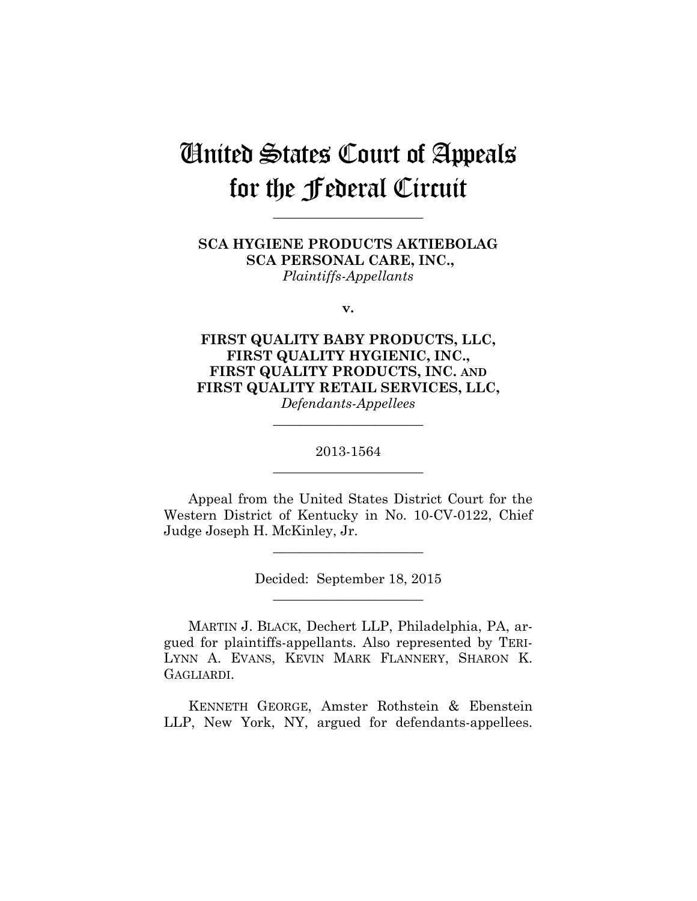# United States Court of Appeals for the Federal Circuit

---

**SCA HYGIENE PRODUCTS AKTIEBOLAG SCA PERSONAL CARE, INC.,**
*Plaintiffs-Appellants*

**v.**

**FIRST QUALITY BABY PRODUCTS, LLC, FIRST QUALITY HYGIENIC, INC., FIRST QUALITY PRODUCTS, INC. AND FIRST QUALITY RETAIL SERVICES, LLC,**
*Defendants-Appellees*

---

2013-1564

---

Appeal from the United States District Court for the Western District of Kentucky in No. 10-CV-0122, Chief Judge Joseph H. McKinley, Jr.

---

Decided: September 18, 2015

---

MARTIN J. BLACK, Dechert LLP, Philadelphia, PA, argued for plaintiffs-appellants. Also represented by TERI-LYNN A. EVANS, KEVIN MARK FLANNERY, SHARON K. GAGLIARDI.

KENNETH GEORGE, Amster Rothstein & Ebenstein LLP, New York, NY, argued for defendants-appellees.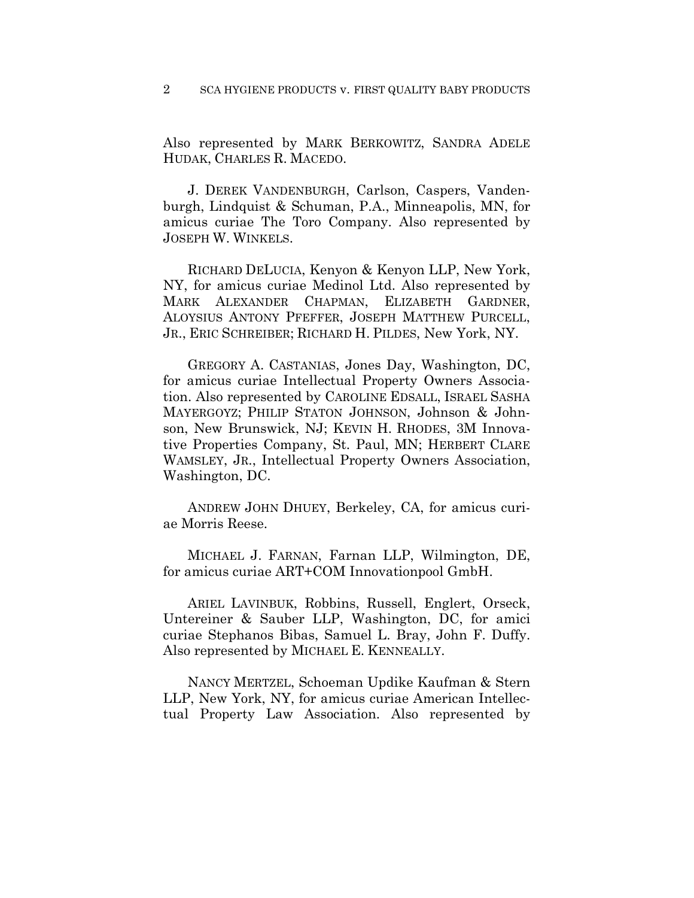Also represented by MARK BERKOWITZ, SANDRA ADELE HUDAK, CHARLES R. MACEDO.

J. DEREK VANDENBURGH, Carlson, Caspers, Vandenburgh, Lindquist & Schuman, P.A., Minneapolis, MN, for amicus curiae The Toro Company. Also represented by JOSEPH W. WINKELS.

RICHARD DELUCIA, Kenyon & Kenyon LLP, New York, NY, for amicus curiae Medinol Ltd. Also represented by MARK ALEXANDER CHAPMAN, ELIZABETH GARDNER, ALOYSIUS ANTONY PFEFFER, JOSEPH MATTHEW PURCELL, JR., ERIC SCHREIBER; RICHARD H. PILDES, New York, NY.

GREGORY A. CASTANIAS, Jones Day, Washington, DC, for amicus curiae Intellectual Property Owners Association. Also represented by CAROLINE EDSALL, ISRAEL SASHA MAYERGOYZ; PHILIP STATON JOHNSON, Johnson & Johnson, New Brunswick, NJ; KEVIN H. RHODES, 3M Innovative Properties Company, St. Paul, MN; HERBERT CLARE WAMSLEY, JR., Intellectual Property Owners Association, Washington, DC.

ANDREW JOHN DHUEY, Berkeley, CA, for amicus curiae Morris Reese.

MICHAEL J. FARNAN, Farnan LLP, Wilmington, DE, for amicus curiae ART+COM Innovationpool GmbH.

ARIEL LAVINBUK, Robbins, Russell, Englert, Orseck, Untereiner & Sauber LLP, Washington, DC, for amici curiae Stephanos Bibas, Samuel L. Bray, John F. Duffy. Also represented by MICHAEL E. KENNEALLY.

NANCY MERTZEL, Schoeman Updike Kaufman & Stern LLP, New York, NY, for amicus curiae American Intellectual Property Law Association. Also represented by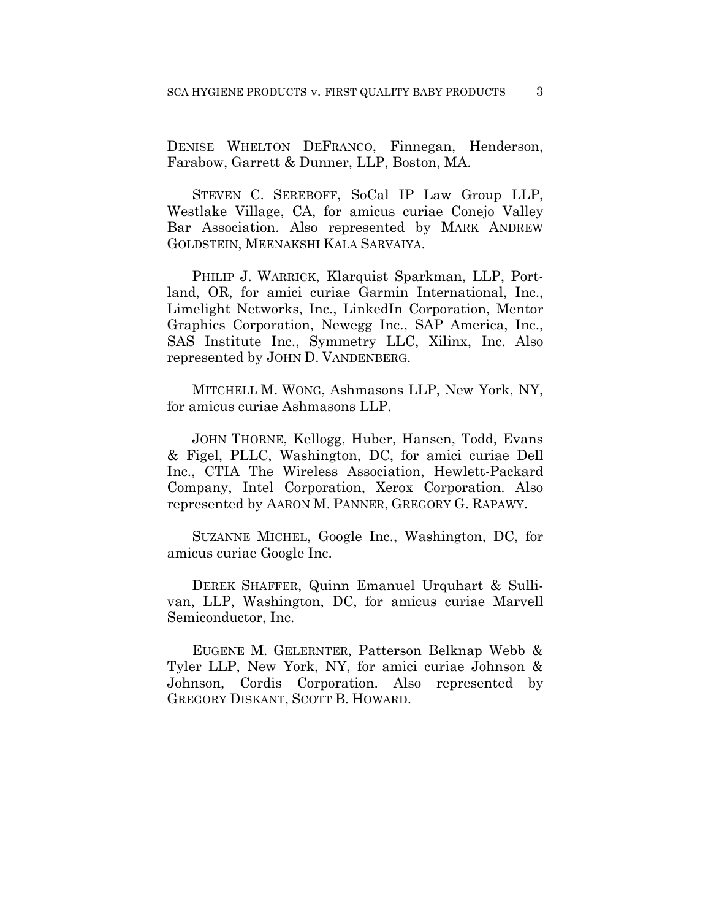DENISE WHELTON DEFRANCO, Finnegan, Henderson, Farabow, Garrett & Dunner, LLP, Boston, MA.

STEVEN C. SEREBOFF, SoCal IP Law Group LLP, Westlake Village, CA, for amicus curiae Conejo Valley Bar Association. Also represented by MARK ANDREW GOLDSTEIN, MEENAKSHI KALA SARVAIYA.

PHILIP J. WARRICK, Klarquist Sparkman, LLP, Portland, OR, for amici curiae Garmin International, Inc., Limelight Networks, Inc., LinkedIn Corporation, Mentor Graphics Corporation, Newegg Inc., SAP America, Inc., SAS Institute Inc., Symmetry LLC, Xilinx, Inc. Also represented by JOHN D. VANDENBERG.

MITCHELL M. WONG, Ashmasons LLP, New York, NY, for amicus curiae Ashmasons LLP.

JOHN THORNE, Kellogg, Huber, Hansen, Todd, Evans & Figel, PLLC, Washington, DC, for amici curiae Dell Inc., CTIA The Wireless Association, Hewlett-Packard Company, Intel Corporation, Xerox Corporation. Also represented by AARON M. PANNER, GREGORY G. RAPAWY.

SUZANNE MICHEL, Google Inc., Washington, DC, for amicus curiae Google Inc.

DEREK SHAFFER, Quinn Emanuel Urquhart & Sullivan, LLP, Washington, DC, for amicus curiae Marvell Semiconductor, Inc.

EUGENE M. GELERNTER, Patterson Belknap Webb & Tyler LLP, New York, NY, for amici curiae Johnson & Johnson, Cordis Corporation. Also represented by GREGORY DISKANT, SCOTT B. HOWARD.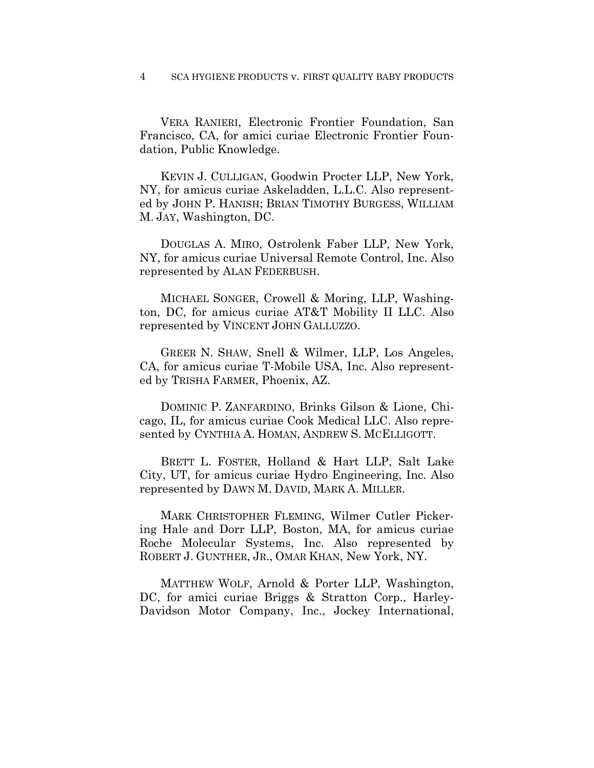VERA RANIERI, Electronic Frontier Foundation, San Francisco, CA, for amici curiae Electronic Frontier Foundation, Public Knowledge.

KEVIN J. CULLIGAN, Goodwin Procter LLP, New York, NY, for amicus curiae Askeladden, L.L.C. Also represented by JOHN P. HANISH; BRIAN TIMOTHY BURGESS, WILLIAM M. JAY, Washington, DC.

DOUGLAS A. MIRO, Ostrolenk Faber LLP, New York, NY, for amicus curiae Universal Remote Control, Inc. Also represented by ALAN FEDERBUSH.

MICHAEL SONGER, Crowell & Moring, LLP, Washington, DC, for amicus curiae AT&T Mobility II LLC. Also represented by VINCENT JOHN GALLUZZO.

GREER N. SHAW, Snell & Wilmer, LLP, Los Angeles, CA, for amicus curiae T-Mobile USA, Inc. Also represented by TRISHA FARMER, Phoenix, AZ.

DOMINIC P. ZANFARDINO, Brinks Gilson & Lione, Chicago, IL, for amicus curiae Cook Medical LLC. Also represented by CYNTHIA A. HOMAN, ANDREW S. MCELLIGOTT.

BRETT L. FOSTER, Holland & Hart LLP, Salt Lake City, UT, for amicus curiae Hydro Engineering, Inc. Also represented by DAWN M. DAVID, MARK A. MILLER.

MARK CHRISTOPHER FLEMING, Wilmer Cutler Pickering Hale and Dorr LLP, Boston, MA, for amicus curiae Roche Molecular Systems, Inc. Also represented by ROBERT J. GUNTHER, JR., OMAR KHAN, New York, NY.

MATTHEW WOLF, Arnold & Porter LLP, Washington, DC, for amici curiae Briggs & Stratton Corp., Harley-Davidson Motor Company, Inc., Jockey International,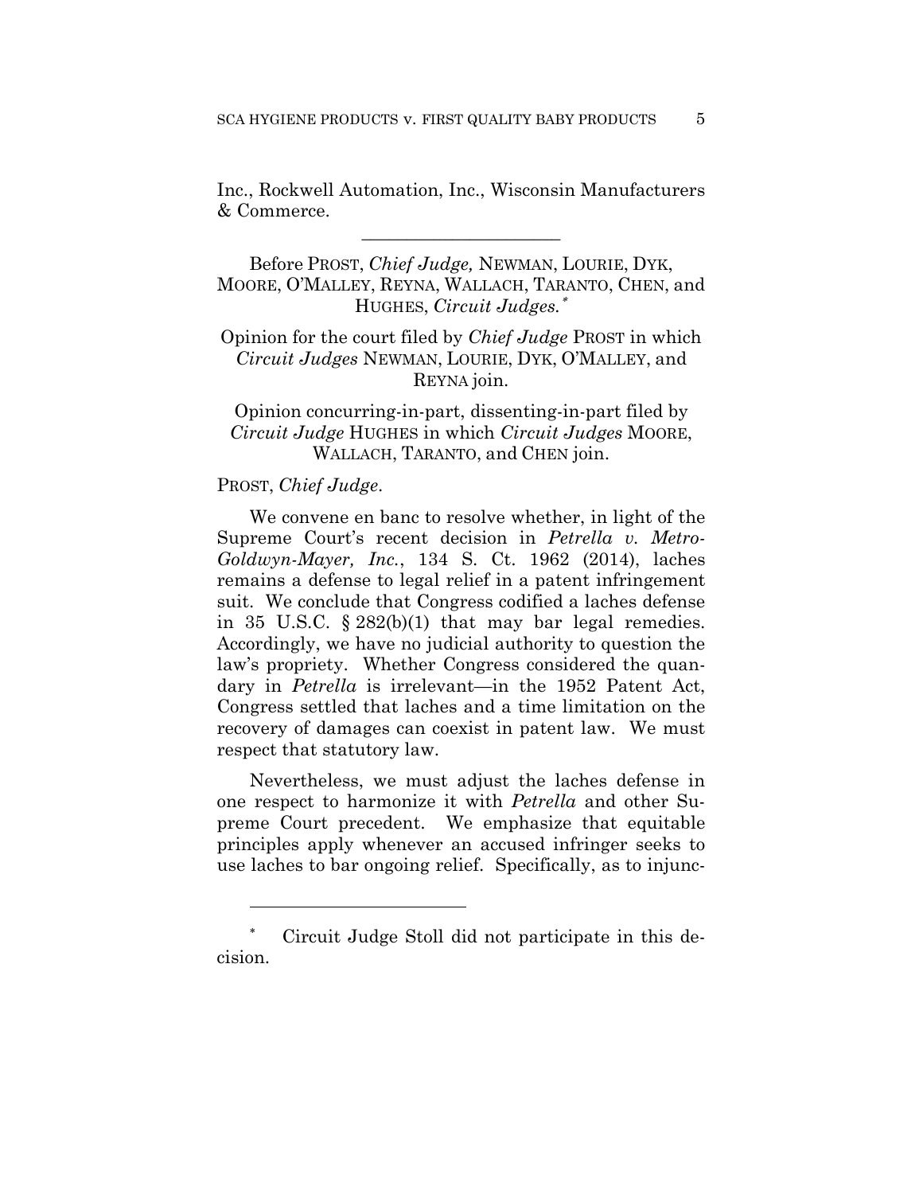Inc., Rockwell Automation, Inc., Wisconsin Manufacturers & Commerce.

---

Before PROST, *Chief Judge,* NEWMAN, LOURIE, DYK, MOORE, O'MALLEY, REYNA, WALLACH, TARANTO, CHEN, and HUGHES, *Circuit Judges.*[*]

Opinion for the court filed by *Chief Judge* PROST in which *Circuit Judges* NEWMAN, LOURIE, DYK, O'MALLEY, and REYNA join.

Opinion concurring-in-part, dissenting-in-part filed by *Circuit Judge* HUGHES in which *Circuit Judges* MOORE, WALLACH, TARANTO, and CHEN join.

PROST, *Chief Judge*.

We convene en banc to resolve whether, in light of the Supreme Court's recent decision in *Petrella v. Metro-Goldwyn-Mayer, Inc.*, 134 S. Ct. 1962 (2014), laches remains a defense to legal relief in a patent infringement suit. We conclude that Congress codified a laches defense in 35 U.S.C. § 282(b)(1) that may bar legal remedies. Accordingly, we have no judicial authority to question the law's propriety. Whether Congress considered the quandary in *Petrella* is irrelevant—in the 1952 Patent Act, Congress settled that laches and a time limitation on the recovery of damages can coexist in patent law. We must respect that statutory law.

Nevertheless, we must adjust the laches defense in one respect to harmonize it with *Petrella* and other Supreme Court precedent. We emphasize that equitable principles apply whenever an accused infringer seeks to use laches to bar ongoing relief. Specifically, as to injunc-

---

[*] Circuit Judge Stoll did not participate in this decision.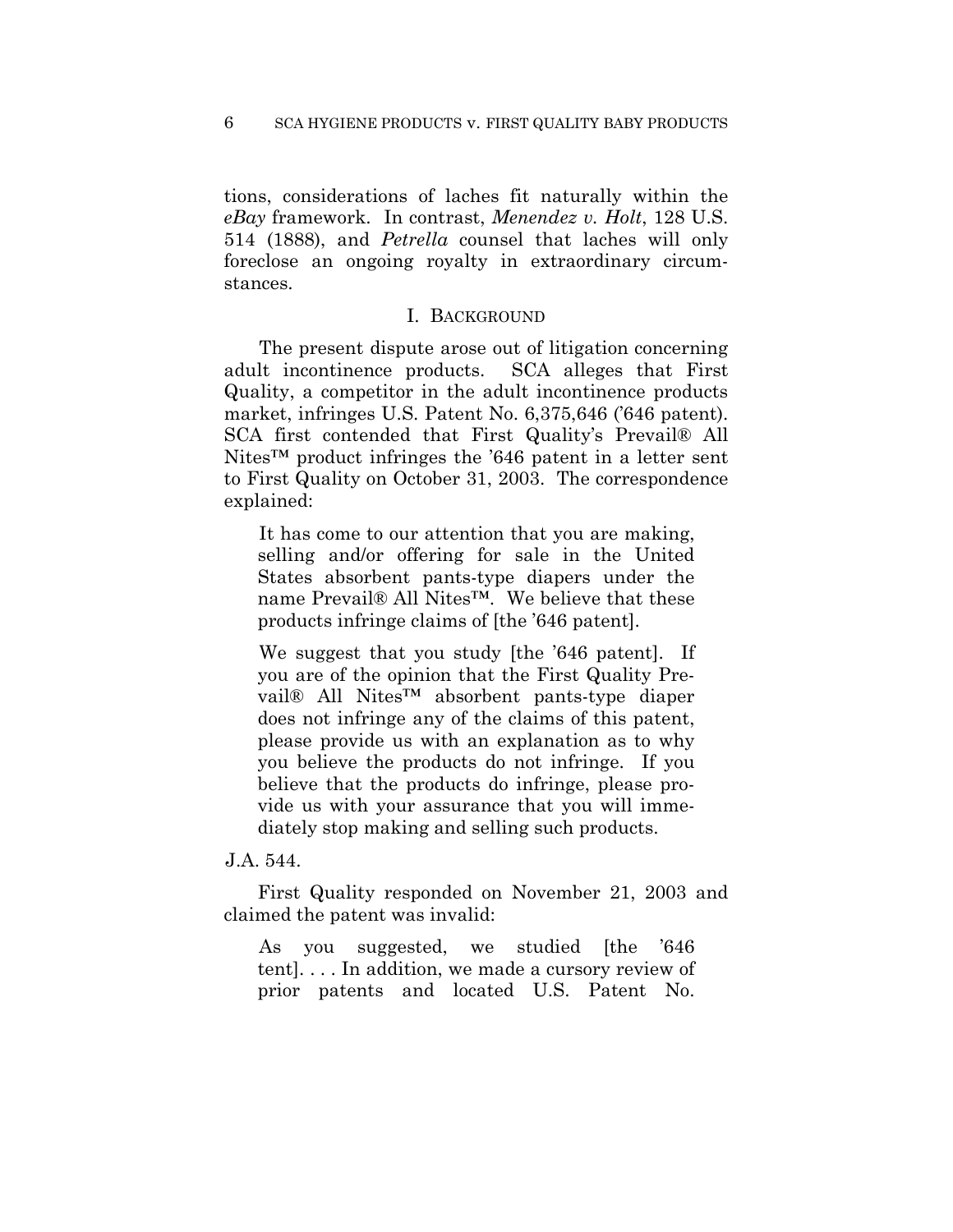tions, considerations of laches fit naturally within the *eBay* framework. In contrast, *Menendez v. Holt*, 128 U.S. 514 (1888), and *Petrella* counsel that laches will only foreclose an ongoing royalty in extraordinary circumstances.

## I. BACKGROUND

The present dispute arose out of litigation concerning adult incontinence products. SCA alleges that First Quality, a competitor in the adult incontinence products market, infringes U.S. Patent No. 6,375,646 ('646 patent). SCA first contended that First Quality's Prevail® All Nites™ product infringes the '646 patent in a letter sent to First Quality on October 31, 2003. The correspondence explained:

> It has come to our attention that you are making, selling and/or offering for sale in the United States absorbent pants-type diapers under the name Prevail® All Nites™. We believe that these products infringe claims of [the '646 patent].
>
> We suggest that you study [the '646 patent]. If you are of the opinion that the First Quality Prevail® All Nites™ absorbent pants-type diaper does not infringe any of the claims of this patent, please provide us with an explanation as to why you believe the products do not infringe. If you believe that the products do infringe, please provide us with your assurance that you will immediately stop making and selling such products.

J.A. 544.

First Quality responded on November 21, 2003 and claimed the patent was invalid:

> As you suggested, we studied [the '646 tent]. . . . In addition, we made a cursory review of prior patents and located U.S. Patent No.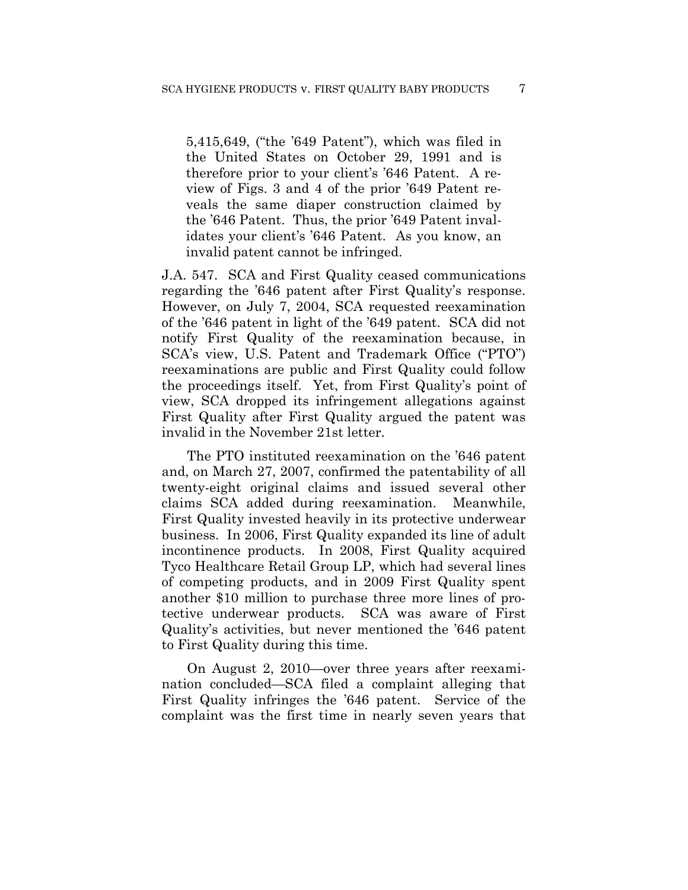> 5,415,649, ("the '649 Patent"), which was filed in the United States on October 29, 1991 and is therefore prior to your client's '646 Patent. A review of Figs. 3 and 4 of the prior '649 Patent reveals the same diaper construction claimed by the '646 Patent. Thus, the prior '649 Patent invalidates your client's '646 Patent. As you know, an invalid patent cannot be infringed.

J.A. 547. SCA and First Quality ceased communications regarding the '646 patent after First Quality's response. However, on July 7, 2004, SCA requested reexamination of the '646 patent in light of the '649 patent. SCA did not notify First Quality of the reexamination because, in SCA's view, U.S. Patent and Trademark Office ("PTO") reexaminations are public and First Quality could follow the proceedings itself. Yet, from First Quality's point of view, SCA dropped its infringement allegations against First Quality after First Quality argued the patent was invalid in the November 21st letter.

The PTO instituted reexamination on the '646 patent and, on March 27, 2007, confirmed the patentability of all twenty-eight original claims and issued several other claims SCA added during reexamination. Meanwhile, First Quality invested heavily in its protective underwear business. In 2006, First Quality expanded its line of adult incontinence products. In 2008, First Quality acquired Tyco Healthcare Retail Group LP, which had several lines of competing products, and in 2009 First Quality spent another $10 million to purchase three more lines of protective underwear products. SCA was aware of First Quality's activities, but never mentioned the '646 patent to First Quality during this time.

On August 2, 2010—over three years after reexamination concluded—SCA filed a complaint alleging that First Quality infringes the '646 patent. Service of the complaint was the first time in nearly seven years that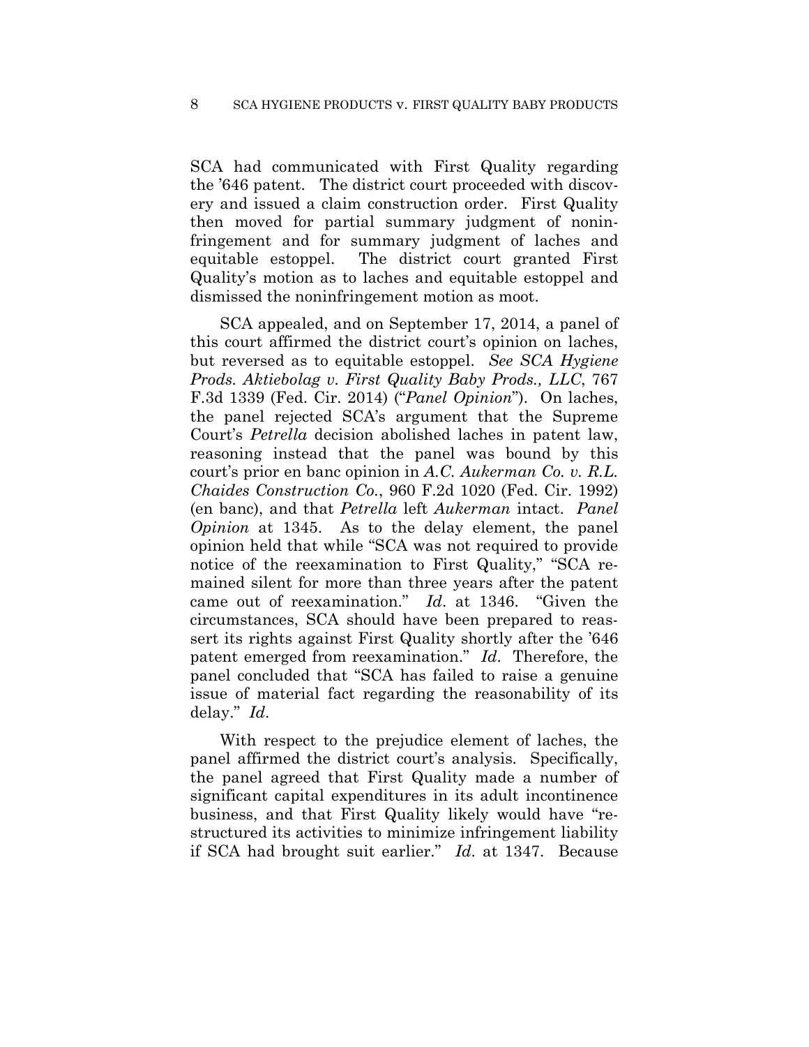SCA had communicated with First Quality regarding the '646 patent. The district court proceeded with discovery and issued a claim construction order. First Quality then moved for partial summary judgment of noninfringement and for summary judgment of laches and equitable estoppel. The district court granted First Quality's motion as to laches and equitable estoppel and dismissed the noninfringement motion as moot.

SCA appealed, and on September 17, 2014, a panel of this court affirmed the district court's opinion on laches, but reversed as to equitable estoppel. *See SCA Hygiene Prods. Aktiebolag v. First Quality Baby Prods., LLC*, 767 F.3d 1339 (Fed. Cir. 2014) ("*Panel Opinion*"). On laches, the panel rejected SCA's argument that the Supreme Court's *Petrella* decision abolished laches in patent law, reasoning instead that the panel was bound by this court's prior en banc opinion in *A.C. Aukerman Co. v. R.L. Chaides Construction Co.*, 960 F.2d 1020 (Fed. Cir. 1992) (en banc), and that *Petrella* left *Aukerman* intact. *Panel Opinion* at 1345. As to the delay element, the panel opinion held that while "SCA was not required to provide notice of the reexamination to First Quality," "SCA remained silent for more than three years after the patent came out of reexamination." *Id*. at 1346. "Given the circumstances, SCA should have been prepared to reassert its rights against First Quality shortly after the '646 patent emerged from reexamination." *Id*. Therefore, the panel concluded that "SCA has failed to raise a genuine issue of material fact regarding the reasonability of its delay." *Id*.

With respect to the prejudice element of laches, the panel affirmed the district court's analysis. Specifically, the panel agreed that First Quality made a number of significant capital expenditures in its adult incontinence business, and that First Quality likely would have "restructured its activities to minimize infringement liability if SCA had brought suit earlier." *Id*. at 1347. Because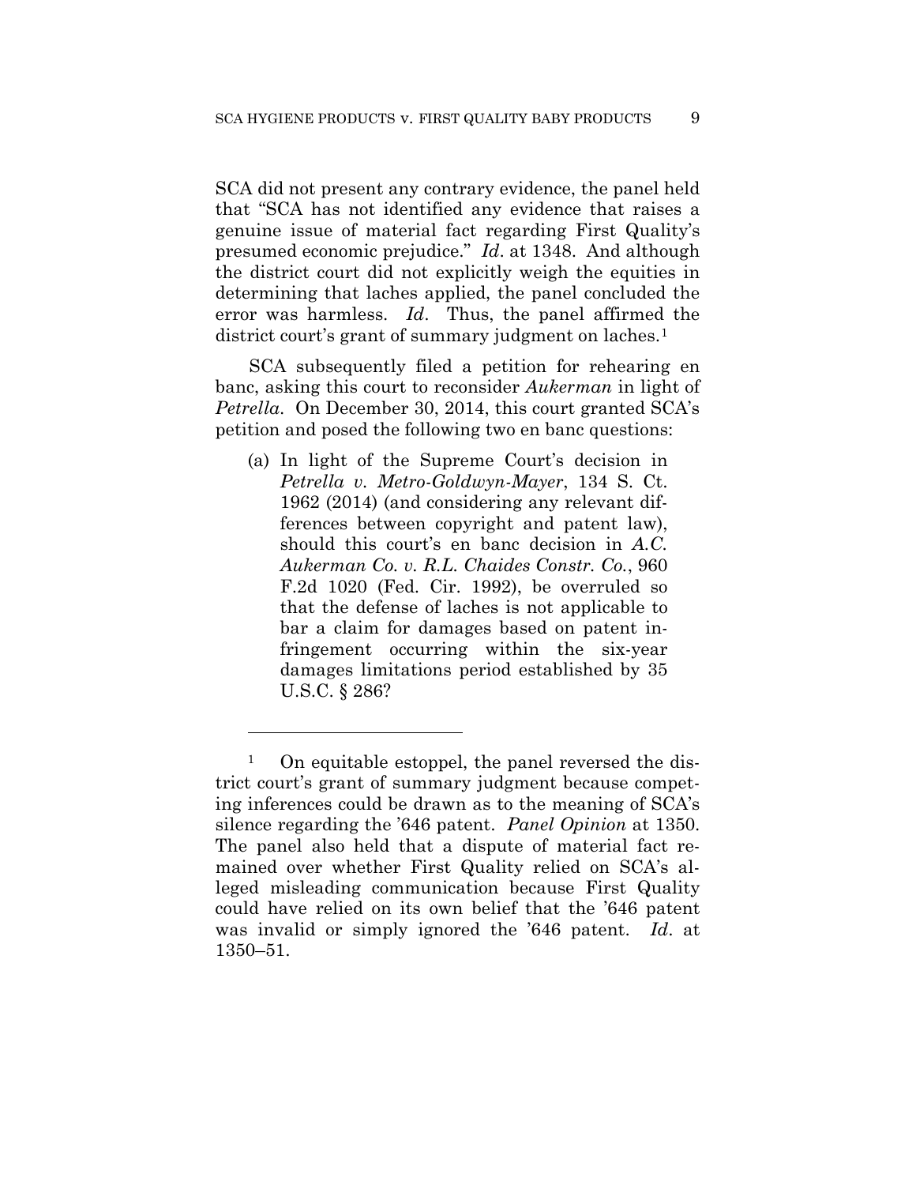SCA did not present any contrary evidence, the panel held that "SCA has not identified any evidence that raises a genuine issue of material fact regarding First Quality's presumed economic prejudice." *Id*. at 1348. And although the district court did not explicitly weigh the equities in determining that laches applied, the panel concluded the error was harmless. *Id*. Thus, the panel affirmed the district court's grant of summary judgment on laches.[1]

SCA subsequently filed a petition for rehearing en banc, asking this court to reconsider *Aukerman* in light of *Petrella*. On December 30, 2014, this court granted SCA's petition and posed the following two en banc questions:

> (a) In light of the Supreme Court's decision in *Petrella v. Metro-Goldwyn-Mayer*, 134 S. Ct. 1962 (2014) (and considering any relevant differences between copyright and patent law), should this court's en banc decision in *A.C. Aukerman Co. v. R.L. Chaides Constr. Co.*, 960 F.2d 1020 (Fed. Cir. 1992), be overruled so that the defense of laches is not applicable to bar a claim for damages based on patent infringement occurring within the six-year damages limitations period established by 35 U.S.C. § 286?

---

[1] On equitable estoppel, the panel reversed the district court's grant of summary judgment because competing inferences could be drawn as to the meaning of SCA's silence regarding the '646 patent. *Panel Opinion* at 1350. The panel also held that a dispute of material fact remained over whether First Quality relied on SCA's alleged misleading communication because First Quality could have relied on its own belief that the '646 patent was invalid or simply ignored the '646 patent. *Id*. at 1350–51.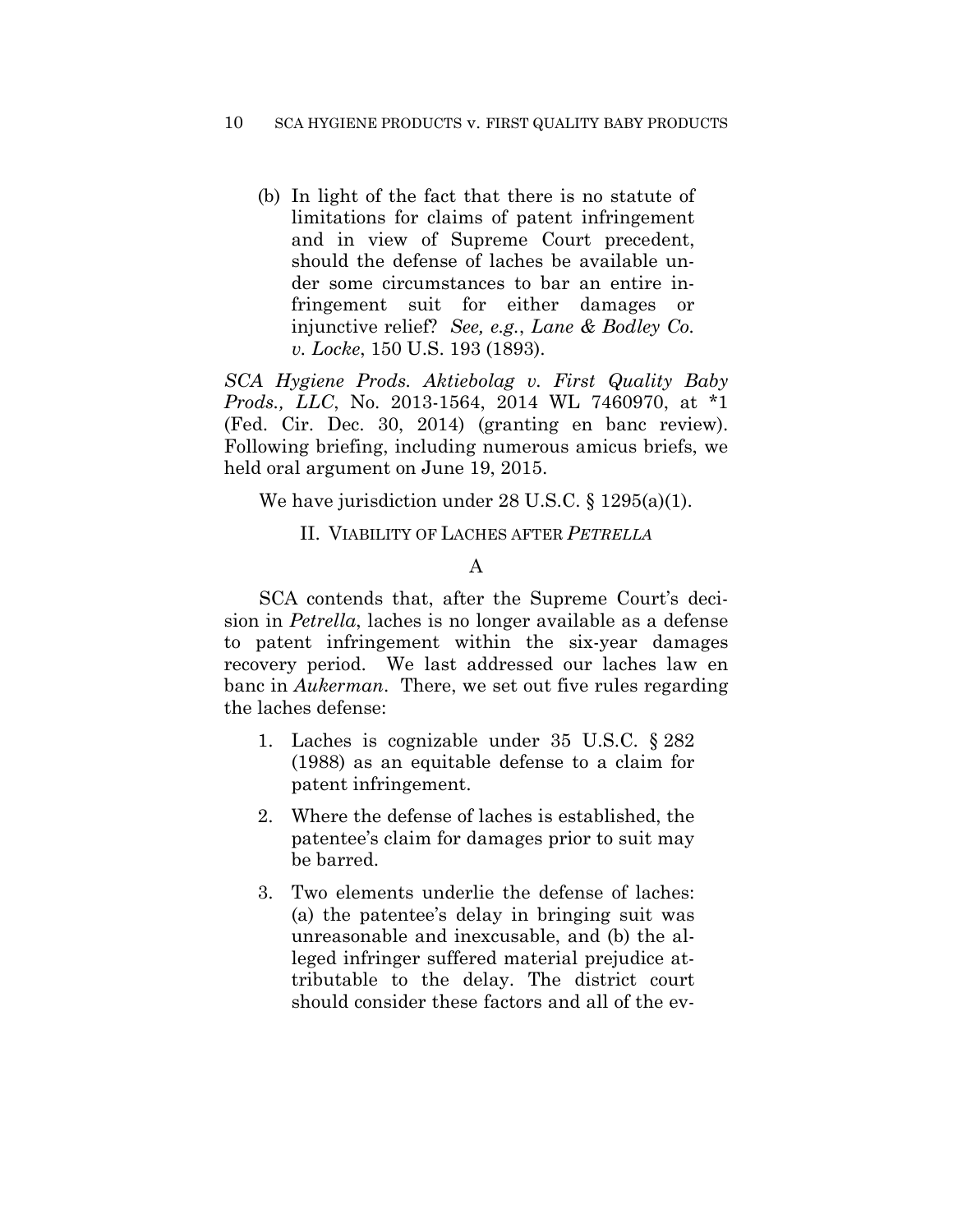(b) In light of the fact that there is no statute of limitations for claims of patent infringement and in view of Supreme Court precedent, should the defense of laches be available under some circumstances to bar an entire infringement suit for either damages or injunctive relief? *See, e.g.*, *Lane & Bodley Co. v. Locke*, 150 U.S. 193 (1893).

*SCA Hygiene Prods. Aktiebolag v. First Quality Baby Prods., LLC*, No. 2013-1564, 2014 WL 7460970, at *1 (Fed. Cir. Dec. 30, 2014) (granting en banc review). Following briefing, including numerous amicus briefs, we held oral argument on June 19, 2015.

We have jurisdiction under 28 U.S.C. § 1295(a)(1).

## II. VIABILITY OF LACHES AFTER *PETRELLA*

### A

SCA contends that, after the Supreme Court's decision in *Petrella*, laches is no longer available as a defense to patent infringement within the six-year damages recovery period. We last addressed our laches law en banc in *Aukerman*. There, we set out five rules regarding the laches defense:

1. Laches is cognizable under 35 U.S.C. § 282 (1988) as an equitable defense to a claim for patent infringement.

2. Where the defense of laches is established, the patentee's claim for damages prior to suit may be barred.

3. Two elements underlie the defense of laches: (a) the patentee's delay in bringing suit was unreasonable and inexcusable, and (b) the alleged infringer suffered material prejudice attributable to the delay. The district court should consider these factors and all of the ev-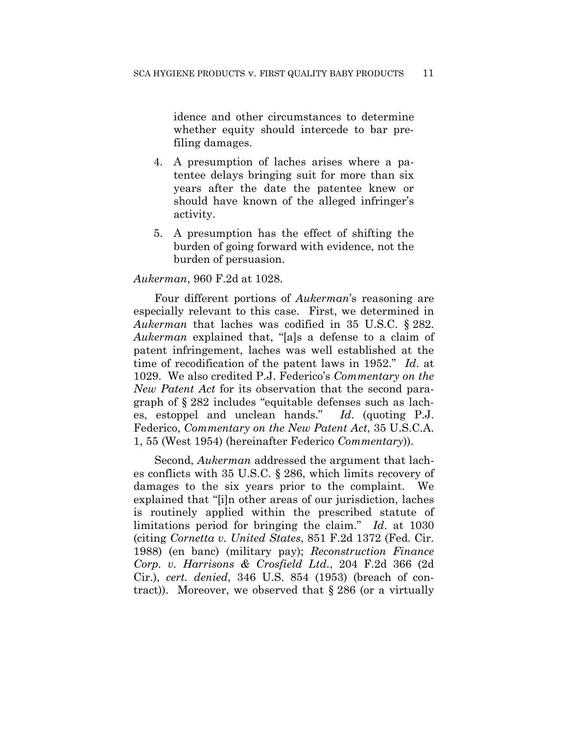idence and other circumstances to determine whether equity should intercede to bar pre-filing damages.

4. A presumption of laches arises where a patentee delays bringing suit for more than six years after the date the patentee knew or should have known of the alleged infringer's activity.

5. A presumption has the effect of shifting the burden of going forward with evidence, not the burden of persuasion.

*Aukerman*, 960 F.2d at 1028.

Four different portions of *Aukerman*'s reasoning are especially relevant to this case. First, we determined in *Aukerman* that laches was codified in 35 U.S.C. § 282. *Aukerman* explained that, "[a]s a defense to a claim of patent infringement, laches was well established at the time of recodification of the patent laws in 1952." *Id*. at 1029. We also credited P.J. Federico's *Commentary on the New Patent Act* for its observation that the second paragraph of § 282 includes "equitable defenses such as laches, estoppel and unclean hands." *Id*. (quoting P.J. Federico, *Commentary on the New Patent Act*, 35 U.S.C.A. 1, 55 (West 1954) (hereinafter Federico *Commentary*)).

Second, *Aukerman* addressed the argument that laches conflicts with 35 U.S.C. § 286, which limits recovery of damages to the six years prior to the complaint. We explained that "[i]n other areas of our jurisdiction, laches is routinely applied within the prescribed statute of limitations period for bringing the claim." *Id*. at 1030 (citing *Cornetta v. United States*, 851 F.2d 1372 (Fed. Cir. 1988) (en banc) (military pay); *Reconstruction Finance Corp. v. Harrisons & Crosfield Ltd.*, 204 F.2d 366 (2d Cir.), *cert. denied*, 346 U.S. 854 (1953) (breach of contract)). Moreover, we observed that § 286 (or a virtually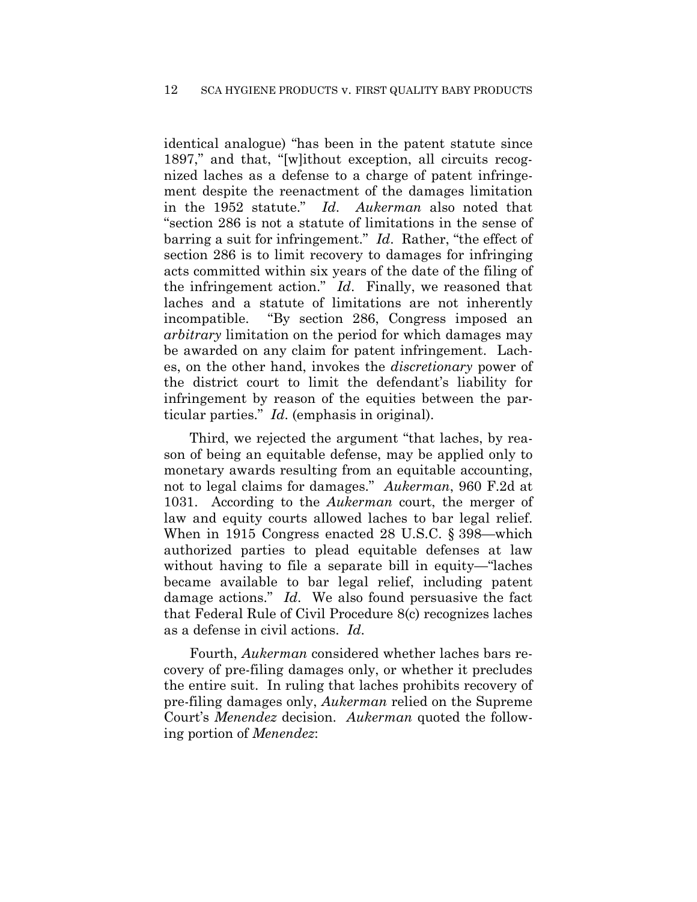identical analogue) "has been in the patent statute since 1897," and that, "[w]ithout exception, all circuits recognized laches as a defense to a charge of patent infringement despite the reenactment of the damages limitation in the 1952 statute." *Id*. *Aukerman* also noted that "section 286 is not a statute of limitations in the sense of barring a suit for infringement." *Id*. Rather, "the effect of section 286 is to limit recovery to damages for infringing acts committed within six years of the date of the filing of the infringement action." *Id*. Finally, we reasoned that laches and a statute of limitations are not inherently incompatible. "By section 286, Congress imposed an *arbitrary* limitation on the period for which damages may be awarded on any claim for patent infringement. Laches, on the other hand, invokes the *discretionary* power of the district court to limit the defendant's liability for infringement by reason of the equities between the particular parties." *Id*. (emphasis in original).

Third, we rejected the argument "that laches, by reason of being an equitable defense, may be applied only to monetary awards resulting from an equitable accounting, not to legal claims for damages." *Aukerman*, 960 F.2d at 1031. According to the *Aukerman* court, the merger of law and equity courts allowed laches to bar legal relief. When in 1915 Congress enacted 28 U.S.C. § 398—which authorized parties to plead equitable defenses at law without having to file a separate bill in equity—"laches became available to bar legal relief, including patent damage actions." *Id*. We also found persuasive the fact that Federal Rule of Civil Procedure 8(c) recognizes laches as a defense in civil actions. *Id*.

Fourth, *Aukerman* considered whether laches bars recovery of pre-filing damages only, or whether it precludes the entire suit. In ruling that laches prohibits recovery of pre-filing damages only, *Aukerman* relied on the Supreme Court's *Menendez* decision. *Aukerman* quoted the following portion of *Menendez*: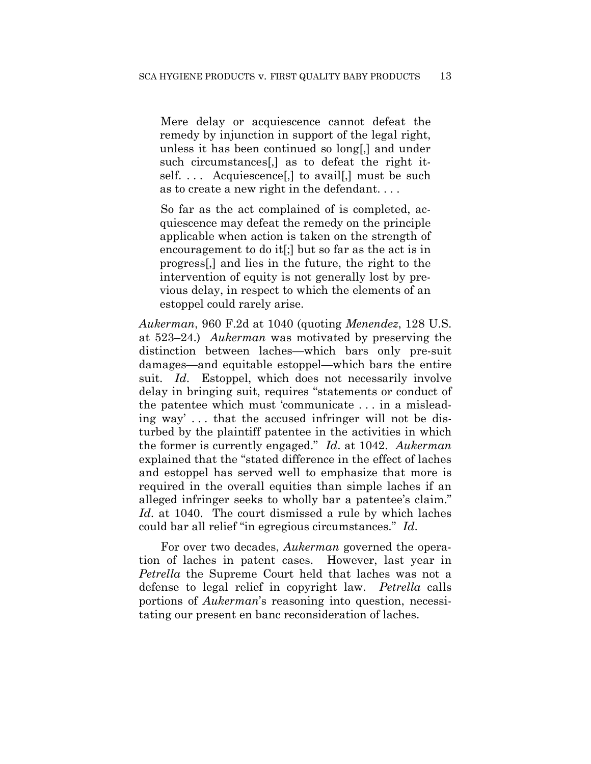> Mere delay or acquiescence cannot defeat the remedy by injunction in support of the legal right, unless it has been continued so long[,] and under such circumstances[,] as to defeat the right itself. . . . Acquiescence[,] to avail[,] must be such as to create a new right in the defendant. . . .
>
> So far as the act complained of is completed, acquiescence may defeat the remedy on the principle applicable when action is taken on the strength of encouragement to do it[;] but so far as the act is in progress[,] and lies in the future, the right to the intervention of equity is not generally lost by previous delay, in respect to which the elements of an estoppel could rarely arise.

*Aukerman*, 960 F.2d at 1040 (quoting *Menendez*, 128 U.S. at 523–24.) *Aukerman* was motivated by preserving the distinction between laches—which bars only pre-suit damages—and equitable estoppel—which bars the entire suit. *Id*. Estoppel, which does not necessarily involve delay in bringing suit, requires "statements or conduct of the patentee which must 'communicate . . . in a misleading way' . . . that the accused infringer will not be disturbed by the plaintiff patentee in the activities in which the former is currently engaged." *Id*. at 1042. *Aukerman* explained that the "stated difference in the effect of laches and estoppel has served well to emphasize that more is required in the overall equities than simple laches if an alleged infringer seeks to wholly bar a patentee's claim." *Id*. at 1040. The court dismissed a rule by which laches could bar all relief "in egregious circumstances." *Id*.

For over two decades, *Aukerman* governed the operation of laches in patent cases. However, last year in *Petrella* the Supreme Court held that laches was not a defense to legal relief in copyright law. *Petrella* calls portions of *Aukerman*'s reasoning into question, necessitating our present en banc reconsideration of laches.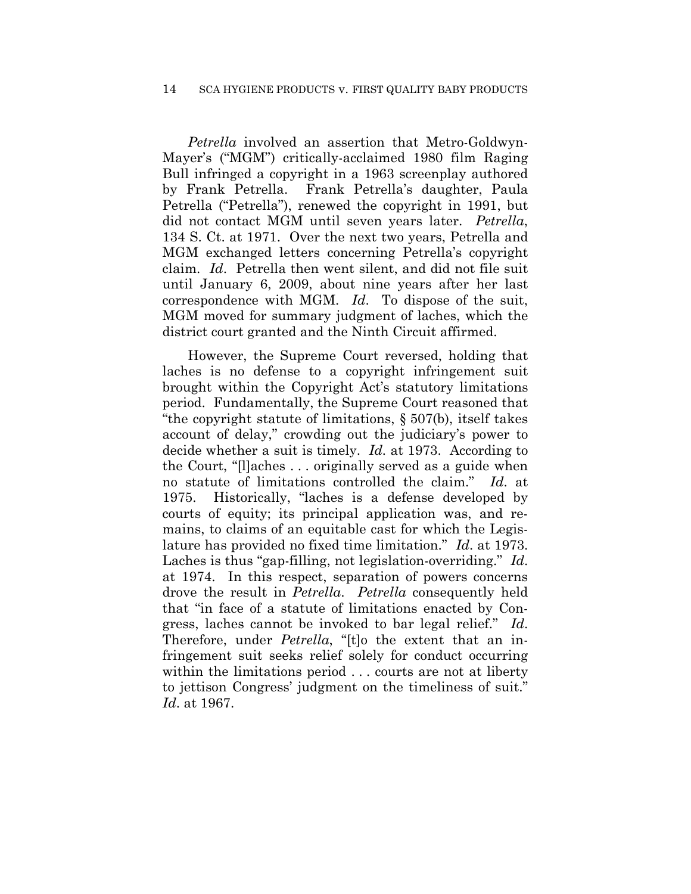*Petrella* involved an assertion that Metro-Goldwyn-Mayer's ("MGM") critically-acclaimed 1980 film Raging Bull infringed a copyright in a 1963 screenplay authored by Frank Petrella. Frank Petrella's daughter, Paula Petrella ("Petrella"), renewed the copyright in 1991, but did not contact MGM until seven years later. *Petrella*, 134 S. Ct. at 1971. Over the next two years, Petrella and MGM exchanged letters concerning Petrella's copyright claim. *Id*. Petrella then went silent, and did not file suit until January 6, 2009, about nine years after her last correspondence with MGM. *Id*. To dispose of the suit, MGM moved for summary judgment of laches, which the district court granted and the Ninth Circuit affirmed.

However, the Supreme Court reversed, holding that laches is no defense to a copyright infringement suit brought within the Copyright Act's statutory limitations period. Fundamentally, the Supreme Court reasoned that "the copyright statute of limitations, § 507(b), itself takes account of delay," crowding out the judiciary's power to decide whether a suit is timely. *Id.* at 1973. According to the Court, "[l]aches . . . originally served as a guide when no statute of limitations controlled the claim." *Id*. at 1975. Historically, "laches is a defense developed by courts of equity; its principal application was, and remains, to claims of an equitable cast for which the Legislature has provided no fixed time limitation." *Id*. at 1973. Laches is thus "gap-filling, not legislation-overriding." *Id*. at 1974. In this respect, separation of powers concerns drove the result in *Petrella*. *Petrella* consequently held that "in face of a statute of limitations enacted by Congress, laches cannot be invoked to bar legal relief." *Id*. Therefore, under *Petrella*, "[t]o the extent that an infringement suit seeks relief solely for conduct occurring within the limitations period . . . courts are not at liberty to jettison Congress' judgment on the timeliness of suit." *Id*. at 1967.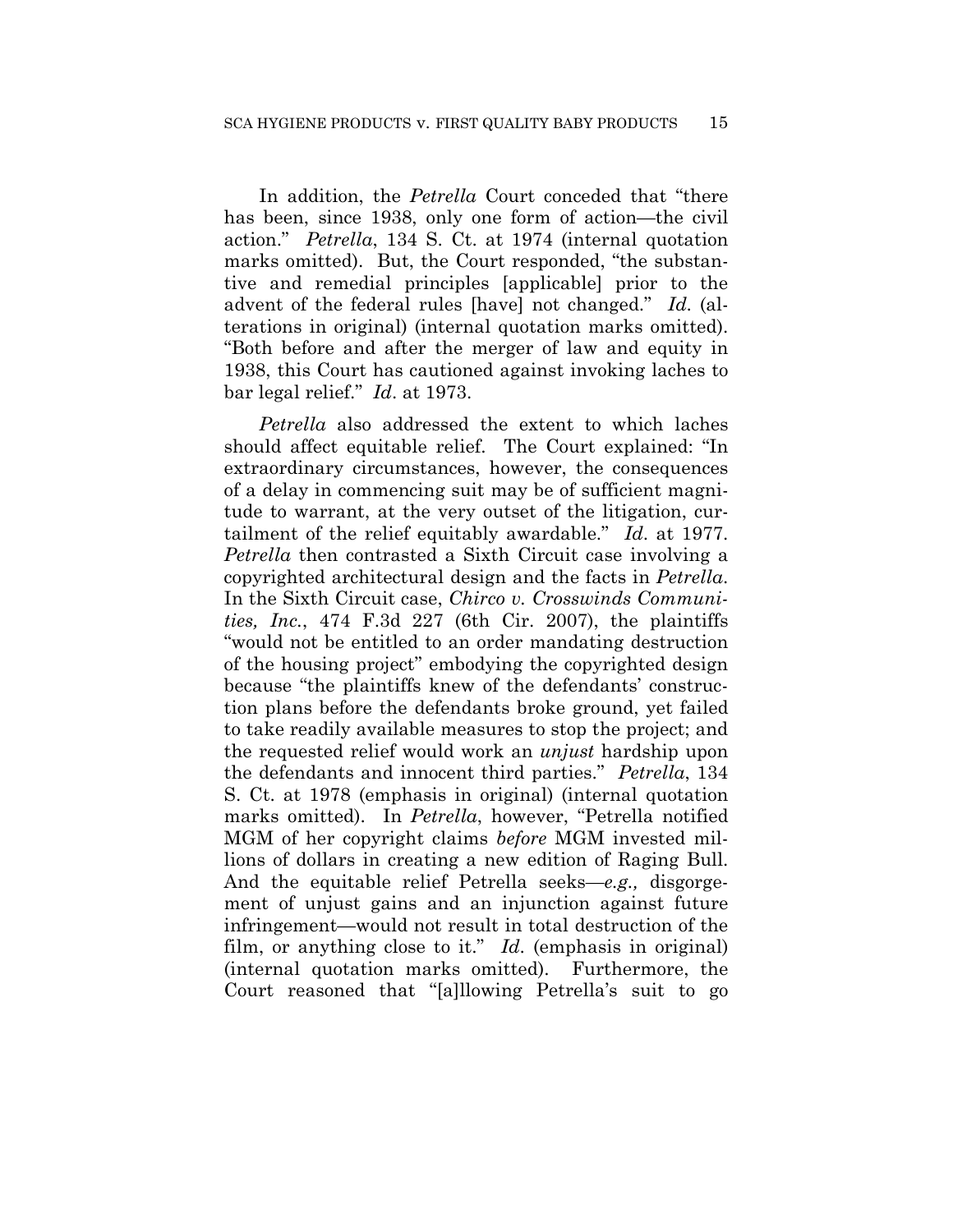In addition, the *Petrella* Court conceded that "there has been, since 1938, only one form of action—the civil action." *Petrella*, 134 S. Ct. at 1974 (internal quotation marks omitted). But, the Court responded, "the substantive and remedial principles [applicable] prior to the advent of the federal rules [have] not changed." *Id.* (alterations in original) (internal quotation marks omitted). "Both before and after the merger of law and equity in 1938, this Court has cautioned against invoking laches to bar legal relief." *Id*. at 1973.

*Petrella* also addressed the extent to which laches should affect equitable relief. The Court explained: "In extraordinary circumstances, however, the consequences of a delay in commencing suit may be of sufficient magnitude to warrant, at the very outset of the litigation, curtailment of the relief equitably awardable." *Id*. at 1977. *Petrella* then contrasted a Sixth Circuit case involving a copyrighted architectural design and the facts in *Petrella*. In the Sixth Circuit case, *Chirco v. Crosswinds Communities, Inc.*, 474 F.3d 227 (6th Cir. 2007), the plaintiffs "would not be entitled to an order mandating destruction of the housing project" embodying the copyrighted design because "the plaintiffs knew of the defendants' construction plans before the defendants broke ground, yet failed to take readily available measures to stop the project; and the requested relief would work an *unjust* hardship upon the defendants and innocent third parties." *Petrella*, 134 S. Ct. at 1978 (emphasis in original) (internal quotation marks omitted). In *Petrella*, however, "Petrella notified MGM of her copyright claims *before* MGM invested millions of dollars in creating a new edition of Raging Bull. And the equitable relief Petrella seeks—*e.g.,* disgorgement of unjust gains and an injunction against future infringement—would not result in total destruction of the film, or anything close to it." *Id*. (emphasis in original) (internal quotation marks omitted). Furthermore, the Court reasoned that "[a]llowing Petrella's suit to go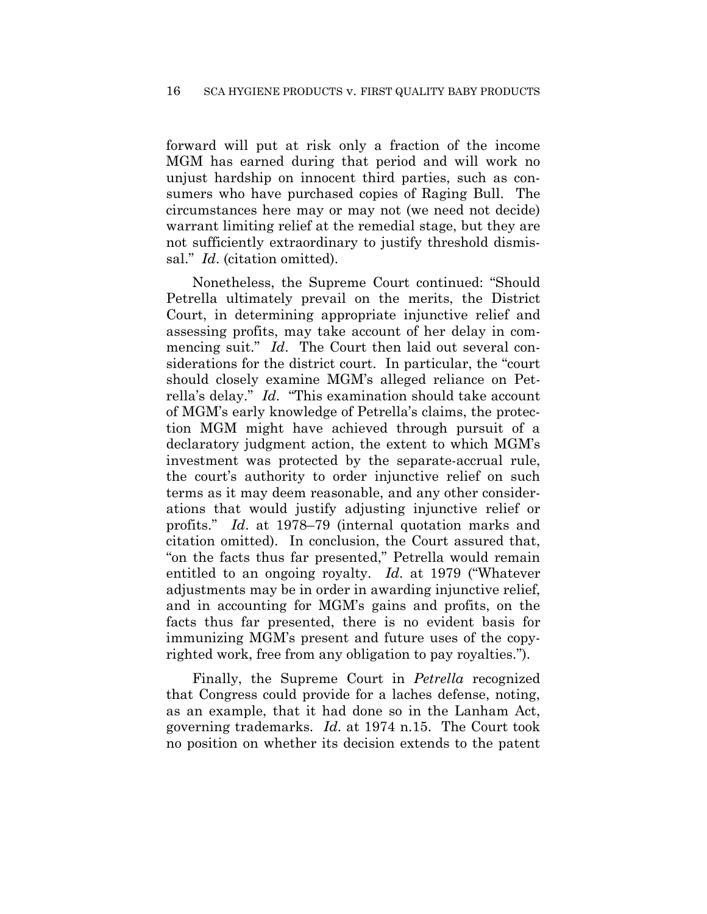forward will put at risk only a fraction of the income MGM has earned during that period and will work no unjust hardship on innocent third parties, such as consumers who have purchased copies of Raging Bull. The circumstances here may or may not (we need not decide) warrant limiting relief at the remedial stage, but they are not sufficiently extraordinary to justify threshold dismissal." *Id*. (citation omitted).

Nonetheless, the Supreme Court continued: "Should Petrella ultimately prevail on the merits, the District Court, in determining appropriate injunctive relief and assessing profits, may take account of her delay in commencing suit." *Id*. The Court then laid out several considerations for the district court. In particular, the "court should closely examine MGM's alleged reliance on Petrella's delay." *Id*. "This examination should take account of MGM's early knowledge of Petrella's claims, the protection MGM might have achieved through pursuit of a declaratory judgment action, the extent to which MGM's investment was protected by the separate-accrual rule, the court's authority to order injunctive relief on such terms as it may deem reasonable, and any other considerations that would justify adjusting injunctive relief or profits." *Id*. at 1978–79 (internal quotation marks and citation omitted). In conclusion, the Court assured that, "on the facts thus far presented," Petrella would remain entitled to an ongoing royalty. *Id*. at 1979 ("Whatever adjustments may be in order in awarding injunctive relief, and in accounting for MGM's gains and profits, on the facts thus far presented, there is no evident basis for immunizing MGM's present and future uses of the copyrighted work, free from any obligation to pay royalties.").

Finally, the Supreme Court in *Petrella* recognized that Congress could provide for a laches defense, noting, as an example, that it had done so in the Lanham Act, governing trademarks. *Id*. at 1974 n.15. The Court took no position on whether its decision extends to the patent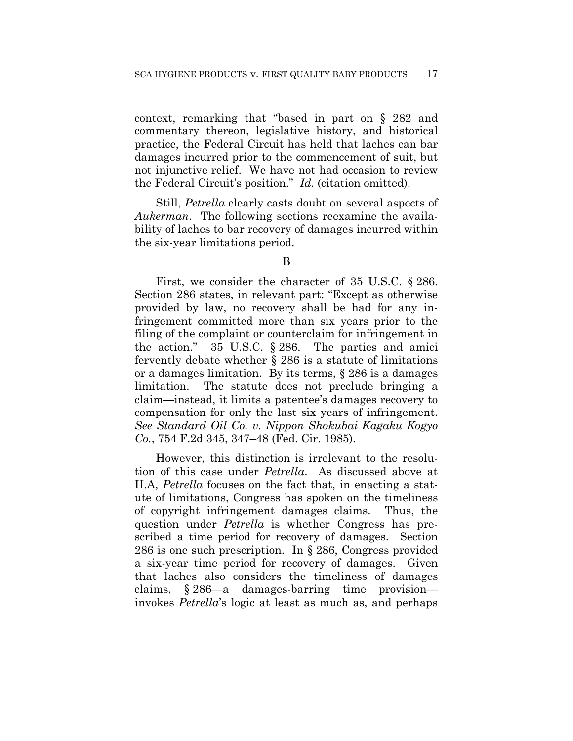context, remarking that "based in part on § 282 and commentary thereon, legislative history, and historical practice, the Federal Circuit has held that laches can bar damages incurred prior to the commencement of suit, but not injunctive relief. We have not had occasion to review the Federal Circuit's position." *Id.* (citation omitted).

Still, *Petrella* clearly casts doubt on several aspects of *Aukerman*. The following sections reexamine the availability of laches to bar recovery of damages incurred within the six-year limitations period.

B

First, we consider the character of 35 U.S.C. § 286. Section 286 states, in relevant part: "Except as otherwise provided by law, no recovery shall be had for any infringement committed more than six years prior to the filing of the complaint or counterclaim for infringement in the action." 35 U.S.C. § 286. The parties and amici fervently debate whether § 286 is a statute of limitations or a damages limitation. By its terms, § 286 is a damages limitation. The statute does not preclude bringing a claim—instead, it limits a patentee's damages recovery to compensation for only the last six years of infringement. *See Standard Oil Co. v. Nippon Shokubai Kagaku Kogyo Co.*, 754 F.2d 345, 347–48 (Fed. Cir. 1985).

However, this distinction is irrelevant to the resolution of this case under *Petrella*. As discussed above at II.A, *Petrella* focuses on the fact that, in enacting a statute of limitations, Congress has spoken on the timeliness of copyright infringement damages claims. Thus, the question under *Petrella* is whether Congress has prescribed a time period for recovery of damages. Section 286 is one such prescription. In § 286, Congress provided a six-year time period for recovery of damages. Given that laches also considers the timeliness of damages claims, § 286—a damages-barring time provision—invokes *Petrella*'s logic at least as much as, and perhaps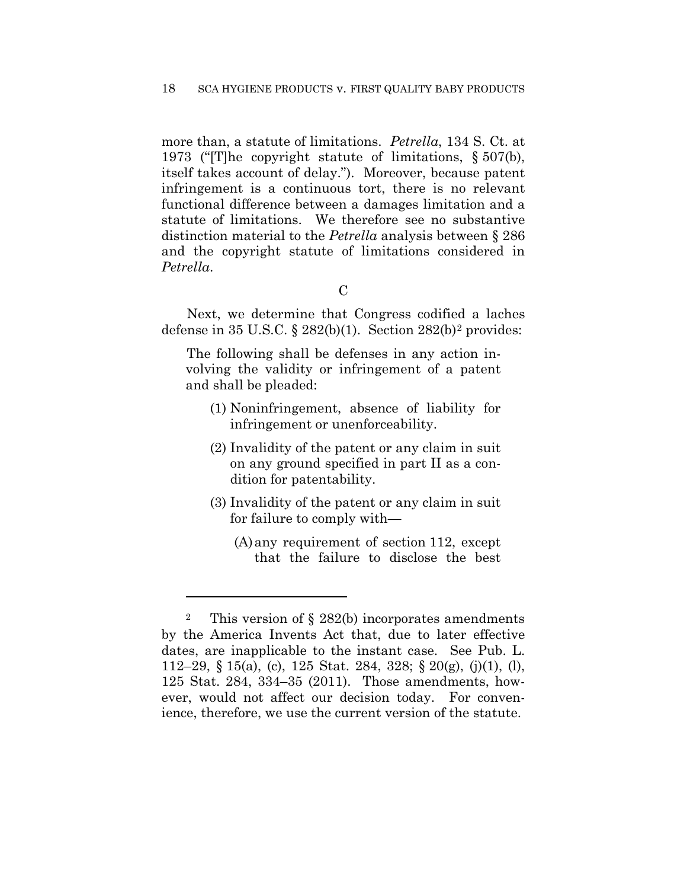more than, a statute of limitations. *Petrella*, 134 S. Ct. at 1973 ("[T]he copyright statute of limitations, § 507(b), itself takes account of delay."). Moreover, because patent infringement is a continuous tort, there is no relevant functional difference between a damages limitation and a statute of limitations. We therefore see no substantive distinction material to the *Petrella* analysis between § 286 and the copyright statute of limitations considered in *Petrella*.

C

Next, we determine that Congress codified a laches defense in 35 U.S.C. § 282(b)(1). Section 282(b)[2] provides:

> The following shall be defenses in any action involving the validity or infringement of a patent and shall be pleaded:
>
> (1) Noninfringement, absence of liability for infringement or unenforceability.
>
> (2) Invalidity of the patent or any claim in suit on any ground specified in part II as a condition for patentability.
>
> (3) Invalidity of the patent or any claim in suit for failure to comply with—
>
> (A) any requirement of section 112, except that the failure to disclose the best

---

[2] This version of § 282(b) incorporates amendments by the America Invents Act that, due to later effective dates, are inapplicable to the instant case. See Pub. L. 112–29, § 15(a), (c), 125 Stat. 284, 328; § 20(g), (j)(1), (l), 125 Stat. 284, 334–35 (2011). Those amendments, however, would not affect our decision today. For convenience, therefore, we use the current version of the statute.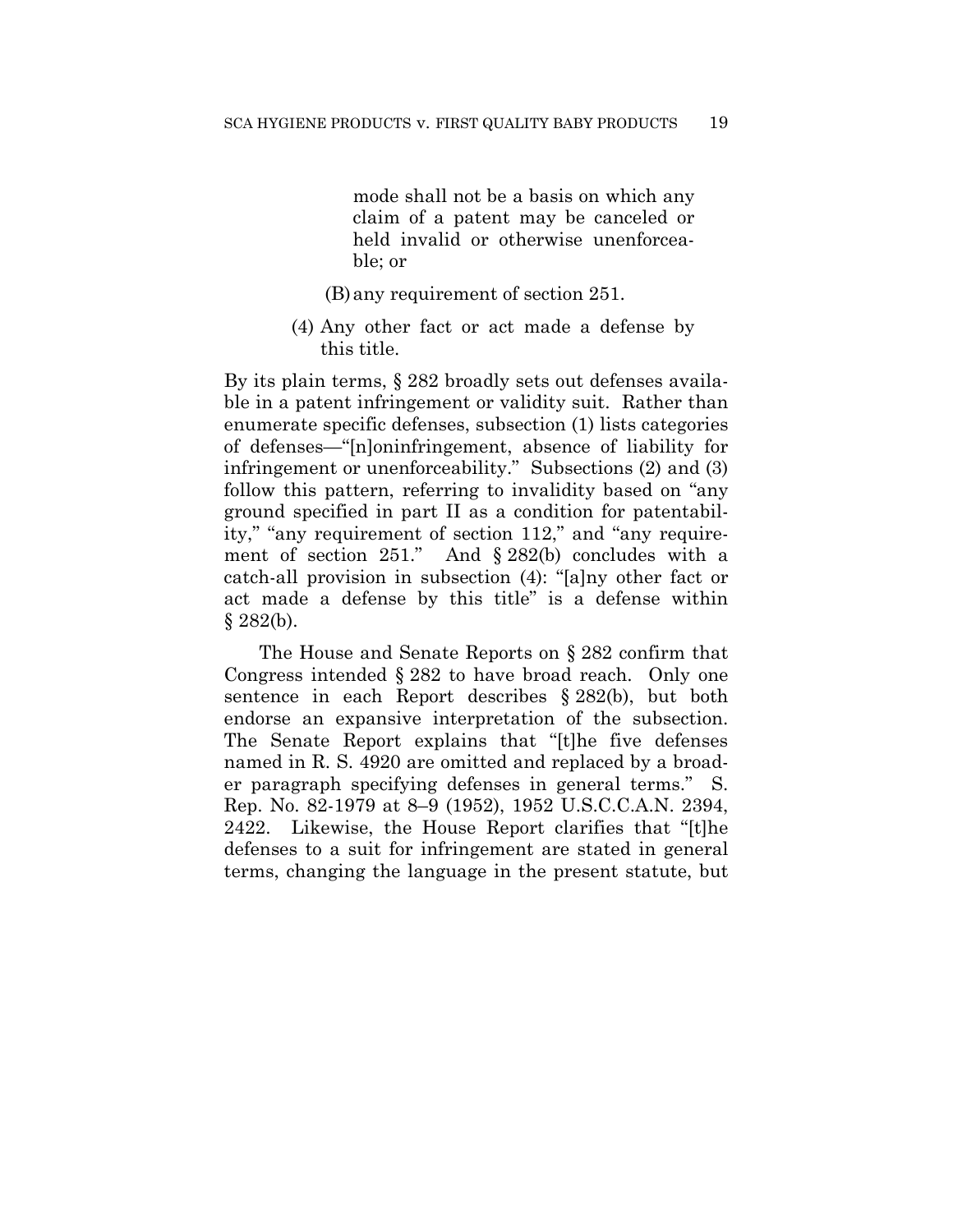> mode shall not be a basis on which any claim of a patent may be canceled or held invalid or otherwise unenforceable; or
>
> (B) any requirement of section 251.
>
> (4) Any other fact or act made a defense by this title.

By its plain terms, § 282 broadly sets out defenses available in a patent infringement or validity suit. Rather than enumerate specific defenses, subsection (1) lists categories of defenses—"[n]oninfringement, absence of liability for infringement or unenforceability." Subsections (2) and (3) follow this pattern, referring to invalidity based on "any ground specified in part II as a condition for patentability," "any requirement of section 112," and "any requirement of section 251." And § 282(b) concludes with a catch-all provision in subsection (4): "[a]ny other fact or act made a defense by this title" is a defense within § 282(b).

The House and Senate Reports on § 282 confirm that Congress intended § 282 to have broad reach. Only one sentence in each Report describes § 282(b), but both endorse an expansive interpretation of the subsection. The Senate Report explains that "[t]he five defenses named in R. S. 4920 are omitted and replaced by a broader paragraph specifying defenses in general terms." S. Rep. No. 82-1979 at 8–9 (1952), 1952 U.S.C.C.A.N. 2394, 2422. Likewise, the House Report clarifies that "[t]he defenses to a suit for infringement are stated in general terms, changing the language in the present statute, but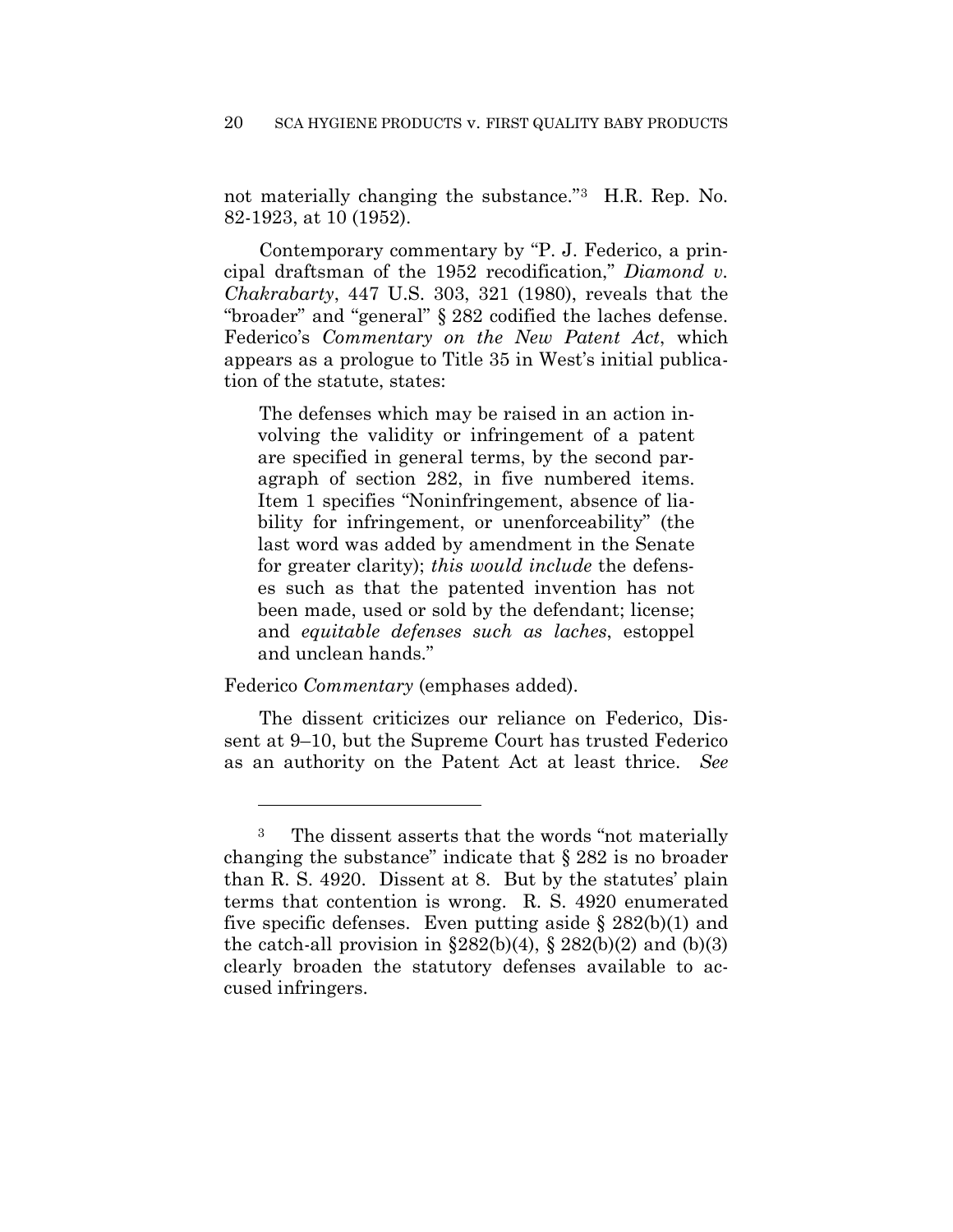not materially changing the substance."[3] H.R. Rep. No. 82-1923, at 10 (1952).

Contemporary commentary by "P. J. Federico, a principal draftsman of the 1952 recodification," *Diamond v. Chakrabarty*, 447 U.S. 303, 321 (1980), reveals that the "broader" and "general" § 282 codified the laches defense. Federico's *Commentary on the New Patent Act*, which appears as a prologue to Title 35 in West's initial publication of the statute, states:

> The defenses which may be raised in an action involving the validity or infringement of a patent are specified in general terms, by the second paragraph of section 282, in five numbered items. Item 1 specifies "Noninfringement, absence of liability for infringement, or unenforceability" (the last word was added by amendment in the Senate for greater clarity); *this would include* the defenses such as that the patented invention has not been made, used or sold by the defendant; license; and *equitable defenses such as laches*, estoppel and unclean hands."

Federico *Commentary* (emphases added).

The dissent criticizes our reliance on Federico, Dissent at 9–10, but the Supreme Court has trusted Federico as an authority on the Patent Act at least thrice. *See*

---

[3] The dissent asserts that the words "not materially changing the substance" indicate that § 282 is no broader than R. S. 4920. Dissent at 8. But by the statutes' plain terms that contention is wrong. R. S. 4920 enumerated five specific defenses. Even putting aside § 282(b)(1) and the catch-all provision in §282(b)(4), § 282(b)(2) and (b)(3) clearly broaden the statutory defenses available to accused infringers.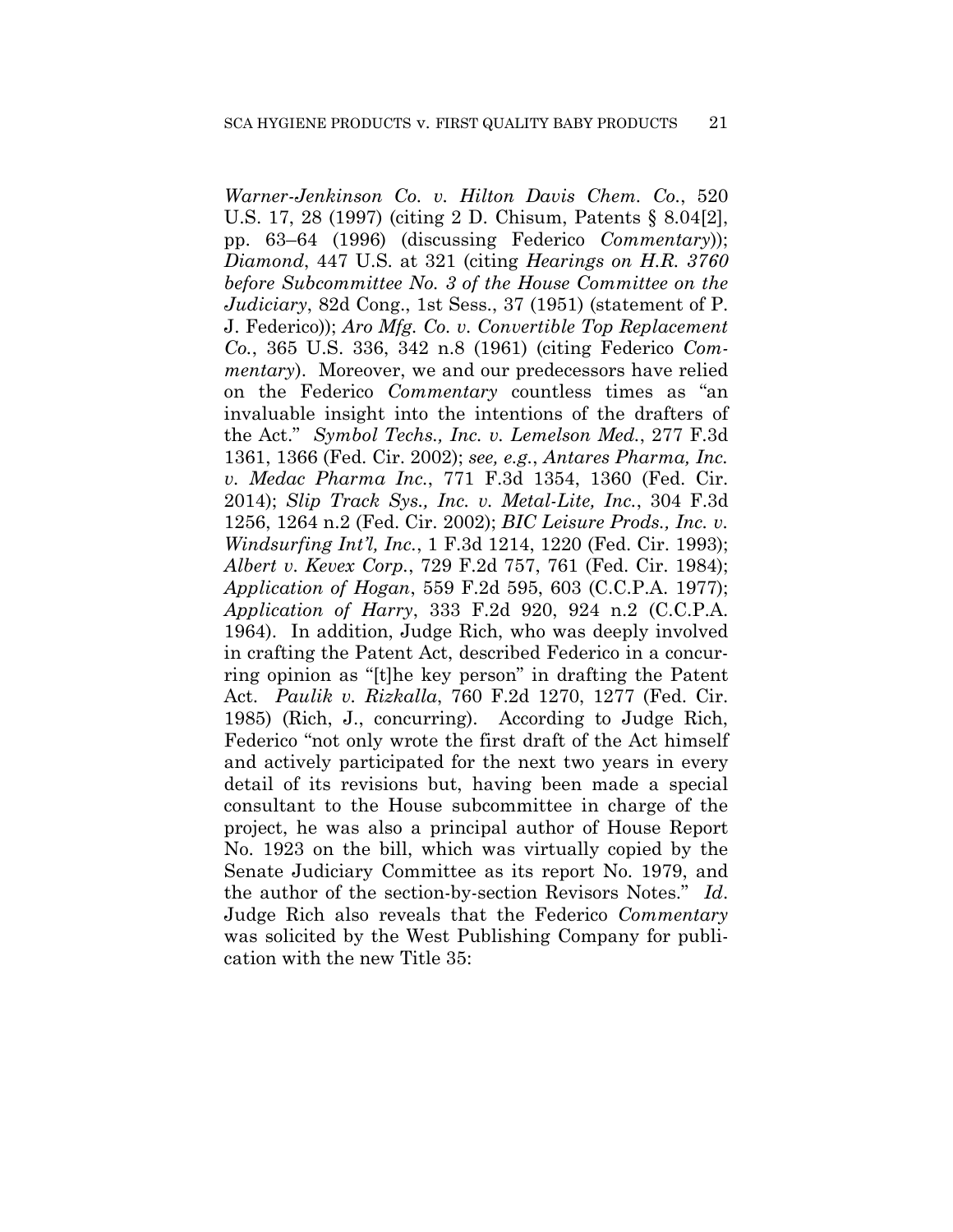*Warner-Jenkinson Co. v. Hilton Davis Chem. Co.*, 520 U.S. 17, 28 (1997) (citing 2 D. Chisum, Patents § 8.04[2], pp. 63–64 (1996) (discussing Federico *Commentary*)); *Diamond*, 447 U.S. at 321 (citing *Hearings on H.R. 3760 before Subcommittee No. 3 of the House Committee on the Judiciary*, 82d Cong., 1st Sess., 37 (1951) (statement of P. J. Federico)); *Aro Mfg. Co. v. Convertible Top Replacement Co.*, 365 U.S. 336, 342 n.8 (1961) (citing Federico *Commentary*). Moreover, we and our predecessors have relied on the Federico *Commentary* countless times as "an invaluable insight into the intentions of the drafters of the Act." *Symbol Techs., Inc. v. Lemelson Med.*, 277 F.3d 1361, 1366 (Fed. Cir. 2002); *see, e.g.*, *Antares Pharma, Inc. v. Medac Pharma Inc.*, 771 F.3d 1354, 1360 (Fed. Cir. 2014); *Slip Track Sys., Inc. v. Metal-Lite, Inc.*, 304 F.3d 1256, 1264 n.2 (Fed. Cir. 2002); *BIC Leisure Prods., Inc. v. Windsurfing Int'l, Inc.*, 1 F.3d 1214, 1220 (Fed. Cir. 1993); *Albert v. Kevex Corp.*, 729 F.2d 757, 761 (Fed. Cir. 1984); *Application of Hogan*, 559 F.2d 595, 603 (C.C.P.A. 1977); *Application of Harry*, 333 F.2d 920, 924 n.2 (C.C.P.A. 1964). In addition, Judge Rich, who was deeply involved in crafting the Patent Act, described Federico in a concurring opinion as "[t]he key person" in drafting the Patent Act. *Paulik v. Rizkalla*, 760 F.2d 1270, 1277 (Fed. Cir. 1985) (Rich, J., concurring). According to Judge Rich, Federico "not only wrote the first draft of the Act himself and actively participated for the next two years in every detail of its revisions but, having been made a special consultant to the House subcommittee in charge of the project, he was also a principal author of House Report No. 1923 on the bill, which was virtually copied by the Senate Judiciary Committee as its report No. 1979, and the author of the section-by-section Revisors Notes." *Id*. Judge Rich also reveals that the Federico *Commentary* was solicited by the West Publishing Company for publication with the new Title 35: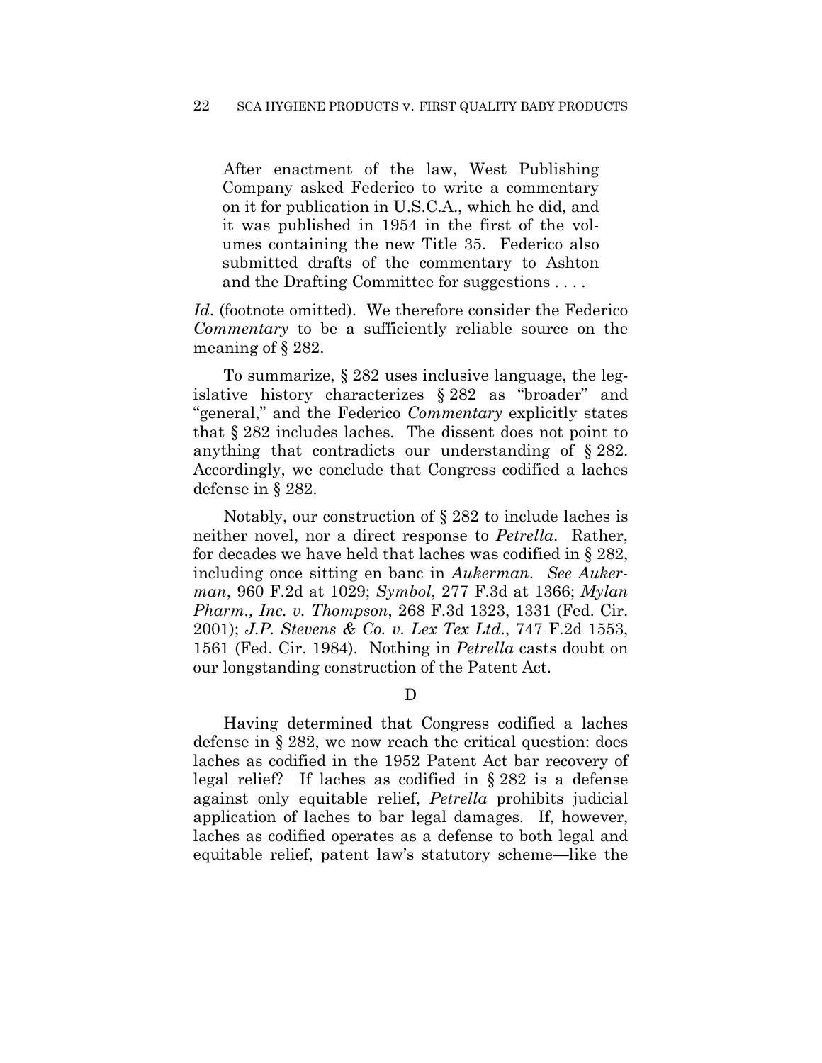> After enactment of the law, West Publishing Company asked Federico to write a commentary on it for publication in U.S.C.A., which he did, and it was published in 1954 in the first of the volumes containing the new Title 35. Federico also submitted drafts of the commentary to Ashton and the Drafting Committee for suggestions . . . .

*Id*. (footnote omitted). We therefore consider the Federico *Commentary* to be a sufficiently reliable source on the meaning of § 282.

To summarize, § 282 uses inclusive language, the legislative history characterizes § 282 as "broader" and "general," and the Federico *Commentary* explicitly states that § 282 includes laches. The dissent does not point to anything that contradicts our understanding of § 282. Accordingly, we conclude that Congress codified a laches defense in § 282.

Notably, our construction of § 282 to include laches is neither novel, nor a direct response to *Petrella*. Rather, for decades we have held that laches was codified in § 282, including once sitting en banc in *Aukerman*. *See Aukerman*, 960 F.2d at 1029; *Symbol*, 277 F.3d at 1366; *Mylan Pharm., Inc. v. Thompson*, 268 F.3d 1323, 1331 (Fed. Cir. 2001); *J.P. Stevens & Co. v. Lex Tex Ltd.*, 747 F.2d 1553, 1561 (Fed. Cir. 1984). Nothing in *Petrella* casts doubt on our longstanding construction of the Patent Act.

D

Having determined that Congress codified a laches defense in § 282, we now reach the critical question: does laches as codified in the 1952 Patent Act bar recovery of legal relief? If laches as codified in § 282 is a defense against only equitable relief, *Petrella* prohibits judicial application of laches to bar legal damages. If, however, laches as codified operates as a defense to both legal and equitable relief, patent law's statutory scheme—like the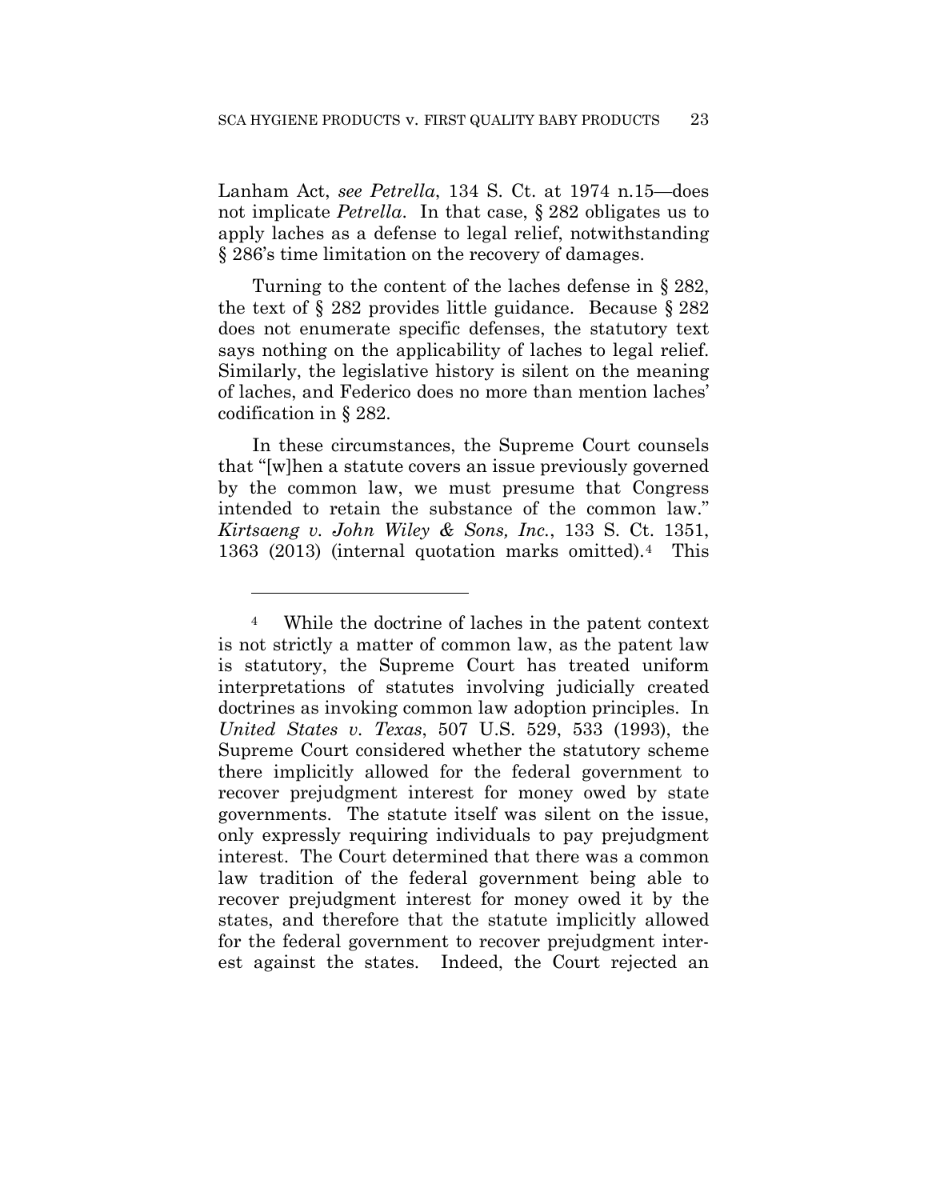Lanham Act, *see Petrella*, 134 S. Ct. at 1974 n.15—does not implicate *Petrella*. In that case, § 282 obligates us to apply laches as a defense to legal relief, notwithstanding § 286's time limitation on the recovery of damages.

Turning to the content of the laches defense in § 282, the text of § 282 provides little guidance. Because § 282 does not enumerate specific defenses, the statutory text says nothing on the applicability of laches to legal relief. Similarly, the legislative history is silent on the meaning of laches, and Federico does no more than mention laches' codification in § 282.

In these circumstances, the Supreme Court counsels that "[w]hen a statute covers an issue previously governed by the common law, we must presume that Congress intended to retain the substance of the common law." *Kirtsaeng v. John Wiley & Sons, Inc.*, 133 S. Ct. 1351, 1363 (2013) (internal quotation marks omitted).[4] This

---

[4] While the doctrine of laches in the patent context is not strictly a matter of common law, as the patent law is statutory, the Supreme Court has treated uniform interpretations of statutes involving judicially created doctrines as invoking common law adoption principles. In *United States v. Texas*, 507 U.S. 529, 533 (1993), the Supreme Court considered whether the statutory scheme there implicitly allowed for the federal government to recover prejudgment interest for money owed by state governments. The statute itself was silent on the issue, only expressly requiring individuals to pay prejudgment interest. The Court determined that there was a common law tradition of the federal government being able to recover prejudgment interest for money owed it by the states, and therefore that the statute implicitly allowed for the federal government to recover prejudgment interest against the states. Indeed, the Court rejected an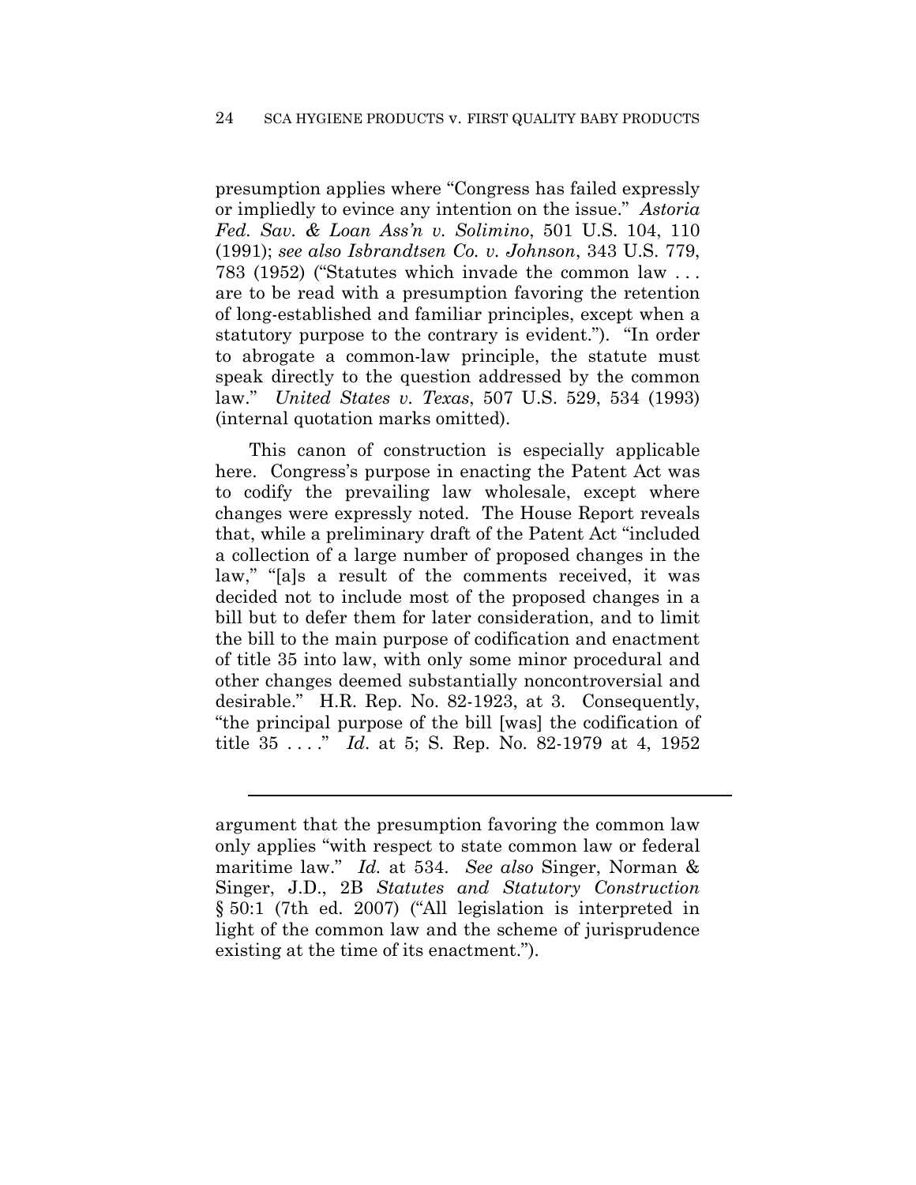presumption applies where "Congress has failed expressly or impliedly to evince any intention on the issue." *Astoria Fed. Sav. & Loan Ass'n v. Solimino*, 501 U.S. 104, 110 (1991); *see also Isbrandtsen Co. v. Johnson*, 343 U.S. 779, 783 (1952) ("Statutes which invade the common law . . . are to be read with a presumption favoring the retention of long-established and familiar principles, except when a statutory purpose to the contrary is evident."). "In order to abrogate a common-law principle, the statute must speak directly to the question addressed by the common law." *United States v. Texas*, 507 U.S. 529, 534 (1993) (internal quotation marks omitted).

This canon of construction is especially applicable here. Congress's purpose in enacting the Patent Act was to codify the prevailing law wholesale, except where changes were expressly noted. The House Report reveals that, while a preliminary draft of the Patent Act "included a collection of a large number of proposed changes in the law," "[a]s a result of the comments received, it was decided not to include most of the proposed changes in a bill but to defer them for later consideration, and to limit the bill to the main purpose of codification and enactment of title 35 into law, with only some minor procedural and other changes deemed substantially noncontroversial and desirable." H.R. Rep. No. 82-1923, at 3. Consequently, "the principal purpose of the bill [was] the codification of title 35 . . . ." *Id*. at 5; S. Rep. No. 82-1979 at 4, 1952

---

argument that the presumption favoring the common law only applies "with respect to state common law or federal maritime law." *Id.* at 534. *See also* Singer, Norman & Singer, J.D., 2B *Statutes and Statutory Construction* § 50:1 (7th ed. 2007) ("All legislation is interpreted in light of the common law and the scheme of jurisprudence existing at the time of its enactment.").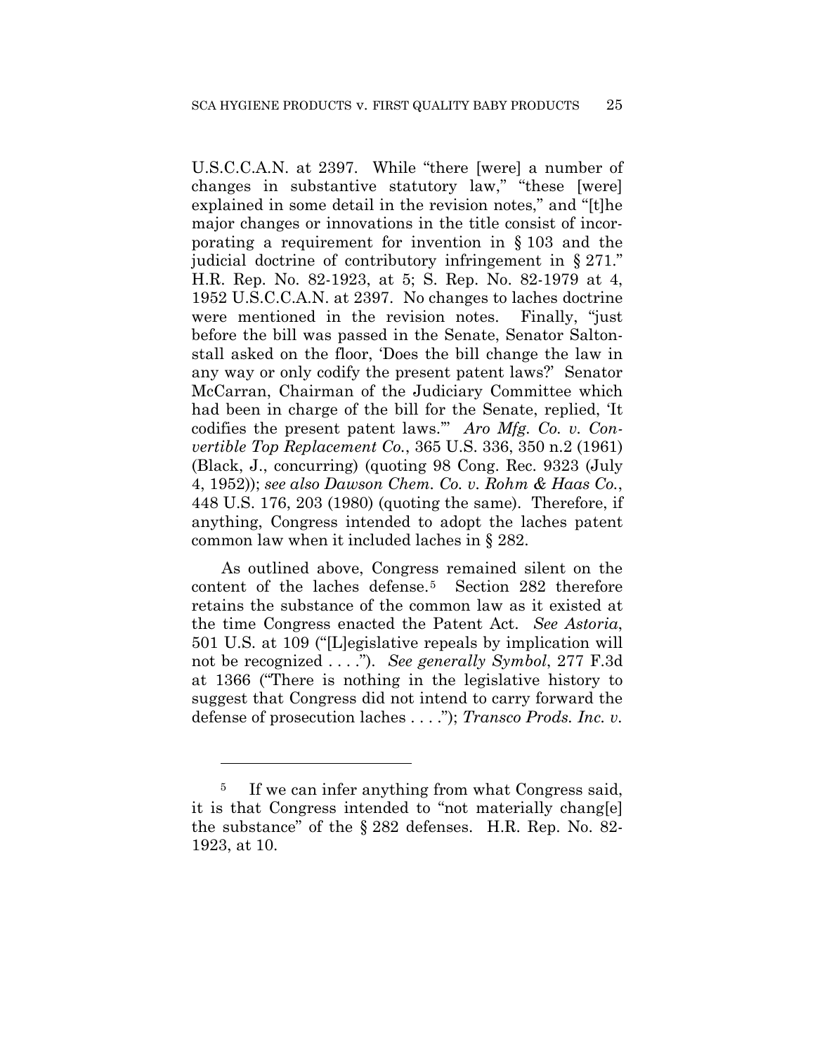U.S.C.C.A.N. at 2397. While "there [were] a number of changes in substantive statutory law," "these [were] explained in some detail in the revision notes," and "[t]he major changes or innovations in the title consist of incorporating a requirement for invention in § 103 and the judicial doctrine of contributory infringement in § 271." H.R. Rep. No. 82-1923, at 5; S. Rep. No. 82-1979 at 4, 1952 U.S.C.C.A.N. at 2397. No changes to laches doctrine were mentioned in the revision notes. Finally, "just before the bill was passed in the Senate, Senator Saltonstall asked on the floor, 'Does the bill change the law in any way or only codify the present patent laws?' Senator McCarran, Chairman of the Judiciary Committee which had been in charge of the bill for the Senate, replied, 'It codifies the present patent laws.'" *Aro Mfg. Co. v. Convertible Top Replacement Co.*, 365 U.S. 336, 350 n.2 (1961) (Black, J., concurring) (quoting 98 Cong. Rec. 9323 (July 4, 1952)); *see also Dawson Chem. Co. v. Rohm & Haas Co.*, 448 U.S. 176, 203 (1980) (quoting the same). Therefore, if anything, Congress intended to adopt the laches patent common law when it included laches in § 282.

As outlined above, Congress remained silent on the content of the laches defense.[5] Section 282 therefore retains the substance of the common law as it existed at the time Congress enacted the Patent Act. *See Astoria*, 501 U.S. at 109 ("[L]egislative repeals by implication will not be recognized . . . ."). *See generally Symbol*, 277 F.3d at 1366 ("There is nothing in the legislative history to suggest that Congress did not intend to carry forward the defense of prosecution laches . . . ."); *Transco Prods. Inc. v.*

---

[5] If we can infer anything from what Congress said, it is that Congress intended to "not materially chang[e] the substance" of the § 282 defenses. H.R. Rep. No. 82-1923, at 10.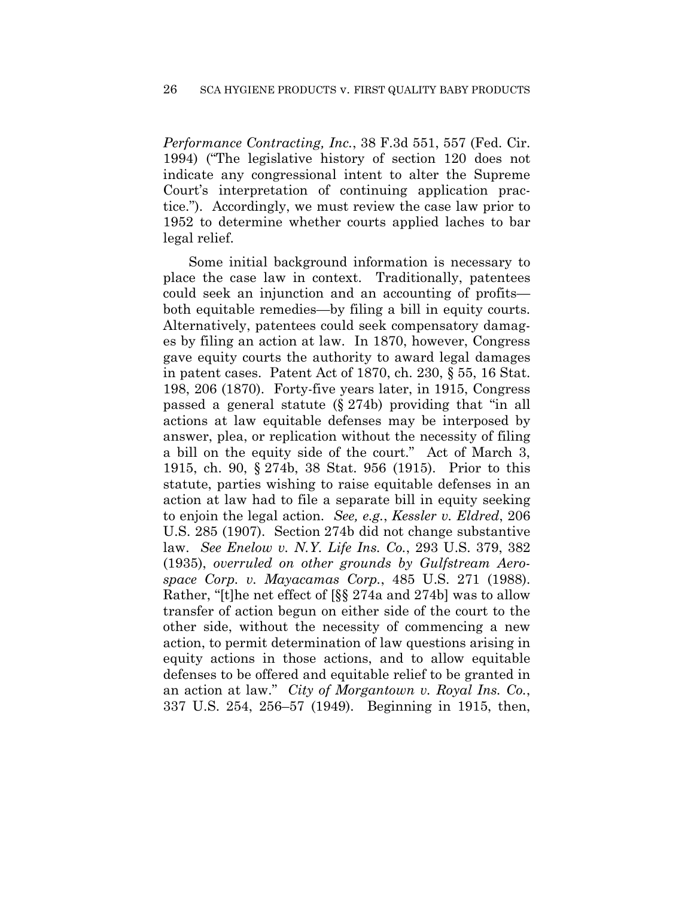*Performance Contracting, Inc.*, 38 F.3d 551, 557 (Fed. Cir. 1994) ("The legislative history of section 120 does not indicate any congressional intent to alter the Supreme Court's interpretation of continuing application practice."). Accordingly, we must review the case law prior to 1952 to determine whether courts applied laches to bar legal relief.

Some initial background information is necessary to place the case law in context. Traditionally, patentees could seek an injunction and an accounting of profits—both equitable remedies—by filing a bill in equity courts. Alternatively, patentees could seek compensatory damages by filing an action at law. In 1870, however, Congress gave equity courts the authority to award legal damages in patent cases. Patent Act of 1870, ch. 230, § 55, 16 Stat. 198, 206 (1870). Forty-five years later, in 1915, Congress passed a general statute (§ 274b) providing that "in all actions at law equitable defenses may be interposed by answer, plea, or replication without the necessity of filing a bill on the equity side of the court." Act of March 3, 1915, ch. 90, § 274b, 38 Stat. 956 (1915). Prior to this statute, parties wishing to raise equitable defenses in an action at law had to file a separate bill in equity seeking to enjoin the legal action. *See, e.g.*, *Kessler v. Eldred*, 206 U.S. 285 (1907). Section 274b did not change substantive law. *See Enelow v. N.Y. Life Ins. Co.*, 293 U.S. 379, 382 (1935), *overruled on other grounds by Gulfstream Aerospace Corp. v. Mayacamas Corp.*, 485 U.S. 271 (1988). Rather, "[t]he net effect of [§§ 274a and 274b] was to allow transfer of action begun on either side of the court to the other side, without the necessity of commencing a new action, to permit determination of law questions arising in equity actions in those actions, and to allow equitable defenses to be offered and equitable relief to be granted in an action at law." *City of Morgantown v. Royal Ins. Co.*, 337 U.S. 254, 256–57 (1949). Beginning in 1915, then,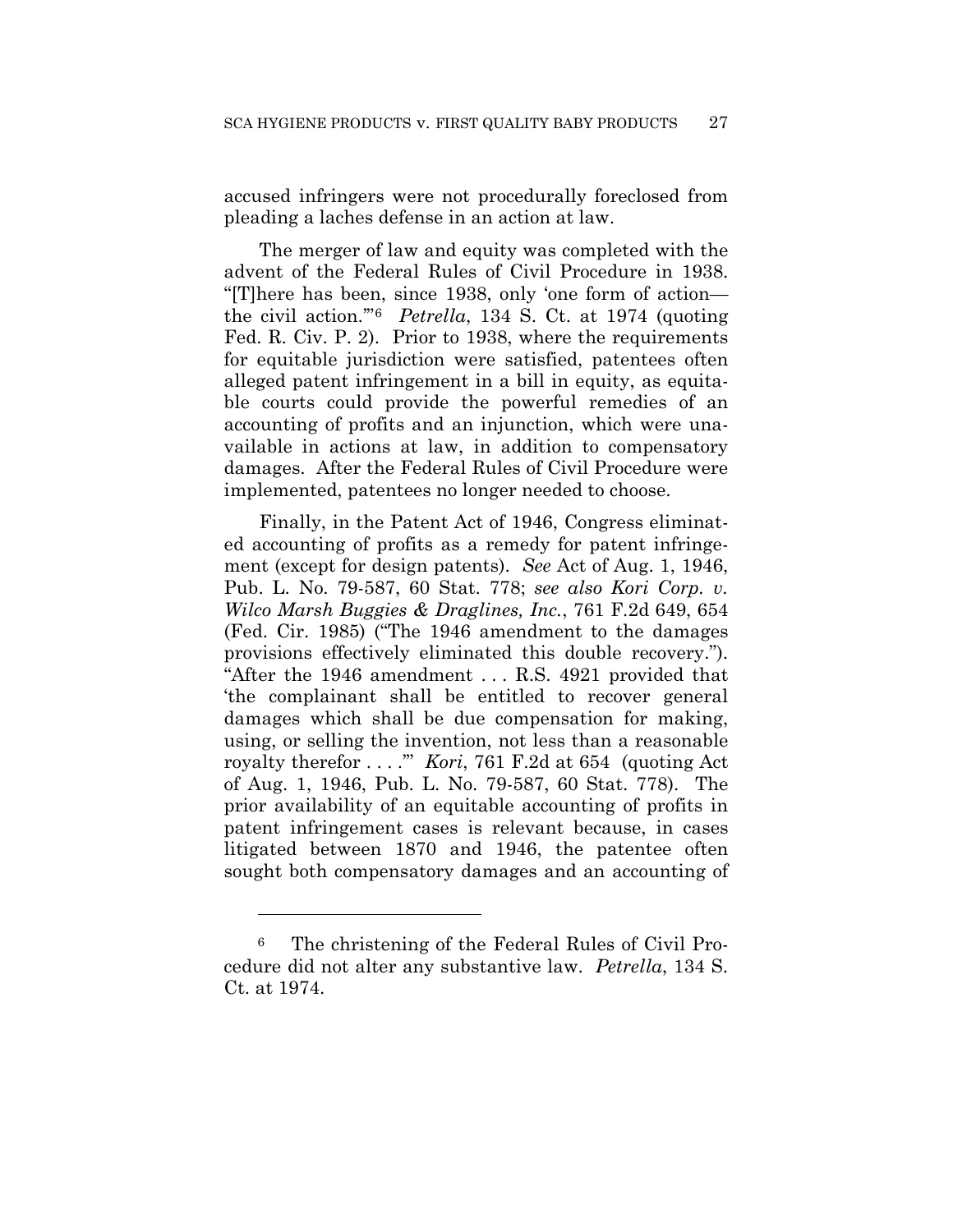accused infringers were not procedurally foreclosed from pleading a laches defense in an action at law.

The merger of law and equity was completed with the advent of the Federal Rules of Civil Procedure in 1938. "[T]here has been, since 1938, only 'one form of action—the civil action.'"[6] *Petrella*, 134 S. Ct. at 1974 (quoting Fed. R. Civ. P. 2). Prior to 1938, where the requirements for equitable jurisdiction were satisfied, patentees often alleged patent infringement in a bill in equity, as equitable courts could provide the powerful remedies of an accounting of profits and an injunction, which were unavailable in actions at law, in addition to compensatory damages. After the Federal Rules of Civil Procedure were implemented, patentees no longer needed to choose.

Finally, in the Patent Act of 1946, Congress eliminated accounting of profits as a remedy for patent infringement (except for design patents). *See* Act of Aug. 1, 1946, Pub. L. No. 79-587, 60 Stat. 778; *see also Kori Corp. v. Wilco Marsh Buggies & Draglines, Inc.*, 761 F.2d 649, 654 (Fed. Cir. 1985) ("The 1946 amendment to the damages provisions effectively eliminated this double recovery."). "After the 1946 amendment . . . R.S. 4921 provided that 'the complainant shall be entitled to recover general damages which shall be due compensation for making, using, or selling the invention, not less than a reasonable royalty therefor . . . .'" *Kori*, 761 F.2d at 654 (quoting Act of Aug. 1, 1946, Pub. L. No. 79-587, 60 Stat. 778). The prior availability of an equitable accounting of profits in patent infringement cases is relevant because, in cases litigated between 1870 and 1946, the patentee often sought both compensatory damages and an accounting of

---

[6] The christening of the Federal Rules of Civil Procedure did not alter any substantive law. *Petrella*, 134 S. Ct. at 1974.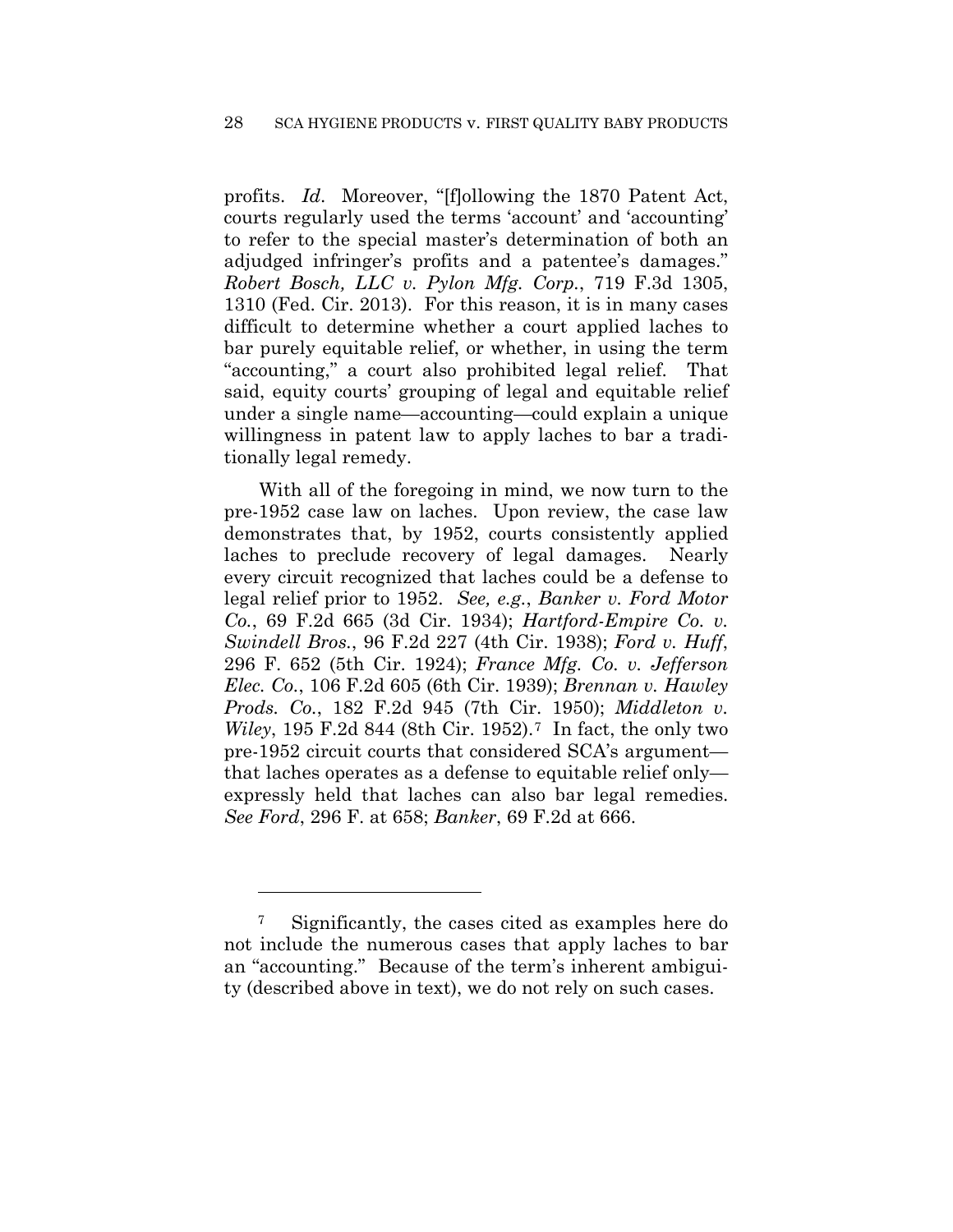profits. *Id*. Moreover, "[f]ollowing the 1870 Patent Act, courts regularly used the terms 'account' and 'accounting' to refer to the special master's determination of both an adjudged infringer's profits and a patentee's damages." *Robert Bosch, LLC v. Pylon Mfg. Corp.*, 719 F.3d 1305, 1310 (Fed. Cir. 2013). For this reason, it is in many cases difficult to determine whether a court applied laches to bar purely equitable relief, or whether, in using the term "accounting," a court also prohibited legal relief. That said, equity courts' grouping of legal and equitable relief under a single name—accounting—could explain a unique willingness in patent law to apply laches to bar a traditionally legal remedy.

With all of the foregoing in mind, we now turn to the pre-1952 case law on laches. Upon review, the case law demonstrates that, by 1952, courts consistently applied laches to preclude recovery of legal damages. Nearly every circuit recognized that laches could be a defense to legal relief prior to 1952. *See, e.g.*, *Banker v. Ford Motor Co.*, 69 F.2d 665 (3d Cir. 1934); *Hartford-Empire Co. v. Swindell Bros.*, 96 F.2d 227 (4th Cir. 1938); *Ford v. Huff*, 296 F. 652 (5th Cir. 1924); *France Mfg. Co. v. Jefferson Elec. Co.*, 106 F.2d 605 (6th Cir. 1939); *Brennan v. Hawley Prods. Co.*, 182 F.2d 945 (7th Cir. 1950); *Middleton v. Wiley*, 195 F.2d 844 (8th Cir. 1952).[7] In fact, the only two pre-1952 circuit courts that considered SCA's argument—that laches operates as a defense to equitable relief only—expressly held that laches can also bar legal remedies. *See Ford*, 296 F. at 658; *Banker*, 69 F.2d at 666.

[7] Significantly, the cases cited as examples here do not include the numerous cases that apply laches to bar an "accounting." Because of the term's inherent ambiguity (described above in text), we do not rely on such cases.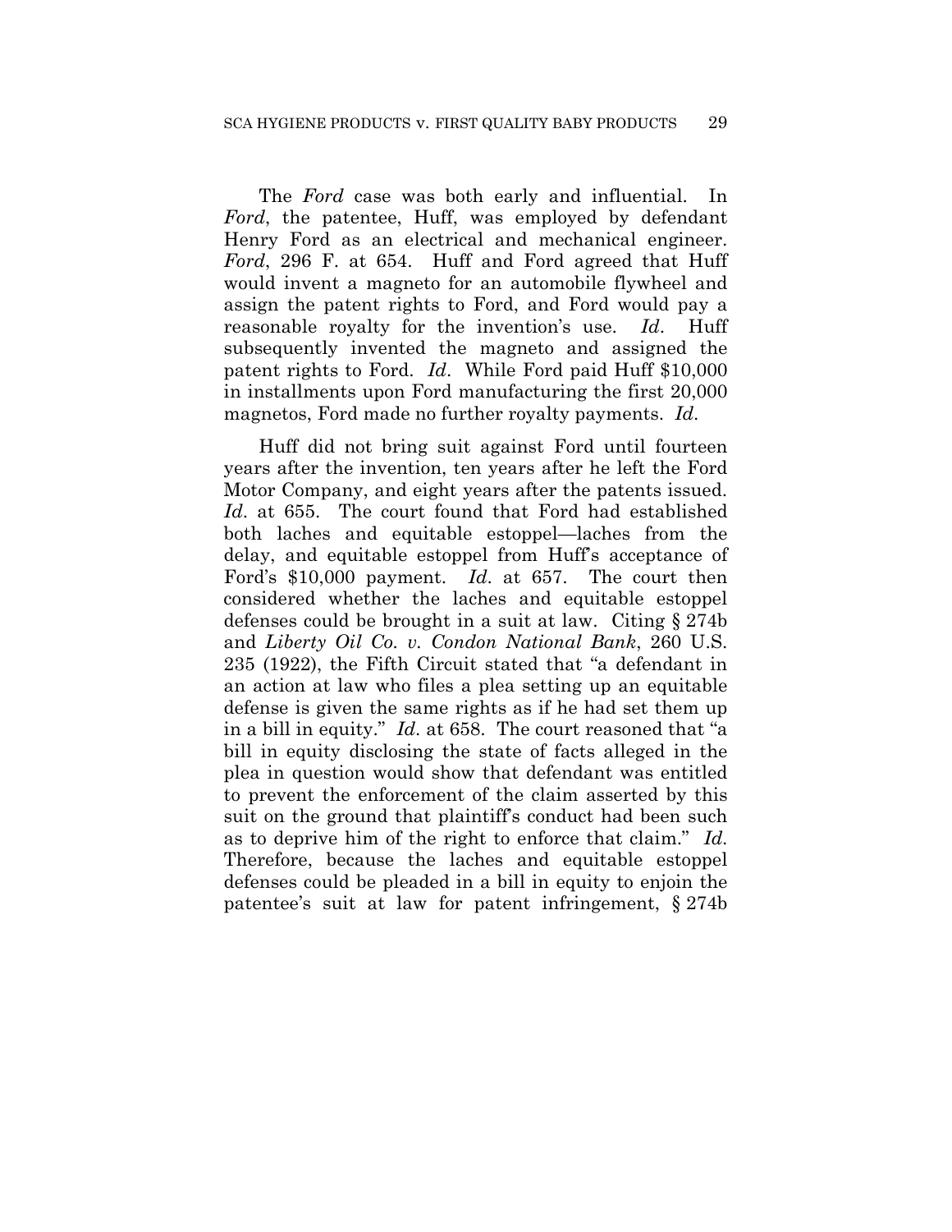The *Ford* case was both early and influential. In *Ford*, the patentee, Huff, was employed by defendant Henry Ford as an electrical and mechanical engineer. *Ford*, 296 F. at 654. Huff and Ford agreed that Huff would invent a magneto for an automobile flywheel and assign the patent rights to Ford, and Ford would pay a reasonable royalty for the invention's use. *Id*. Huff subsequently invented the magneto and assigned the patent rights to Ford. *Id*. While Ford paid Huff $10,000 in installments upon Ford manufacturing the first 20,000 magnetos, Ford made no further royalty payments. *Id*.

Huff did not bring suit against Ford until fourteen years after the invention, ten years after he left the Ford Motor Company, and eight years after the patents issued. *Id*. at 655. The court found that Ford had established both laches and equitable estoppel—laches from the delay, and equitable estoppel from Huff's acceptance of Ford's $10,000 payment. *Id*. at 657. The court then considered whether the laches and equitable estoppel defenses could be brought in a suit at law. Citing § 274b and *Liberty Oil Co. v. Condon National Bank*, 260 U.S. 235 (1922), the Fifth Circuit stated that "a defendant in an action at law who files a plea setting up an equitable defense is given the same rights as if he had set them up in a bill in equity." *Id*. at 658. The court reasoned that "a bill in equity disclosing the state of facts alleged in the plea in question would show that defendant was entitled to prevent the enforcement of the claim asserted by this suit on the ground that plaintiff's conduct had been such as to deprive him of the right to enforce that claim." *Id*. Therefore, because the laches and equitable estoppel defenses could be pleaded in a bill in equity to enjoin the patentee's suit at law for patent infringement, § 274b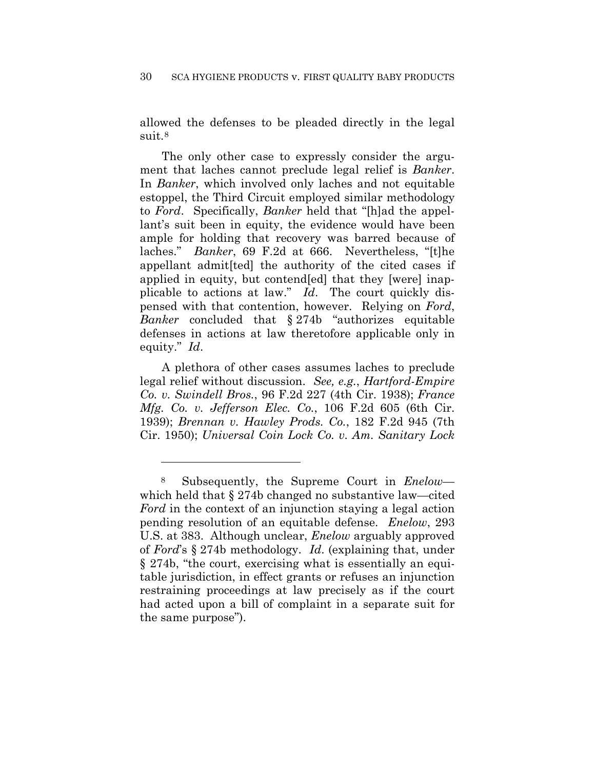allowed the defenses to be pleaded directly in the legal suit.[8]

The only other case to expressly consider the argument that laches cannot preclude legal relief is *Banker*. In *Banker*, which involved only laches and not equitable estoppel, the Third Circuit employed similar methodology to *Ford*. Specifically, *Banker* held that "[h]ad the appellant's suit been in equity, the evidence would have been ample for holding that recovery was barred because of laches." *Banker*, 69 F.2d at 666. Nevertheless, "[t]he appellant admit[ted] the authority of the cited cases if applied in equity, but contend[ed] that they [were] inapplicable to actions at law." *Id*. The court quickly dispensed with that contention, however. Relying on *Ford*, *Banker* concluded that § 274b "authorizes equitable defenses in actions at law theretofore applicable only in equity." *Id*.

A plethora of other cases assumes laches to preclude legal relief without discussion. *See, e.g.*, *Hartford-Empire Co. v. Swindell Bros.*, 96 F.2d 227 (4th Cir. 1938); *France Mfg. Co. v. Jefferson Elec. Co.*, 106 F.2d 605 (6th Cir. 1939); *Brennan v. Hawley Prods. Co.*, 182 F.2d 945 (7th Cir. 1950); *Universal Coin Lock Co. v. Am. Sanitary Lock*

---

[8] Subsequently, the Supreme Court in *Enelow*—which held that § 274b changed no substantive law—cited *Ford* in the context of an injunction staying a legal action pending resolution of an equitable defense. *Enelow*, 293 U.S. at 383. Although unclear, *Enelow* arguably approved of *Ford*'s § 274b methodology. *Id*. (explaining that, under § 274b, "the court, exercising what is essentially an equitable jurisdiction, in effect grants or refuses an injunction restraining proceedings at law precisely as if the court had acted upon a bill of complaint in a separate suit for the same purpose").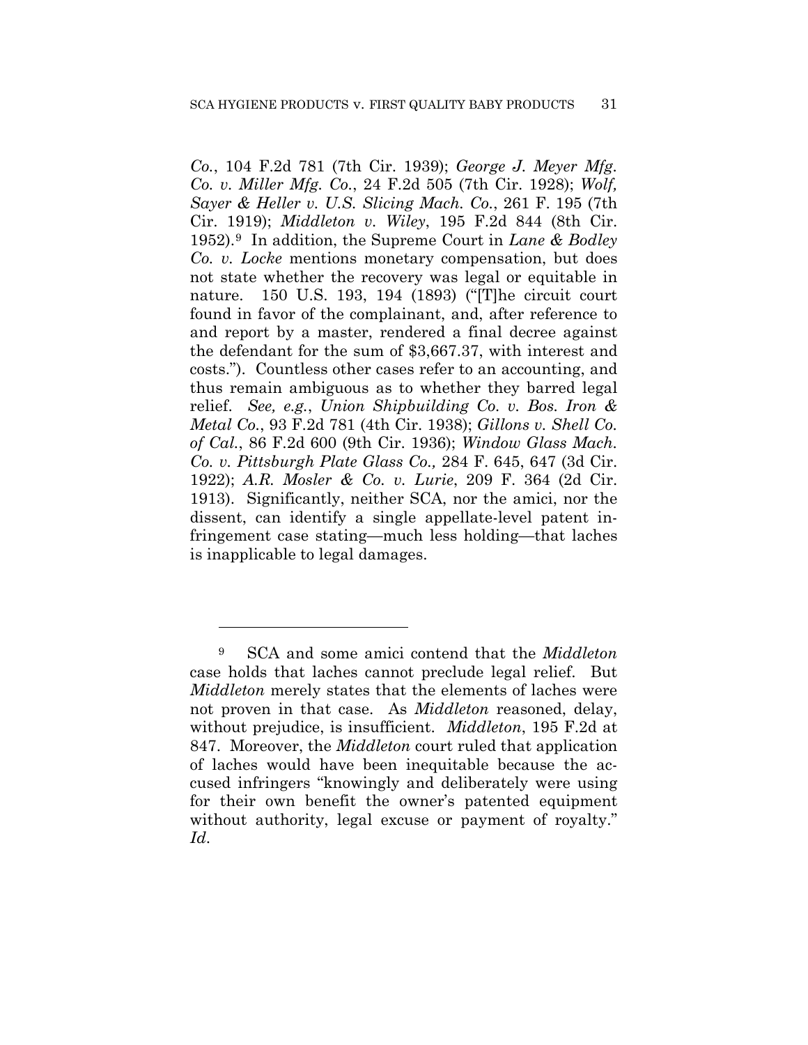*Co.*, 104 F.2d 781 (7th Cir. 1939); *George J. Meyer Mfg. Co. v. Miller Mfg. Co.*, 24 F.2d 505 (7th Cir. 1928); *Wolf, Sayer & Heller v. U.S. Slicing Mach. Co.*, 261 F. 195 (7th Cir. 1919); *Middleton v. Wiley*, 195 F.2d 844 (8th Cir. 1952).[9] In addition, the Supreme Court in *Lane & Bodley Co. v. Locke* mentions monetary compensation, but does not state whether the recovery was legal or equitable in nature. 150 U.S. 193, 194 (1893) ("[T]he circuit court found in favor of the complainant, and, after reference to and report by a master, rendered a final decree against the defendant for the sum of $3,667.37, with interest and costs."). Countless other cases refer to an accounting, and thus remain ambiguous as to whether they barred legal relief. *See, e.g.*, *Union Shipbuilding Co. v. Bos. Iron & Metal Co.*, 93 F.2d 781 (4th Cir. 1938); *Gillons v. Shell Co. of Cal.*, 86 F.2d 600 (9th Cir. 1936); *Window Glass Mach. Co. v. Pittsburgh Plate Glass Co.,* 284 F. 645, 647 (3d Cir. 1922); *A.R. Mosler & Co. v. Lurie*, 209 F. 364 (2d Cir. 1913). Significantly, neither SCA, nor the amici, nor the dissent, can identify a single appellate-level patent infringement case stating—much less holding—that laches is inapplicable to legal damages.

---

[9] SCA and some amici contend that the *Middleton* case holds that laches cannot preclude legal relief. But *Middleton* merely states that the elements of laches were not proven in that case. As *Middleton* reasoned, delay, without prejudice, is insufficient. *Middleton*, 195 F.2d at 847. Moreover, the *Middleton* court ruled that application of laches would have been inequitable because the accused infringers "knowingly and deliberately were using for their own benefit the owner's patented equipment without authority, legal excuse or payment of royalty." *Id*.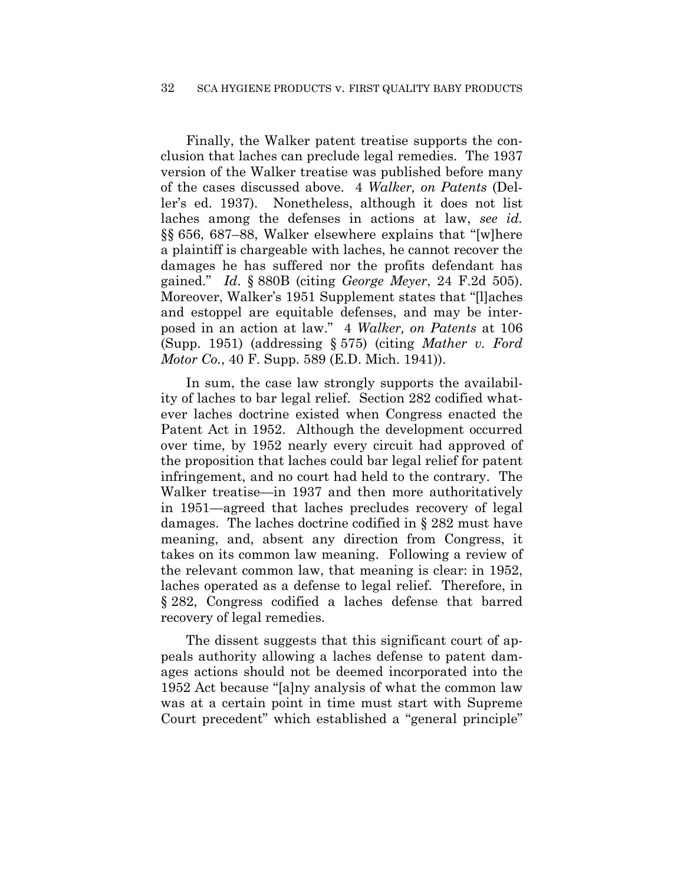Finally, the Walker patent treatise supports the conclusion that laches can preclude legal remedies. The 1937 version of the Walker treatise was published before many of the cases discussed above. 4 *Walker, on Patents* (Deller's ed. 1937). Nonetheless, although it does not list laches among the defenses in actions at law, *see id.* §§ 656, 687–88, Walker elsewhere explains that "[w]here a plaintiff is chargeable with laches, he cannot recover the damages he has suffered nor the profits defendant has gained." *Id*. § 880B (citing *George Meyer*, 24 F.2d 505). Moreover, Walker's 1951 Supplement states that "[l]aches and estoppel are equitable defenses, and may be interposed in an action at law." 4 *Walker, on Patents* at 106 (Supp. 1951) (addressing § 575) (citing *Mather v. Ford Motor Co.*, 40 F. Supp. 589 (E.D. Mich. 1941)).

In sum, the case law strongly supports the availability of laches to bar legal relief. Section 282 codified whatever laches doctrine existed when Congress enacted the Patent Act in 1952. Although the development occurred over time, by 1952 nearly every circuit had approved of the proposition that laches could bar legal relief for patent infringement, and no court had held to the contrary. The Walker treatise—in 1937 and then more authoritatively in 1951—agreed that laches precludes recovery of legal damages. The laches doctrine codified in § 282 must have meaning, and, absent any direction from Congress, it takes on its common law meaning. Following a review of the relevant common law, that meaning is clear: in 1952, laches operated as a defense to legal relief. Therefore, in § 282, Congress codified a laches defense that barred recovery of legal remedies.

The dissent suggests that this significant court of appeals authority allowing a laches defense to patent damages actions should not be deemed incorporated into the 1952 Act because "[a]ny analysis of what the common law was at a certain point in time must start with Supreme Court precedent" which established a "general principle"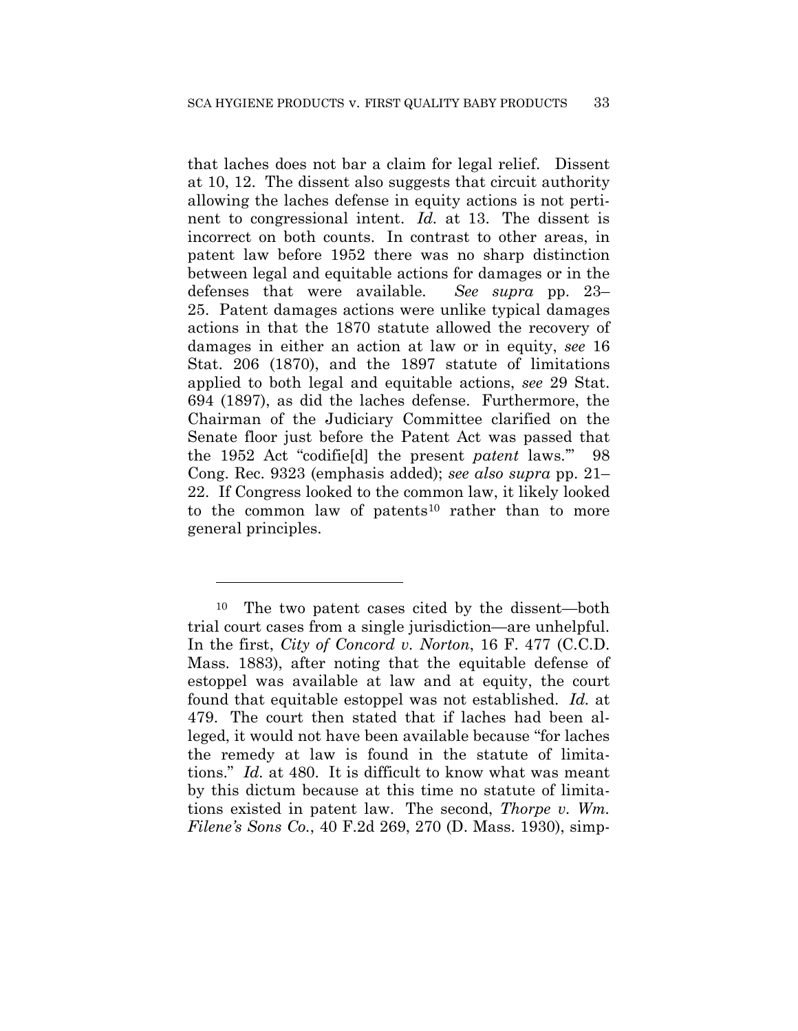that laches does not bar a claim for legal relief. Dissent at 10, 12. The dissent also suggests that circuit authority allowing the laches defense in equity actions is not pertinent to congressional intent. *Id.* at 13. The dissent is incorrect on both counts. In contrast to other areas, in patent law before 1952 there was no sharp distinction between legal and equitable actions for damages or in the defenses that were available. *See supra* pp. 23–25. Patent damages actions were unlike typical damages actions in that the 1870 statute allowed the recovery of damages in either an action at law or in equity, *see* 16 Stat. 206 (1870), and the 1897 statute of limitations applied to both legal and equitable actions, *see* 29 Stat. 694 (1897), as did the laches defense. Furthermore, the Chairman of the Judiciary Committee clarified on the Senate floor just before the Patent Act was passed that the 1952 Act "codifie[d] the present *patent* laws.'" 98 Cong. Rec. 9323 (emphasis added); *see also supra* pp. 21–22. If Congress looked to the common law, it likely looked to the common law of patents[10] rather than to more general principles.

---

[10] The two patent cases cited by the dissent—both trial court cases from a single jurisdiction—are unhelpful. In the first, *City of Concord v. Norton*, 16 F. 477 (C.C.D. Mass. 1883), after noting that the equitable defense of estoppel was available at law and at equity, the court found that equitable estoppel was not established. *Id.* at 479. The court then stated that if laches had been alleged, it would not have been available because "for laches the remedy at law is found in the statute of limitations." *Id.* at 480. It is difficult to know what was meant by this dictum because at this time no statute of limitations existed in patent law. The second, *Thorpe v. Wm. Filene's Sons Co.*, 40 F.2d 269, 270 (D. Mass. 1930), simp-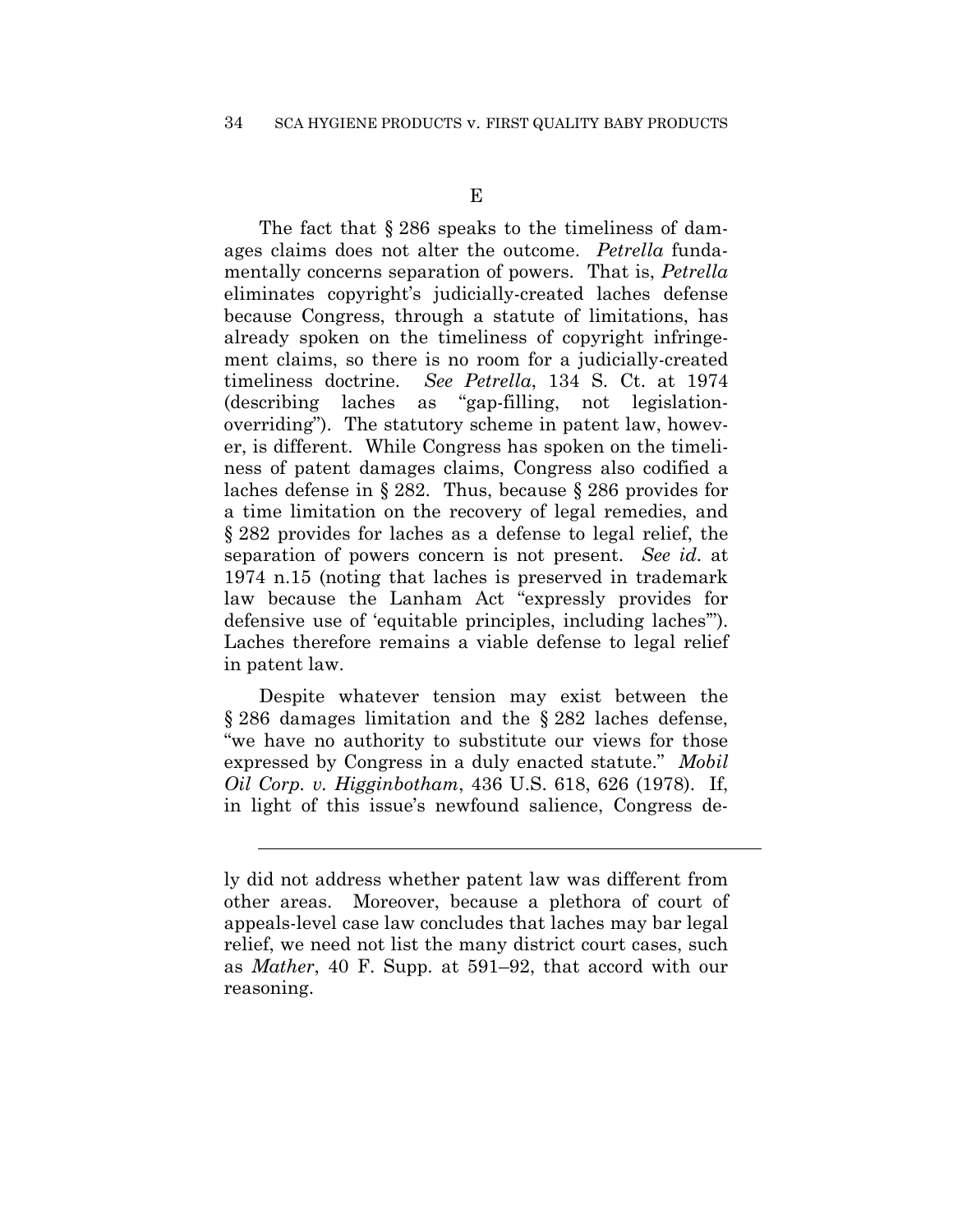E

The fact that § 286 speaks to the timeliness of damages claims does not alter the outcome. *Petrella* fundamentally concerns separation of powers. That is, *Petrella* eliminates copyright's judicially-created laches defense because Congress, through a statute of limitations, has already spoken on the timeliness of copyright infringement claims, so there is no room for a judicially-created timeliness doctrine. *See Petrella*, 134 S. Ct. at 1974 (describing laches as "gap-filling, not legislation-overriding"). The statutory scheme in patent law, however, is different. While Congress has spoken on the timeliness of patent damages claims, Congress also codified a laches defense in § 282. Thus, because § 286 provides for a time limitation on the recovery of legal remedies, and § 282 provides for laches as a defense to legal relief, the separation of powers concern is not present. *See id.* at 1974 n.15 (noting that laches is preserved in trademark law because the Lanham Act "expressly provides for defensive use of 'equitable principles, including laches'"). Laches therefore remains a viable defense to legal relief in patent law.

Despite whatever tension may exist between the § 286 damages limitation and the § 282 laches defense, "we have no authority to substitute our views for those expressed by Congress in a duly enacted statute." *Mobil Oil Corp. v. Higginbotham*, 436 U.S. 618, 626 (1978). If, in light of this issue's newfound salience, Congress de-

---

ly did not address whether patent law was different from other areas. Moreover, because a plethora of court of appeals-level case law concludes that laches may bar legal relief, we need not list the many district court cases, such as *Mather*, 40 F. Supp. at 591–92, that accord with our reasoning.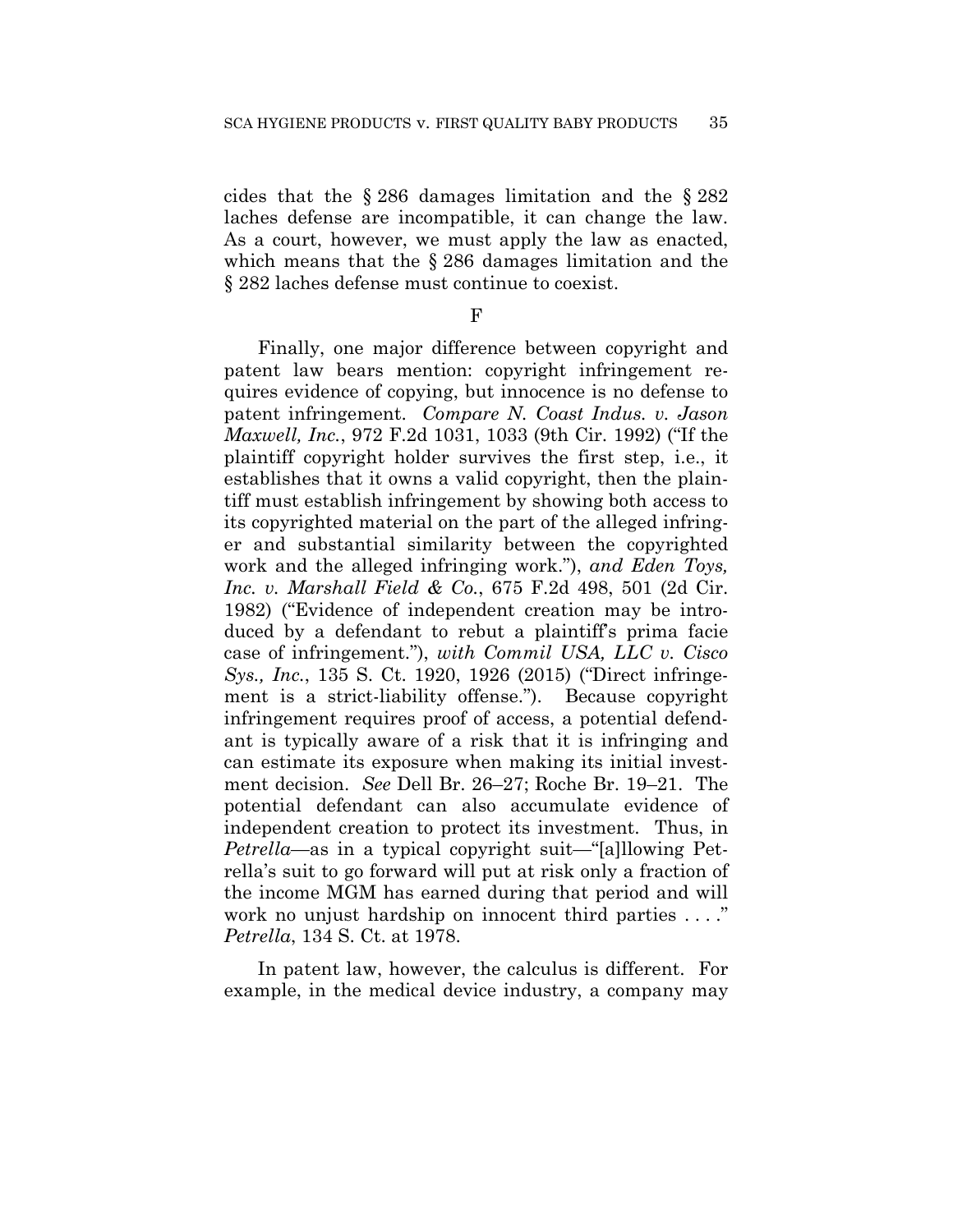cides that the § 286 damages limitation and the § 282 laches defense are incompatible, it can change the law. As a court, however, we must apply the law as enacted, which means that the § 286 damages limitation and the § 282 laches defense must continue to coexist.

F

Finally, one major difference between copyright and patent law bears mention: copyright infringement requires evidence of copying, but innocence is no defense to patent infringement. *Compare N. Coast Indus. v. Jason Maxwell, Inc.*, 972 F.2d 1031, 1033 (9th Cir. 1992) ("If the plaintiff copyright holder survives the first step, i.e., it establishes that it owns a valid copyright, then the plaintiff must establish infringement by showing both access to its copyrighted material on the part of the alleged infringer and substantial similarity between the copyrighted work and the alleged infringing work."), *and Eden Toys, Inc. v. Marshall Field & Co.*, 675 F.2d 498, 501 (2d Cir. 1982) ("Evidence of independent creation may be introduced by a defendant to rebut a plaintiff's prima facie case of infringement."), *with Commil USA, LLC v. Cisco Sys., Inc.*, 135 S. Ct. 1920, 1926 (2015) ("Direct infringement is a strict-liability offense."). Because copyright infringement requires proof of access, a potential defendant is typically aware of a risk that it is infringing and can estimate its exposure when making its initial investment decision. *See* Dell Br. 26–27; Roche Br. 19–21. The potential defendant can also accumulate evidence of independent creation to protect its investment. Thus, in *Petrella*—as in a typical copyright suit—"[a]llowing Petrella's suit to go forward will put at risk only a fraction of the income MGM has earned during that period and will work no unjust hardship on innocent third parties . . . ." *Petrella*, 134 S. Ct. at 1978.

In patent law, however, the calculus is different. For example, in the medical device industry, a company may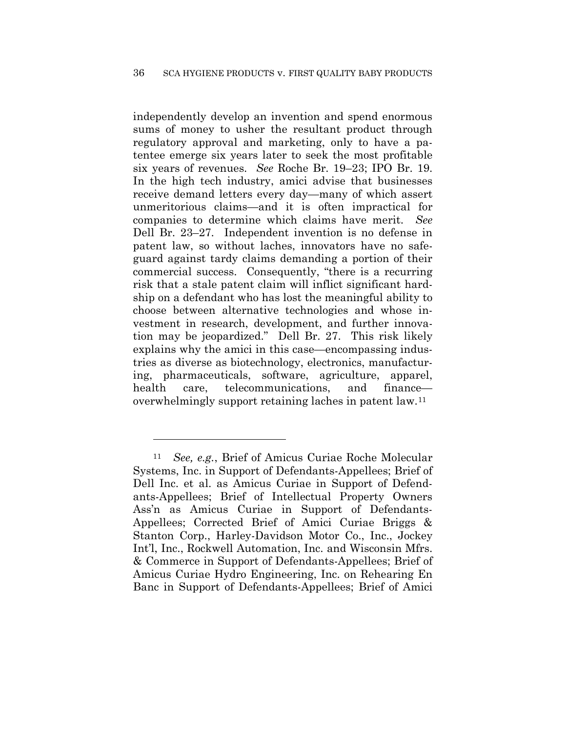independently develop an invention and spend enormous sums of money to usher the resultant product through regulatory approval and marketing, only to have a patentee emerge six years later to seek the most profitable six years of revenues. *See* Roche Br. 19–23; IPO Br. 19. In the high tech industry, amici advise that businesses receive demand letters every day—many of which assert unmeritorious claims—and it is often impractical for companies to determine which claims have merit. *See* Dell Br. 23–27. Independent invention is no defense in patent law, so without laches, innovators have no safeguard against tardy claims demanding a portion of their commercial success. Consequently, "there is a recurring risk that a stale patent claim will inflict significant hardship on a defendant who has lost the meaningful ability to choose between alternative technologies and whose investment in research, development, and further innovation may be jeopardized." Dell Br. 27. This risk likely explains why the amici in this case—encompassing industries as diverse as biotechnology, electronics, manufacturing, pharmaceuticals, software, agriculture, apparel, health care, telecommunications, and finance—overwhelmingly support retaining laches in patent law.[11]

---

[11] *See, e.g.*, Brief of Amicus Curiae Roche Molecular Systems, Inc. in Support of Defendants-Appellees; Brief of Dell Inc. et al. as Amicus Curiae in Support of Defendants-Appellees; Brief of Intellectual Property Owners Ass'n as Amicus Curiae in Support of Defendants-Appellees; Corrected Brief of Amici Curiae Briggs & Stanton Corp., Harley-Davidson Motor Co., Inc., Jockey Int'l, Inc., Rockwell Automation, Inc. and Wisconsin Mfrs. & Commerce in Support of Defendants-Appellees; Brief of Amicus Curiae Hydro Engineering, Inc. on Rehearing En Banc in Support of Defendants-Appellees; Brief of Amici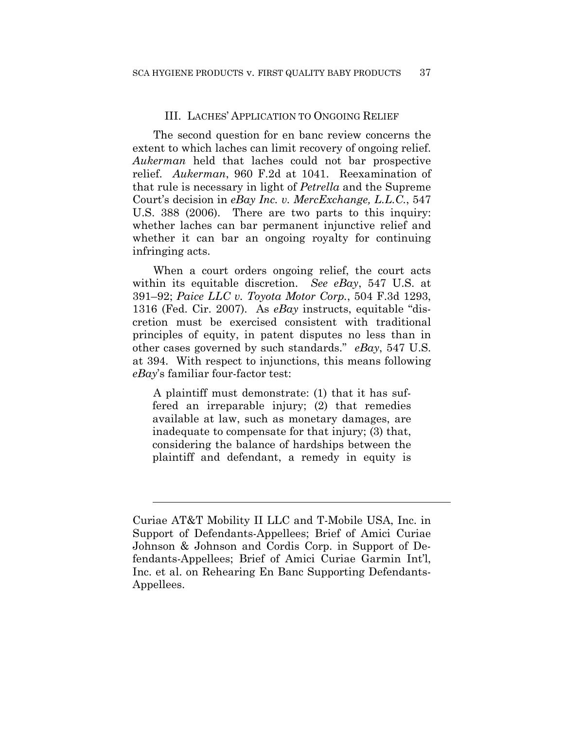### III. LACHES' APPLICATION TO ONGOING RELIEF

The second question for en banc review concerns the extent to which laches can limit recovery of ongoing relief. *Aukerman* held that laches could not bar prospective relief. *Aukerman*, 960 F.2d at 1041. Reexamination of that rule is necessary in light of *Petrella* and the Supreme Court's decision in *eBay Inc. v. MercExchange, L.L.C.*, 547 U.S. 388 (2006). There are two parts to this inquiry: whether laches can bar permanent injunctive relief and whether it can bar an ongoing royalty for continuing infringing acts.

When a court orders ongoing relief, the court acts within its equitable discretion. *See eBay*, 547 U.S. at 391–92; *Paice LLC v. Toyota Motor Corp.*, 504 F.3d 1293, 1316 (Fed. Cir. 2007). As *eBay* instructs, equitable "discretion must be exercised consistent with traditional principles of equity, in patent disputes no less than in other cases governed by such standards." *eBay*, 547 U.S. at 394. With respect to injunctions, this means following *eBay*'s familiar four-factor test:

> A plaintiff must demonstrate: (1) that it has suffered an irreparable injury; (2) that remedies available at law, such as monetary damages, are inadequate to compensate for that injury; (3) that, considering the balance of hardships between the plaintiff and defendant, a remedy in equity is

---

Curiae AT&T Mobility II LLC and T-Mobile USA, Inc. in Support of Defendants-Appellees; Brief of Amici Curiae Johnson & Johnson and Cordis Corp. in Support of Defendants-Appellees; Brief of Amici Curiae Garmin Int'l, Inc. et al. on Rehearing En Banc Supporting Defendants-Appellees.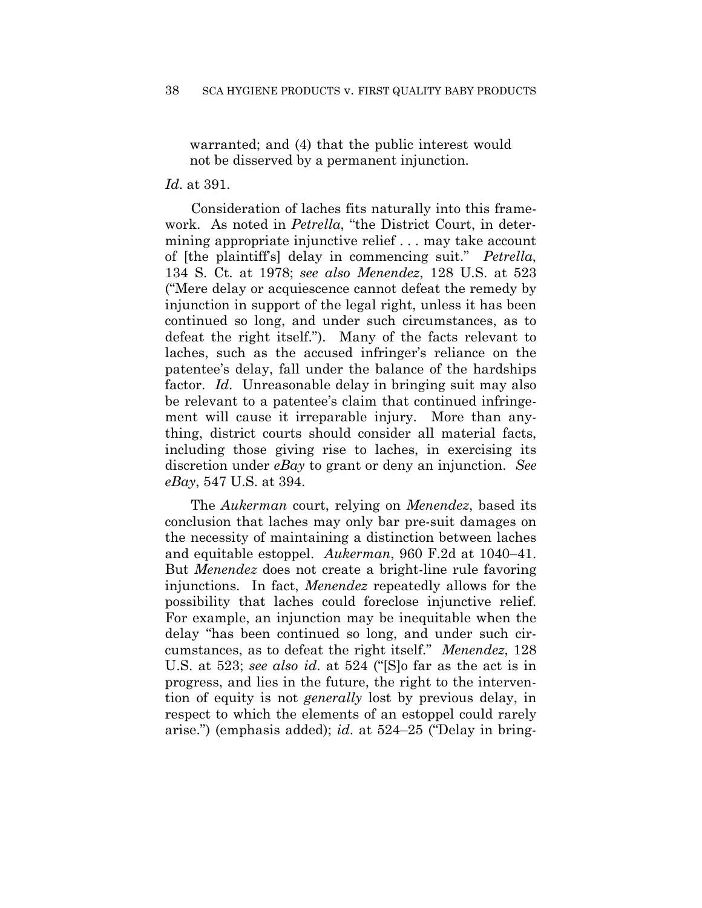> warranted; and (4) that the public interest would not be disserved by a permanent injunction.

*Id*. at 391.

Consideration of laches fits naturally into this framework. As noted in *Petrella*, "the District Court, in determining appropriate injunctive relief . . . may take account of [the plaintiff's] delay in commencing suit." *Petrella*, 134 S. Ct. at 1978; *see also Menendez*, 128 U.S. at 523 ("Mere delay or acquiescence cannot defeat the remedy by injunction in support of the legal right, unless it has been continued so long, and under such circumstances, as to defeat the right itself."). Many of the facts relevant to laches, such as the accused infringer's reliance on the patentee's delay, fall under the balance of the hardships factor. *Id*. Unreasonable delay in bringing suit may also be relevant to a patentee's claim that continued infringement will cause it irreparable injury. More than anything, district courts should consider all material facts, including those giving rise to laches, in exercising its discretion under *eBay* to grant or deny an injunction. *See eBay*, 547 U.S. at 394.

The *Aukerman* court, relying on *Menendez*, based its conclusion that laches may only bar pre-suit damages on the necessity of maintaining a distinction between laches and equitable estoppel. *Aukerman*, 960 F.2d at 1040–41. But *Menendez* does not create a bright-line rule favoring injunctions. In fact, *Menendez* repeatedly allows for the possibility that laches could foreclose injunctive relief. For example, an injunction may be inequitable when the delay "has been continued so long, and under such circumstances, as to defeat the right itself." *Menendez*, 128 U.S. at 523; *see also id.* at 524 ("[S]o far as the act is in progress, and lies in the future, the right to the intervention of equity is not *generally* lost by previous delay, in respect to which the elements of an estoppel could rarely arise.") (emphasis added); *id.* at 524–25 ("Delay in bring-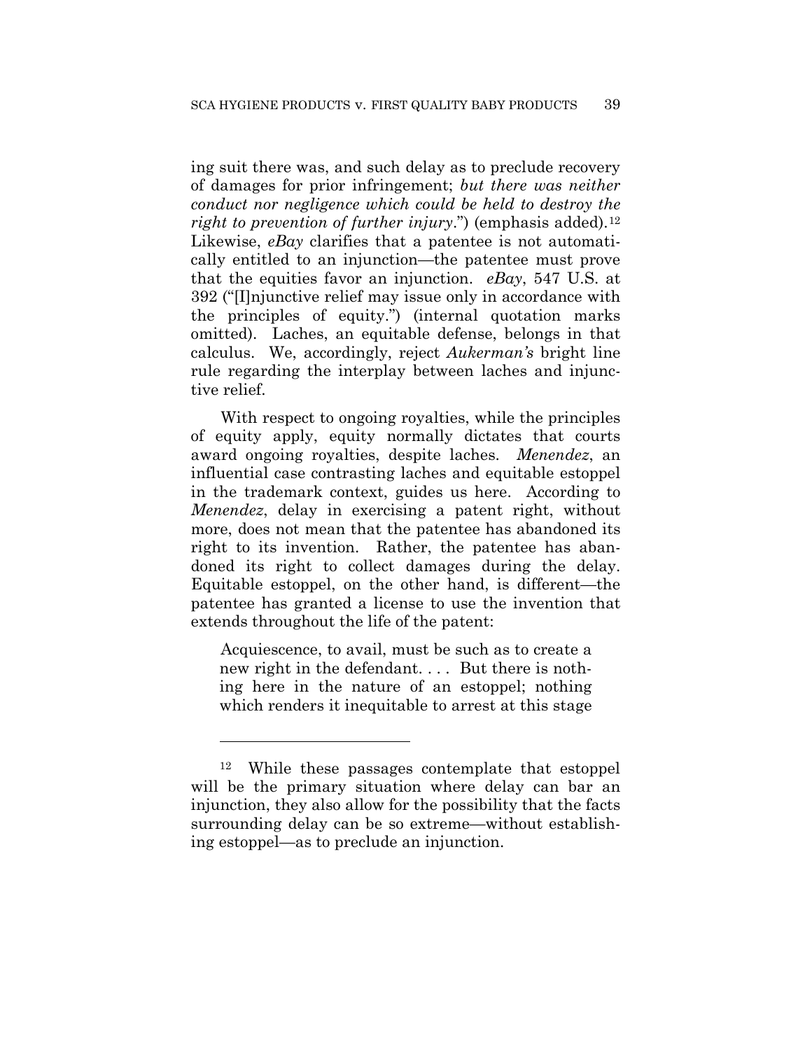ing suit there was, and such delay as to preclude recovery of damages for prior infringement; *but there was neither conduct nor negligence which could be held to destroy the right to prevention of further injury*.") (emphasis added).[12] Likewise, *eBay* clarifies that a patentee is not automatically entitled to an injunction—the patentee must prove that the equities favor an injunction. *eBay*, 547 U.S. at 392 ("[I]njunctive relief may issue only in accordance with the principles of equity.") (internal quotation marks omitted). Laches, an equitable defense, belongs in that calculus. We, accordingly, reject *Aukerman's* bright line rule regarding the interplay between laches and injunctive relief.

With respect to ongoing royalties, while the principles of equity apply, equity normally dictates that courts award ongoing royalties, despite laches. *Menendez*, an influential case contrasting laches and equitable estoppel in the trademark context, guides us here. According to *Menendez*, delay in exercising a patent right, without more, does not mean that the patentee has abandoned its right to its invention. Rather, the patentee has abandoned its right to collect damages during the delay. Equitable estoppel, on the other hand, is different—the patentee has granted a license to use the invention that extends throughout the life of the patent:

> Acquiescence, to avail, must be such as to create a new right in the defendant. . . . But there is nothing here in the nature of an estoppel; nothing which renders it inequitable to arrest at this stage

---

[12] While these passages contemplate that estoppel will be the primary situation where delay can bar an injunction, they also allow for the possibility that the facts surrounding delay can be so extreme—without establishing estoppel—as to preclude an injunction.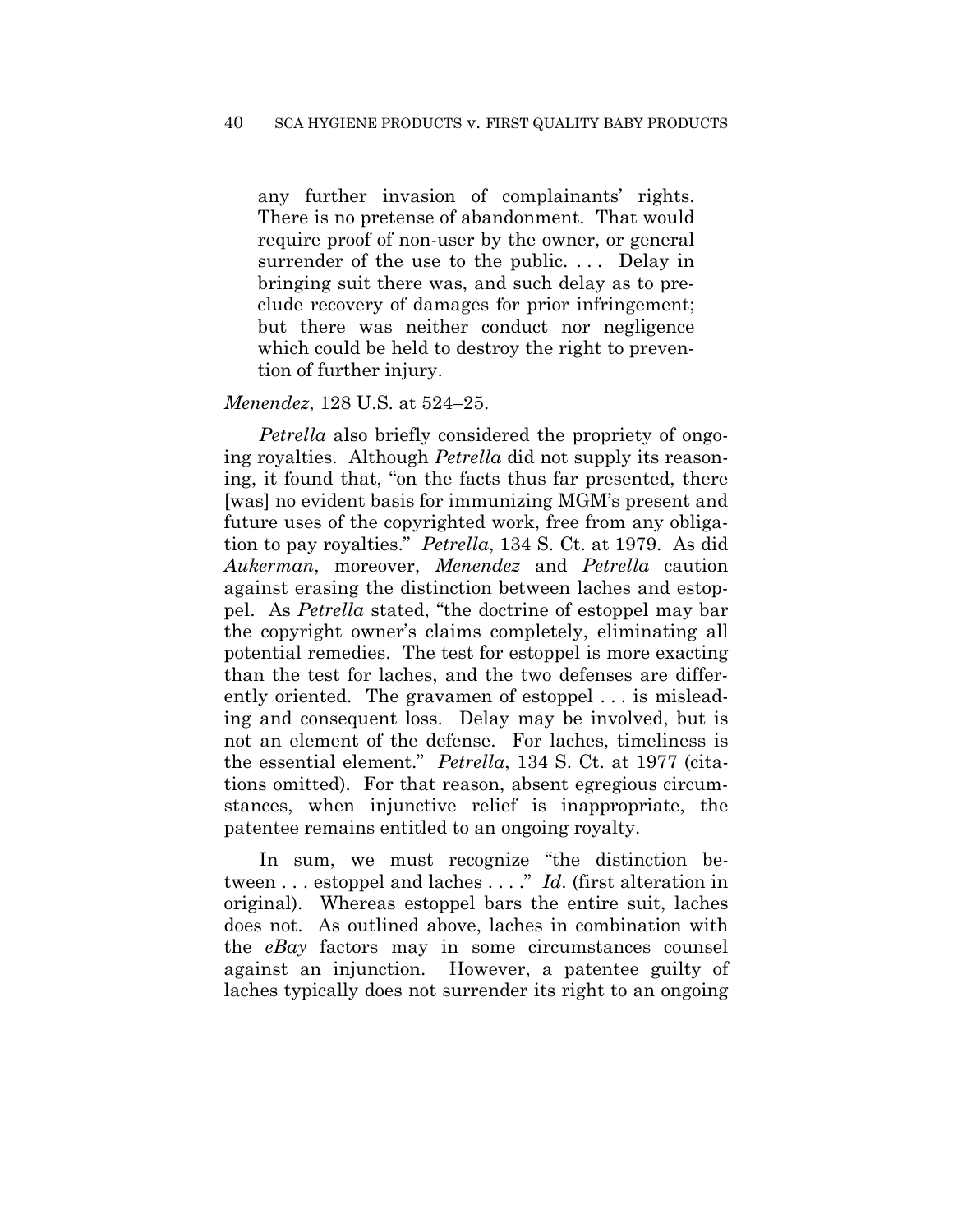> any further invasion of complainants' rights. There is no pretense of abandonment. That would require proof of non-user by the owner, or general surrender of the use to the public. . . . Delay in bringing suit there was, and such delay as to preclude recovery of damages for prior infringement; but there was neither conduct nor negligence which could be held to destroy the right to prevention of further injury.

*Menendez*, 128 U.S. at 524–25.

*Petrella* also briefly considered the propriety of ongoing royalties. Although *Petrella* did not supply its reasoning, it found that, "on the facts thus far presented, there [was] no evident basis for immunizing MGM's present and future uses of the copyrighted work, free from any obligation to pay royalties." *Petrella*, 134 S. Ct. at 1979. As did *Aukerman*, moreover, *Menendez* and *Petrella* caution against erasing the distinction between laches and estoppel. As *Petrella* stated, "the doctrine of estoppel may bar the copyright owner's claims completely, eliminating all potential remedies. The test for estoppel is more exacting than the test for laches, and the two defenses are differently oriented. The gravamen of estoppel . . . is misleading and consequent loss. Delay may be involved, but is not an element of the defense. For laches, timeliness is the essential element." *Petrella*, 134 S. Ct. at 1977 (citations omitted). For that reason, absent egregious circumstances, when injunctive relief is inappropriate, the patentee remains entitled to an ongoing royalty.

In sum, we must recognize "the distinction between . . . estoppel and laches . . . ." *Id*. (first alteration in original). Whereas estoppel bars the entire suit, laches does not. As outlined above, laches in combination with the *eBay* factors may in some circumstances counsel against an injunction. However, a patentee guilty of laches typically does not surrender its right to an ongoing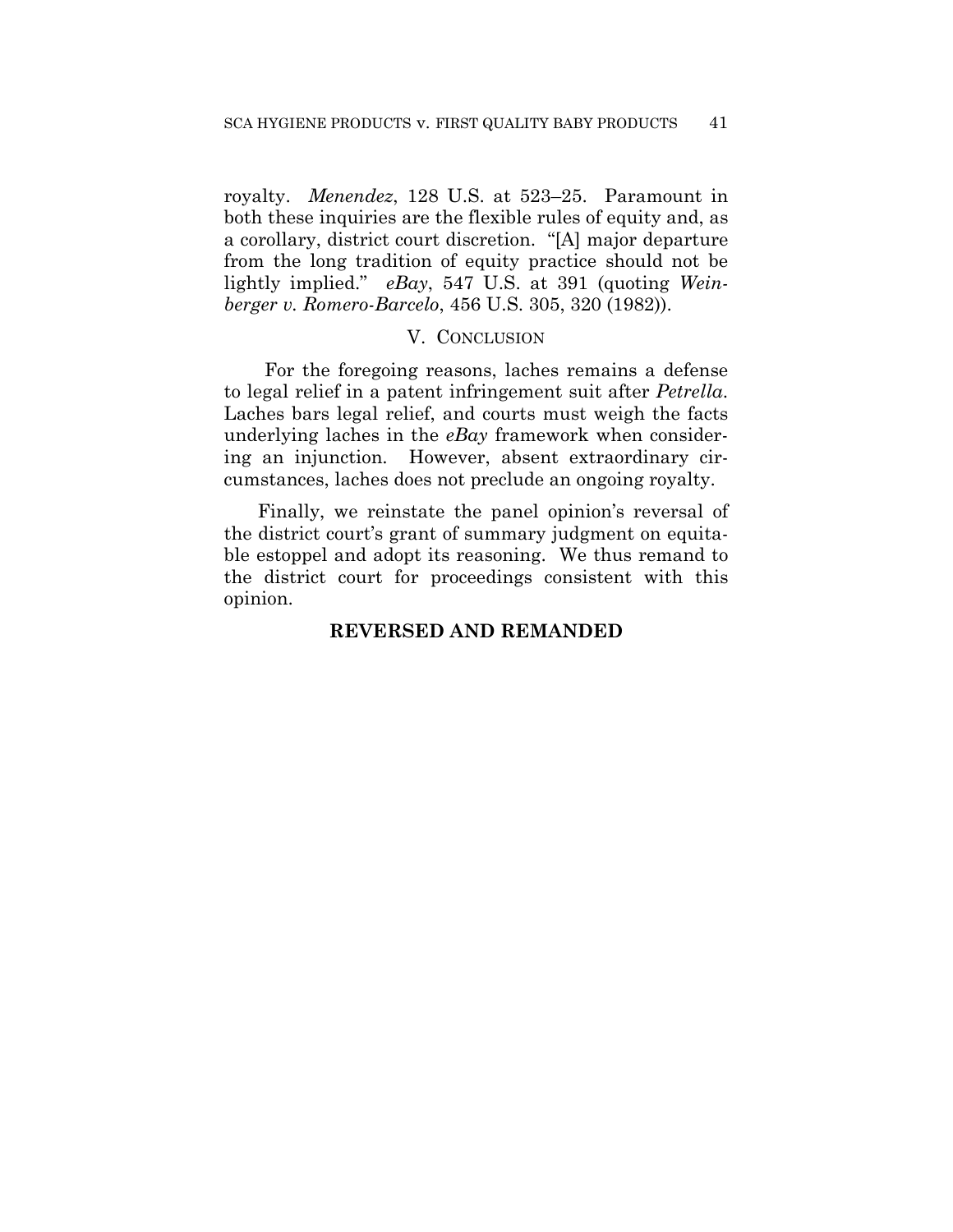royalty. *Menendez*, 128 U.S. at 523–25. Paramount in both these inquiries are the flexible rules of equity and, as a corollary, district court discretion. "[A] major departure from the long tradition of equity practice should not be lightly implied." *eBay*, 547 U.S. at 391 (quoting *Weinberger v. Romero-Barcelo*, 456 U.S. 305, 320 (1982)).

## V. CONCLUSION

For the foregoing reasons, laches remains a defense to legal relief in a patent infringement suit after *Petrella*. Laches bars legal relief, and courts must weigh the facts underlying laches in the *eBay* framework when considering an injunction. However, absent extraordinary circumstances, laches does not preclude an ongoing royalty.

Finally, we reinstate the panel opinion's reversal of the district court's grant of summary judgment on equitable estoppel and adopt its reasoning. We thus remand to the district court for proceedings consistent with this opinion.

**REVERSED AND REMANDED**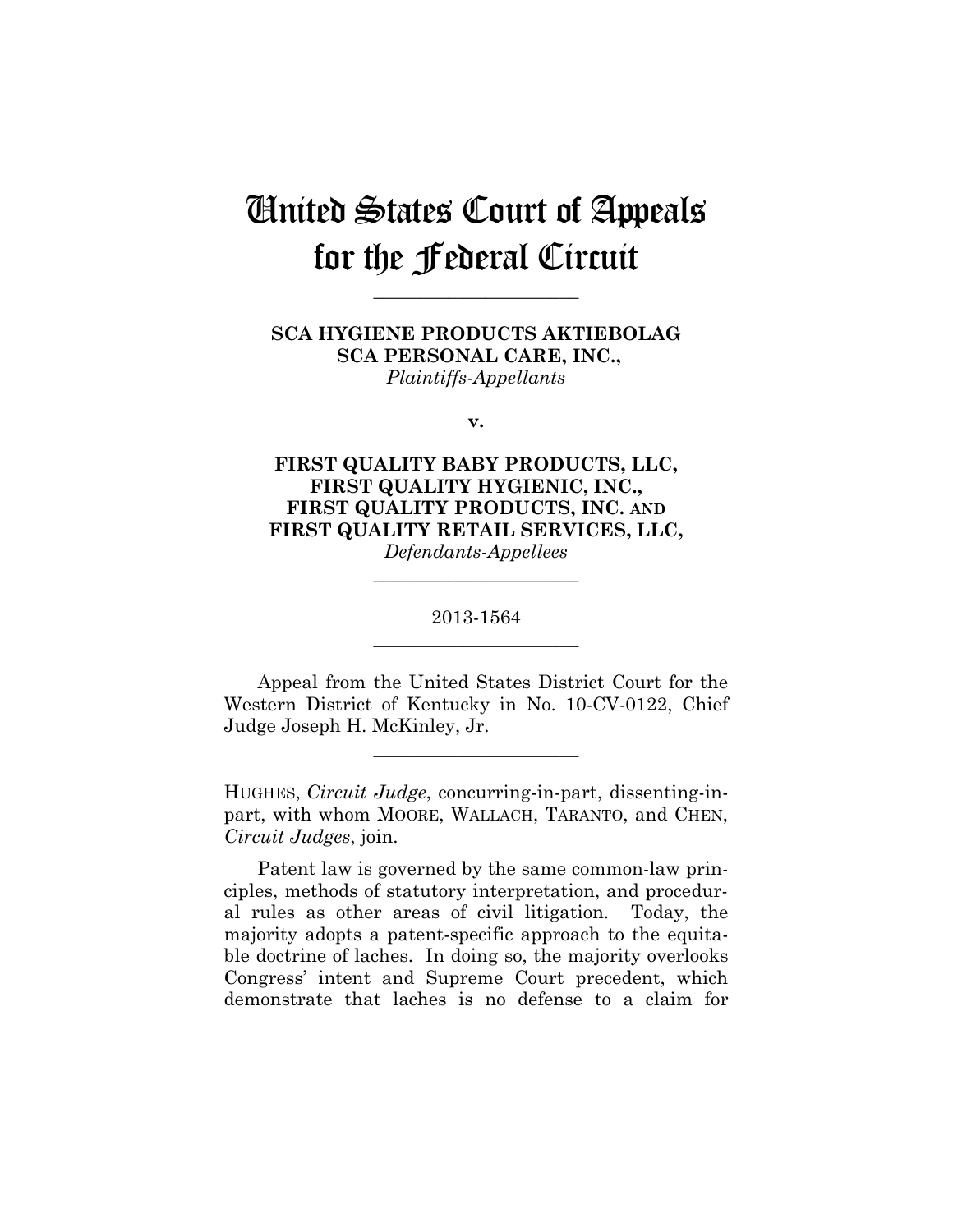# United States Court of Appeals for the Federal Circuit

---

**SCA HYGIENE PRODUCTS AKTIEBOLAG SCA PERSONAL CARE, INC.,**
*Plaintiffs-Appellants*

**v.**

**FIRST QUALITY BABY PRODUCTS, LLC, FIRST QUALITY HYGIENIC, INC., FIRST QUALITY PRODUCTS, INC. AND FIRST QUALITY RETAIL SERVICES, LLC,**
*Defendants-Appellees*

---

2013-1564

---

Appeal from the United States District Court for the Western District of Kentucky in No. 10-CV-0122, Chief Judge Joseph H. McKinley, Jr.

---

HUGHES, *Circuit Judge*, concurring-in-part, dissenting-in-part, with whom MOORE, WALLACH, TARANTO, and CHEN, *Circuit Judges*, join.

Patent law is governed by the same common-law principles, methods of statutory interpretation, and procedural rules as other areas of civil litigation. Today, the majority adopts a patent-specific approach to the equitable doctrine of laches. In doing so, the majority overlooks Congress' intent and Supreme Court precedent, which demonstrate that laches is no defense to a claim for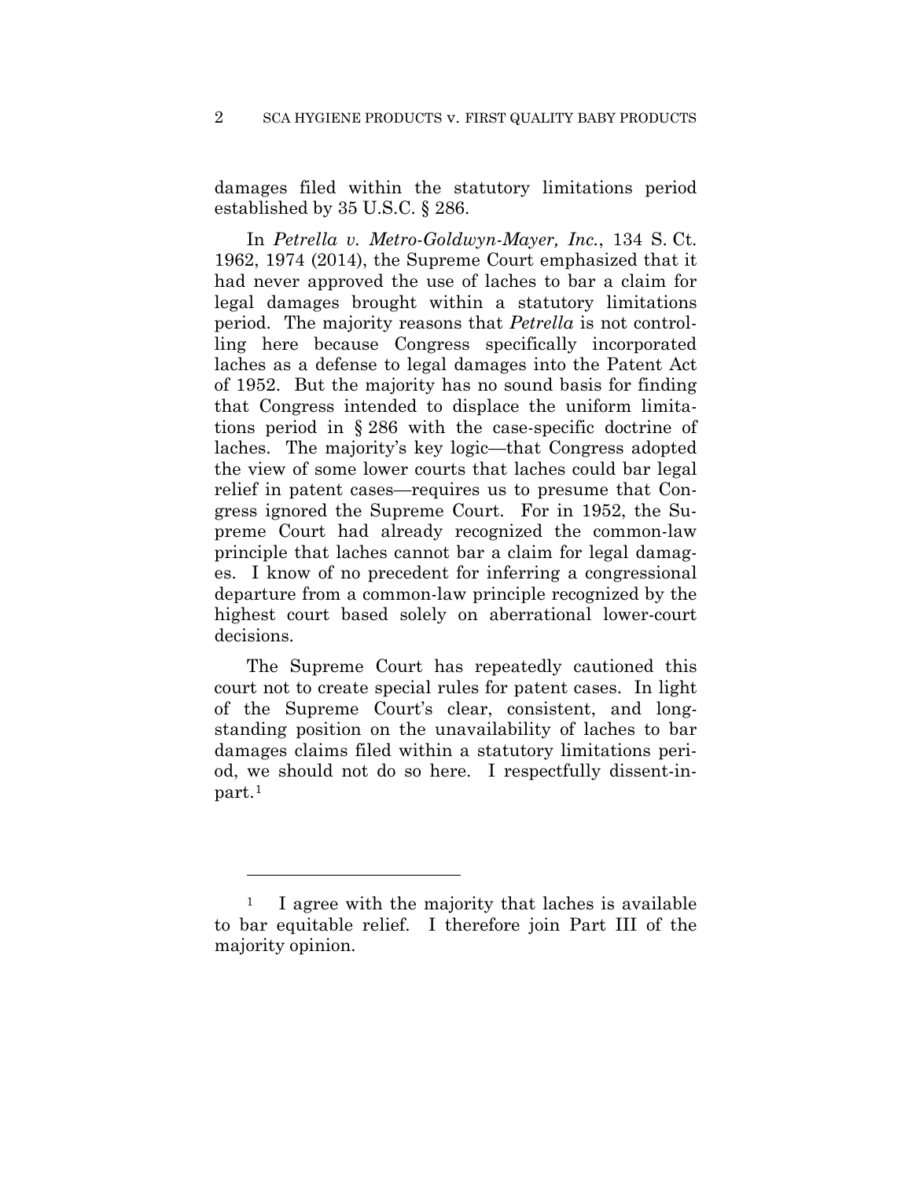damages filed within the statutory limitations period established by 35 U.S.C. § 286.

In *Petrella v. Metro-Goldwyn-Mayer, Inc.*, 134 S. Ct. 1962, 1974 (2014), the Supreme Court emphasized that it had never approved the use of laches to bar a claim for legal damages brought within a statutory limitations period. The majority reasons that *Petrella* is not controlling here because Congress specifically incorporated laches as a defense to legal damages into the Patent Act of 1952. But the majority has no sound basis for finding that Congress intended to displace the uniform limitations period in § 286 with the case-specific doctrine of laches. The majority's key logic—that Congress adopted the view of some lower courts that laches could bar legal relief in patent cases—requires us to presume that Congress ignored the Supreme Court. For in 1952, the Supreme Court had already recognized the common-law principle that laches cannot bar a claim for legal damages. I know of no precedent for inferring a congressional departure from a common-law principle recognized by the highest court based solely on aberrational lower-court decisions.

The Supreme Court has repeatedly cautioned this court not to create special rules for patent cases. In light of the Supreme Court's clear, consistent, and longstanding position on the unavailability of laches to bar damages claims filed within a statutory limitations period, we should not do so here. I respectfully dissent-in-part.[1]

---

[1] I agree with the majority that laches is available to bar equitable relief. I therefore join Part III of the majority opinion.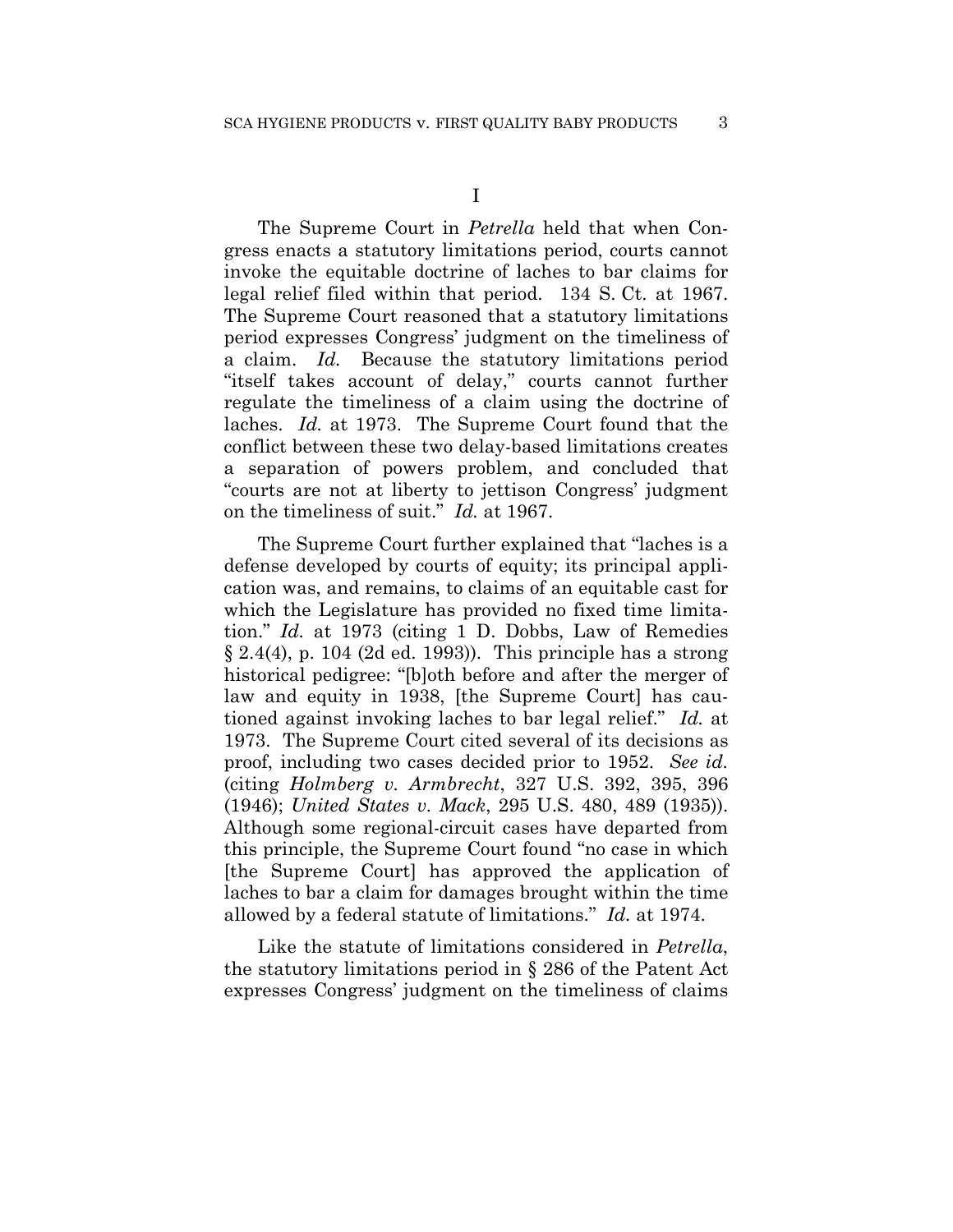I

The Supreme Court in *Petrella* held that when Congress enacts a statutory limitations period, courts cannot invoke the equitable doctrine of laches to bar claims for legal relief filed within that period. 134 S. Ct. at 1967. The Supreme Court reasoned that a statutory limitations period expresses Congress' judgment on the timeliness of a claim. *Id.* Because the statutory limitations period "itself takes account of delay," courts cannot further regulate the timeliness of a claim using the doctrine of laches. *Id.* at 1973. The Supreme Court found that the conflict between these two delay-based limitations creates a separation of powers problem, and concluded that "courts are not at liberty to jettison Congress' judgment on the timeliness of suit." *Id.* at 1967.

The Supreme Court further explained that "laches is a defense developed by courts of equity; its principal application was, and remains, to claims of an equitable cast for which the Legislature has provided no fixed time limitation." *Id.* at 1973 (citing 1 D. Dobbs, Law of Remedies § 2.4(4), p. 104 (2d ed. 1993)). This principle has a strong historical pedigree: "[b]oth before and after the merger of law and equity in 1938, [the Supreme Court] has cautioned against invoking laches to bar legal relief." *Id.* at 1973. The Supreme Court cited several of its decisions as proof, including two cases decided prior to 1952. *See id.* (citing *Holmberg v. Armbrecht*, 327 U.S. 392, 395, 396 (1946); *United States v. Mack*, 295 U.S. 480, 489 (1935)). Although some regional-circuit cases have departed from this principle, the Supreme Court found "no case in which [the Supreme Court] has approved the application of laches to bar a claim for damages brought within the time allowed by a federal statute of limitations." *Id.* at 1974.

Like the statute of limitations considered in *Petrella*, the statutory limitations period in § 286 of the Patent Act expresses Congress' judgment on the timeliness of claims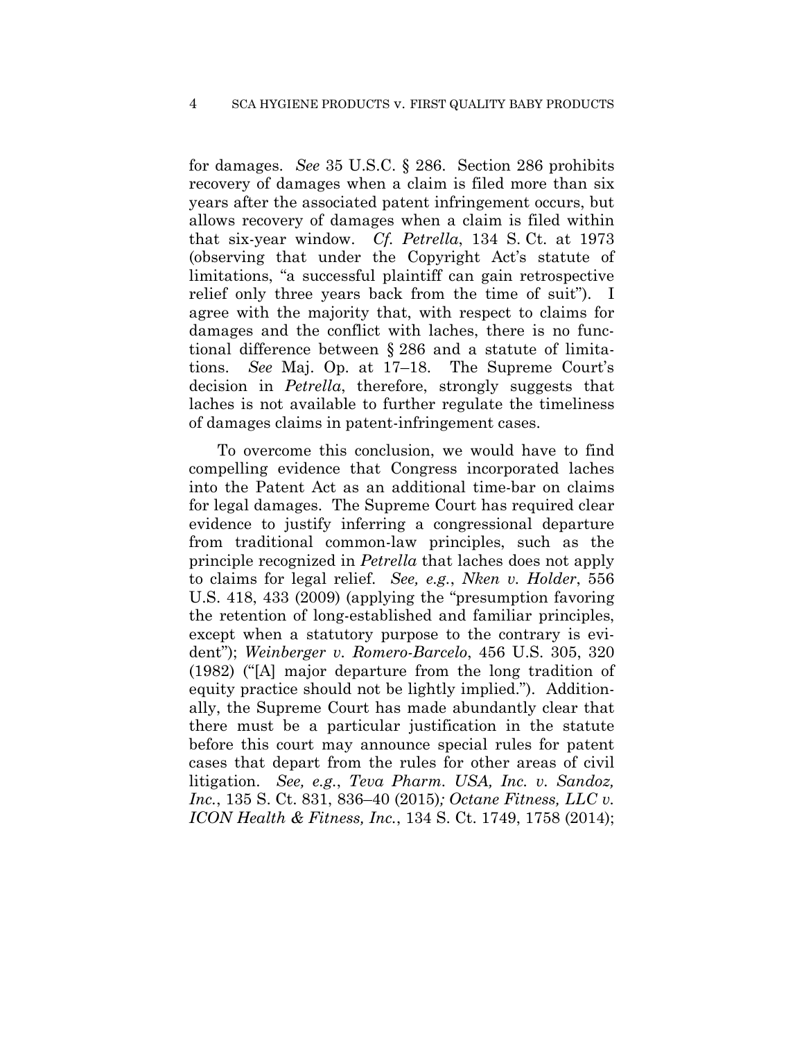for damages. *See* 35 U.S.C. § 286. Section 286 prohibits recovery of damages when a claim is filed more than six years after the associated patent infringement occurs, but allows recovery of damages when a claim is filed within that six-year window. *Cf. Petrella*, 134 S. Ct. at 1973 (observing that under the Copyright Act's statute of limitations, "a successful plaintiff can gain retrospective relief only three years back from the time of suit"). I agree with the majority that, with respect to claims for damages and the conflict with laches, there is no functional difference between § 286 and a statute of limitations. *See* Maj. Op. at 17–18. The Supreme Court's decision in *Petrella*, therefore, strongly suggests that laches is not available to further regulate the timeliness of damages claims in patent-infringement cases.

To overcome this conclusion, we would have to find compelling evidence that Congress incorporated laches into the Patent Act as an additional time-bar on claims for legal damages. The Supreme Court has required clear evidence to justify inferring a congressional departure from traditional common-law principles, such as the principle recognized in *Petrella* that laches does not apply to claims for legal relief. *See, e.g.*, *Nken v. Holder*, 556 U.S. 418, 433 (2009) (applying the "presumption favoring the retention of long-established and familiar principles, except when a statutory purpose to the contrary is evident"); *Weinberger v. Romero-Barcelo*, 456 U.S. 305, 320 (1982) ("[A] major departure from the long tradition of equity practice should not be lightly implied."). Additionally, the Supreme Court has made abundantly clear that there must be a particular justification in the statute before this court may announce special rules for patent cases that depart from the rules for other areas of civil litigation. *See, e.g.*, *Teva Pharm. USA, Inc. v. Sandoz, Inc.*, 135 S. Ct. 831, 836–40 (2015); *Octane Fitness, LLC v. ICON Health & Fitness, Inc.*, 134 S. Ct. 1749, 1758 (2014);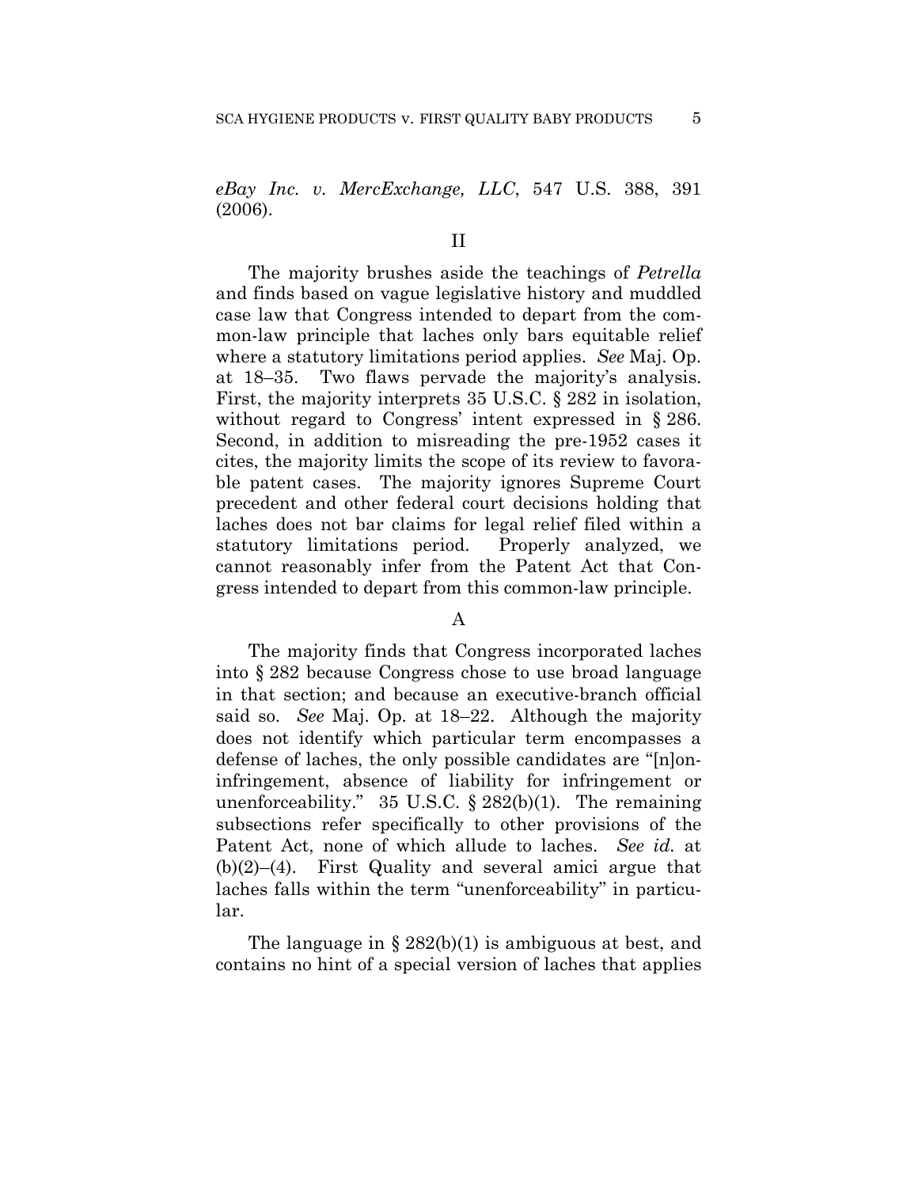*eBay Inc. v. MercExchange, LLC*, 547 U.S. 388, 391 (2006).

## II

The majority brushes aside the teachings of *Petrella* and finds based on vague legislative history and muddled case law that Congress intended to depart from the common-law principle that laches only bars equitable relief where a statutory limitations period applies. *See* Maj. Op. at 18–35. Two flaws pervade the majority's analysis. First, the majority interprets 35 U.S.C. § 282 in isolation, without regard to Congress' intent expressed in § 286. Second, in addition to misreading the pre-1952 cases it cites, the majority limits the scope of its review to favorable patent cases. The majority ignores Supreme Court precedent and other federal court decisions holding that laches does not bar claims for legal relief filed within a statutory limitations period. Properly analyzed, we cannot reasonably infer from the Patent Act that Congress intended to depart from this common-law principle.

### A

The majority finds that Congress incorporated laches into § 282 because Congress chose to use broad language in that section; and because an executive-branch official said so. *See* Maj. Op. at 18–22. Although the majority does not identify which particular term encompasses a defense of laches, the only possible candidates are "[n]on-infringement, absence of liability for infringement or unenforceability." 35 U.S.C. § 282(b)(1). The remaining subsections refer specifically to other provisions of the Patent Act, none of which allude to laches. *See id.* at (b)(2)–(4). First Quality and several amici argue that laches falls within the term "unenforceability" in particular.

The language in § 282(b)(1) is ambiguous at best, and contains no hint of a special version of laches that applies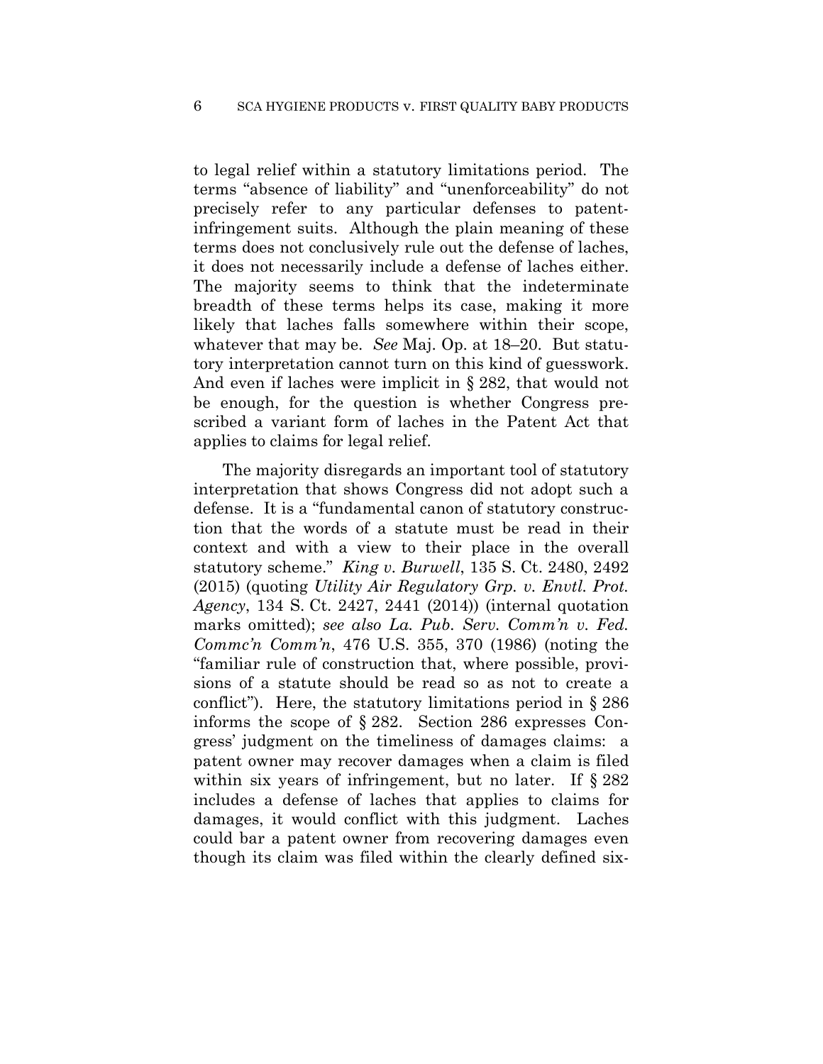to legal relief within a statutory limitations period. The terms "absence of liability" and "unenforceability" do not precisely refer to any particular defenses to patent-infringement suits. Although the plain meaning of these terms does not conclusively rule out the defense of laches, it does not necessarily include a defense of laches either. The majority seems to think that the indeterminate breadth of these terms helps its case, making it more likely that laches falls somewhere within their scope, whatever that may be. *See* Maj. Op. at 18–20. But statutory interpretation cannot turn on this kind of guesswork. And even if laches were implicit in § 282, that would not be enough, for the question is whether Congress prescribed a variant form of laches in the Patent Act that applies to claims for legal relief.

The majority disregards an important tool of statutory interpretation that shows Congress did not adopt such a defense. It is a "fundamental canon of statutory construction that the words of a statute must be read in their context and with a view to their place in the overall statutory scheme." *King v. Burwell*, 135 S. Ct. 2480, 2492 (2015) (quoting *Utility Air Regulatory Grp. v. Envtl. Prot. Agency*, 134 S. Ct. 2427, 2441 (2014)) (internal quotation marks omitted); *see also La. Pub. Serv. Comm'n v. Fed. Commc'n Comm'n*, 476 U.S. 355, 370 (1986) (noting the "familiar rule of construction that, where possible, provisions of a statute should be read so as not to create a conflict"). Here, the statutory limitations period in § 286 informs the scope of § 282. Section 286 expresses Congress' judgment on the timeliness of damages claims: a patent owner may recover damages when a claim is filed within six years of infringement, but no later. If § 282 includes a defense of laches that applies to claims for damages, it would conflict with this judgment. Laches could bar a patent owner from recovering damages even though its claim was filed within the clearly defined six-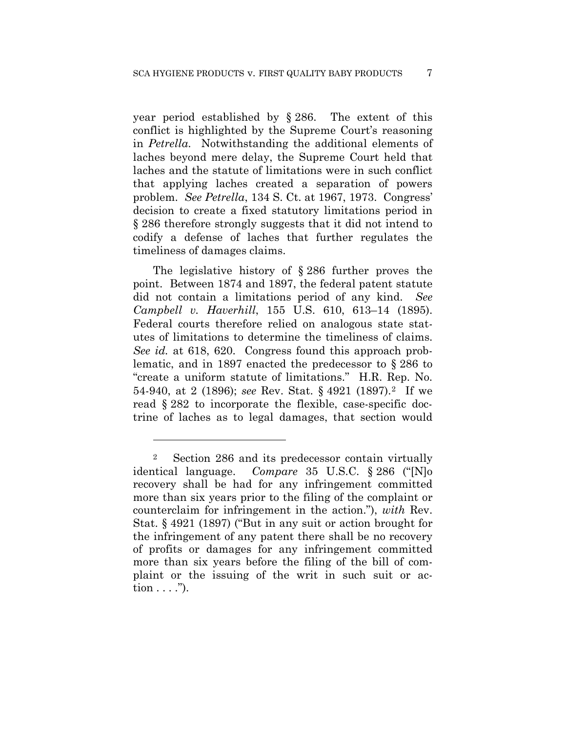year period established by § 286. The extent of this conflict is highlighted by the Supreme Court's reasoning in *Petrella*. Notwithstanding the additional elements of laches beyond mere delay, the Supreme Court held that laches and the statute of limitations were in such conflict that applying laches created a separation of powers problem. *See Petrella*, 134 S. Ct. at 1967, 1973. Congress' decision to create a fixed statutory limitations period in § 286 therefore strongly suggests that it did not intend to codify a defense of laches that further regulates the timeliness of damages claims.

The legislative history of § 286 further proves the point. Between 1874 and 1897, the federal patent statute did not contain a limitations period of any kind. *See Campbell v. Haverhill*, 155 U.S. 610, 613–14 (1895). Federal courts therefore relied on analogous state statutes of limitations to determine the timeliness of claims. *See id.* at 618, 620. Congress found this approach problematic, and in 1897 enacted the predecessor to § 286 to "create a uniform statute of limitations." H.R. Rep. No. 54-940, at 2 (1896); *see* Rev. Stat. § 4921 (1897).[2] If we read § 282 to incorporate the flexible, case-specific doctrine of laches as to legal damages, that section would

---

[2] Section 286 and its predecessor contain virtually identical language. *Compare* 35 U.S.C. § 286 ("[N]o recovery shall be had for any infringement committed more than six years prior to the filing of the complaint or counterclaim for infringement in the action."), *with* Rev. Stat. § 4921 (1897) ("But in any suit or action brought for the infringement of any patent there shall be no recovery of profits or damages for any infringement committed more than six years before the filing of the bill of complaint or the issuing of the writ in such suit or action . . . .").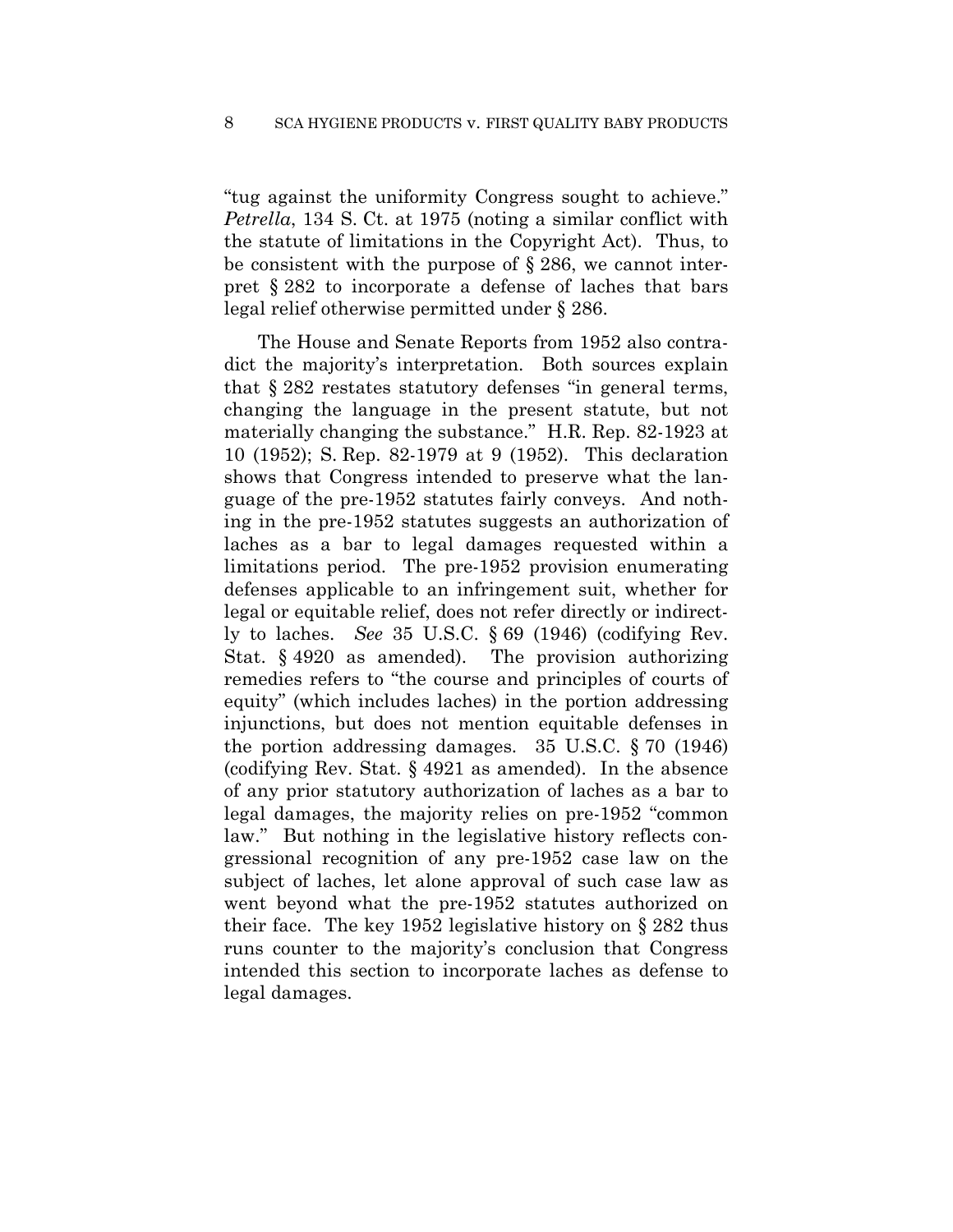"tug against the uniformity Congress sought to achieve." *Petrella*, 134 S. Ct. at 1975 (noting a similar conflict with the statute of limitations in the Copyright Act). Thus, to be consistent with the purpose of § 286, we cannot interpret § 282 to incorporate a defense of laches that bars legal relief otherwise permitted under § 286.

The House and Senate Reports from 1952 also contradict the majority's interpretation. Both sources explain that § 282 restates statutory defenses "in general terms, changing the language in the present statute, but not materially changing the substance." H.R. Rep. 82-1923 at 10 (1952); S. Rep. 82-1979 at 9 (1952). This declaration shows that Congress intended to preserve what the language of the pre-1952 statutes fairly conveys. And nothing in the pre-1952 statutes suggests an authorization of laches as a bar to legal damages requested within a limitations period. The pre-1952 provision enumerating defenses applicable to an infringement suit, whether for legal or equitable relief, does not refer directly or indirectly to laches. *See* 35 U.S.C. § 69 (1946) (codifying Rev. Stat. § 4920 as amended). The provision authorizing remedies refers to "the course and principles of courts of equity" (which includes laches) in the portion addressing injunctions, but does not mention equitable defenses in the portion addressing damages. 35 U.S.C. § 70 (1946) (codifying Rev. Stat. § 4921 as amended). In the absence of any prior statutory authorization of laches as a bar to legal damages, the majority relies on pre-1952 "common law." But nothing in the legislative history reflects congressional recognition of any pre-1952 case law on the subject of laches, let alone approval of such case law as went beyond what the pre-1952 statutes authorized on their face. The key 1952 legislative history on § 282 thus runs counter to the majority's conclusion that Congress intended this section to incorporate laches as defense to legal damages.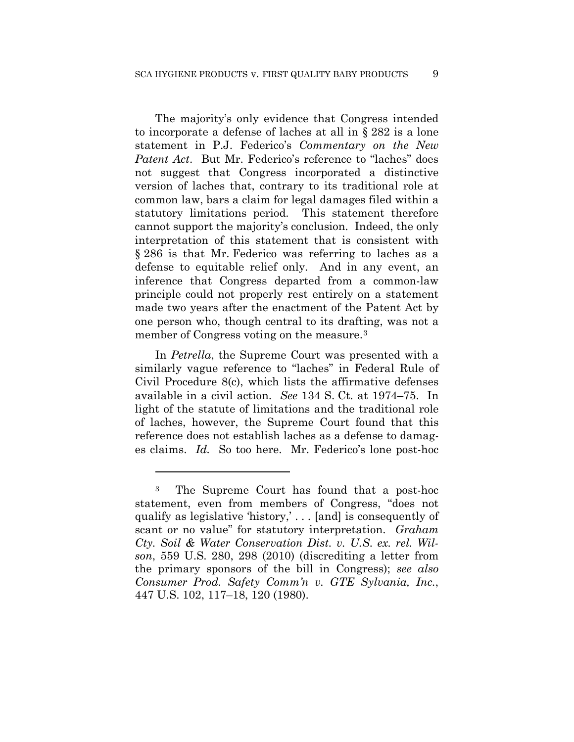The majority's only evidence that Congress intended to incorporate a defense of laches at all in § 282 is a lone statement in P.J. Federico's *Commentary on the New Patent Act*. But Mr. Federico's reference to "laches" does not suggest that Congress incorporated a distinctive version of laches that, contrary to its traditional role at common law, bars a claim for legal damages filed within a statutory limitations period. This statement therefore cannot support the majority's conclusion. Indeed, the only interpretation of this statement that is consistent with § 286 is that Mr. Federico was referring to laches as a defense to equitable relief only. And in any event, an inference that Congress departed from a common-law principle could not properly rest entirely on a statement made two years after the enactment of the Patent Act by one person who, though central to its drafting, was not a member of Congress voting on the measure.[3]

In *Petrella*, the Supreme Court was presented with a similarly vague reference to "laches" in Federal Rule of Civil Procedure 8(c), which lists the affirmative defenses available in a civil action. *See* 134 S. Ct. at 1974–75. In light of the statute of limitations and the traditional role of laches, however, the Supreme Court found that this reference does not establish laches as a defense to damages claims. *Id.* So too here. Mr. Federico's lone post-hoc

---

[3] The Supreme Court has found that a post-hoc statement, even from members of Congress, "does not qualify as legislative 'history,' . . . [and] is consequently of scant or no value" for statutory interpretation. *Graham Cty. Soil & Water Conservation Dist. v. U.S. ex. rel. Wilson*, 559 U.S. 280, 298 (2010) (discrediting a letter from the primary sponsors of the bill in Congress); *see also Consumer Prod. Safety Comm'n v. GTE Sylvania, Inc.*, 447 U.S. 102, 117–18, 120 (1980).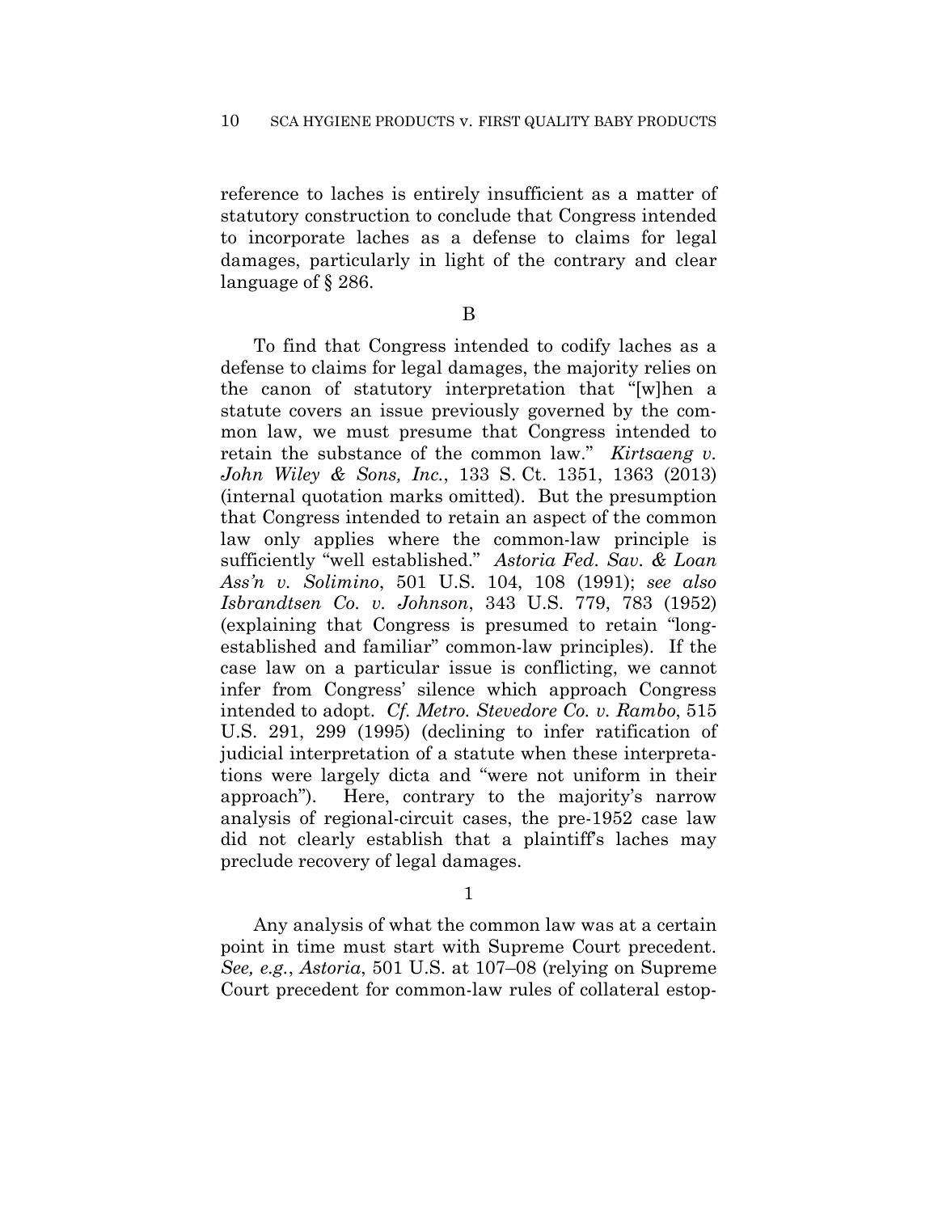reference to laches is entirely insufficient as a matter of statutory construction to conclude that Congress intended to incorporate laches as a defense to claims for legal damages, particularly in light of the contrary and clear language of § 286.

B

To find that Congress intended to codify laches as a defense to claims for legal damages, the majority relies on the canon of statutory interpretation that "[w]hen a statute covers an issue previously governed by the common law, we must presume that Congress intended to retain the substance of the common law." *Kirtsaeng v. John Wiley & Sons, Inc.*, 133 S. Ct. 1351, 1363 (2013) (internal quotation marks omitted). But the presumption that Congress intended to retain an aspect of the common law only applies where the common-law principle is sufficiently "well established." *Astoria Fed. Sav. & Loan Ass'n v. Solimino*, 501 U.S. 104, 108 (1991); *see also Isbrandtsen Co. v. Johnson*, 343 U.S. 779, 783 (1952) (explaining that Congress is presumed to retain "long-established and familiar" common-law principles). If the case law on a particular issue is conflicting, we cannot infer from Congress' silence which approach Congress intended to adopt. *Cf. Metro. Stevedore Co. v. Rambo*, 515 U.S. 291, 299 (1995) (declining to infer ratification of judicial interpretation of a statute when these interpretations were largely dicta and "were not uniform in their approach"). Here, contrary to the majority's narrow analysis of regional-circuit cases, the pre-1952 case law did not clearly establish that a plaintiff's laches may preclude recovery of legal damages.

1

Any analysis of what the common law was at a certain point in time must start with Supreme Court precedent. *See, e.g.*, *Astoria*, 501 U.S. at 107–08 (relying on Supreme Court precedent for common-law rules of collateral estop-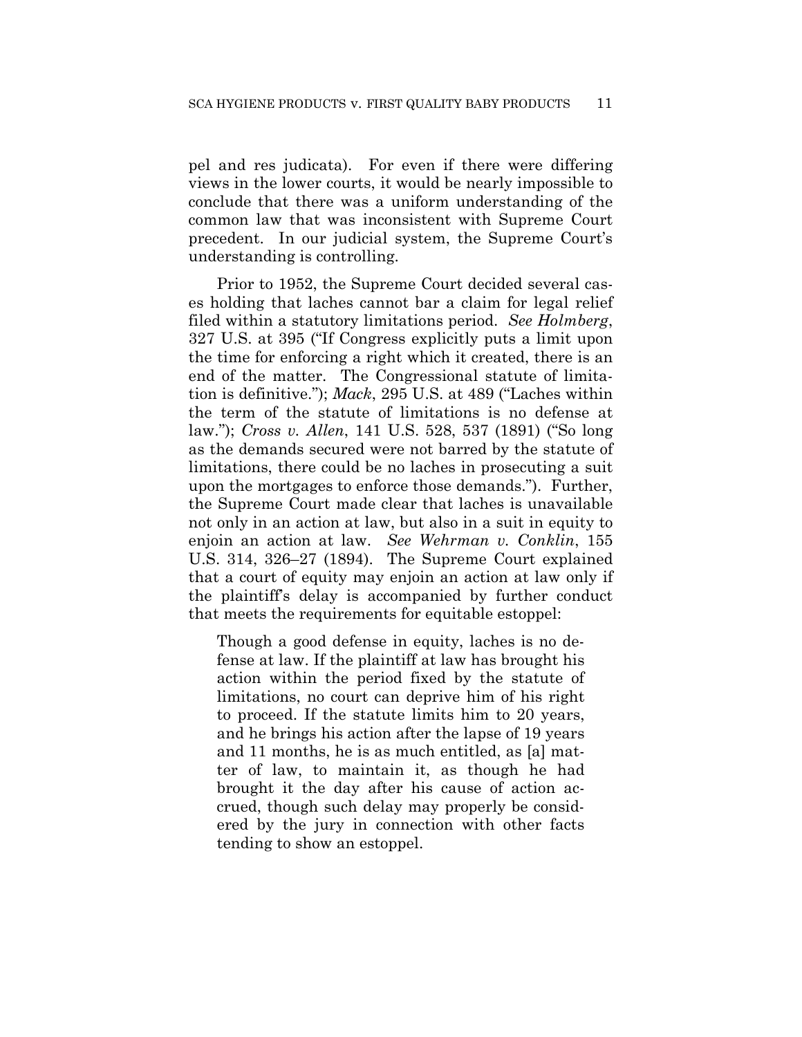pel and res judicata). For even if there were differing views in the lower courts, it would be nearly impossible to conclude that there was a uniform understanding of the common law that was inconsistent with Supreme Court precedent. In our judicial system, the Supreme Court's understanding is controlling.

Prior to 1952, the Supreme Court decided several cases holding that laches cannot bar a claim for legal relief filed within a statutory limitations period. *See Holmberg*, 327 U.S. at 395 ("If Congress explicitly puts a limit upon the time for enforcing a right which it created, there is an end of the matter. The Congressional statute of limitation is definitive."); *Mack*, 295 U.S. at 489 ("Laches within the term of the statute of limitations is no defense at law."); *Cross v. Allen*, 141 U.S. 528, 537 (1891) ("So long as the demands secured were not barred by the statute of limitations, there could be no laches in prosecuting a suit upon the mortgages to enforce those demands."). Further, the Supreme Court made clear that laches is unavailable not only in an action at law, but also in a suit in equity to enjoin an action at law. *See Wehrman v. Conklin*, 155 U.S. 314, 326–27 (1894). The Supreme Court explained that a court of equity may enjoin an action at law only if the plaintiff's delay is accompanied by further conduct that meets the requirements for equitable estoppel:

> Though a good defense in equity, laches is no defense at law. If the plaintiff at law has brought his action within the period fixed by the statute of limitations, no court can deprive him of his right to proceed. If the statute limits him to 20 years, and he brings his action after the lapse of 19 years and 11 months, he is as much entitled, as [a] matter of law, to maintain it, as though he had brought it the day after his cause of action accrued, though such delay may properly be considered by the jury in connection with other facts tending to show an estoppel.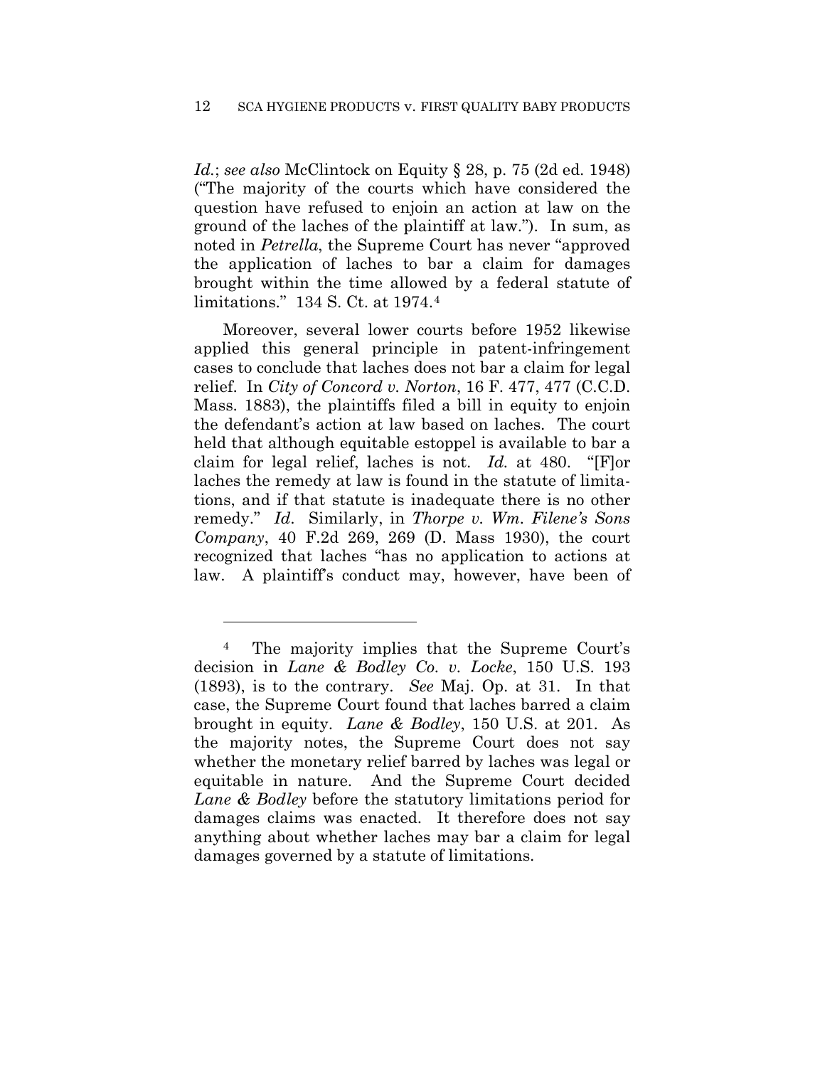*Id.*; *see also* McClintock on Equity § 28, p. 75 (2d ed. 1948) ("The majority of the courts which have considered the question have refused to enjoin an action at law on the ground of the laches of the plaintiff at law."). In sum, as noted in *Petrella*, the Supreme Court has never "approved the application of laches to bar a claim for damages brought within the time allowed by a federal statute of limitations." 134 S. Ct. at 1974.[4]

Moreover, several lower courts before 1952 likewise applied this general principle in patent-infringement cases to conclude that laches does not bar a claim for legal relief. In *City of Concord v. Norton*, 16 F. 477, 477 (C.C.D. Mass. 1883), the plaintiffs filed a bill in equity to enjoin the defendant's action at law based on laches. The court held that although equitable estoppel is available to bar a claim for legal relief, laches is not. *Id.* at 480. "[F]or laches the remedy at law is found in the statute of limitations, and if that statute is inadequate there is no other remedy." *Id.* Similarly, in *Thorpe v. Wm. Filene's Sons Company*, 40 F.2d 269, 269 (D. Mass 1930), the court recognized that laches "has no application to actions at law. A plaintiff's conduct may, however, have been of

---

[4] The majority implies that the Supreme Court's decision in *Lane & Bodley Co. v. Locke*, 150 U.S. 193 (1893), is to the contrary. *See* Maj. Op. at 31. In that case, the Supreme Court found that laches barred a claim brought in equity. *Lane & Bodley*, 150 U.S. at 201. As the majority notes, the Supreme Court does not say whether the monetary relief barred by laches was legal or equitable in nature. And the Supreme Court decided *Lane & Bodley* before the statutory limitations period for damages claims was enacted. It therefore does not say anything about whether laches may bar a claim for legal damages governed by a statute of limitations.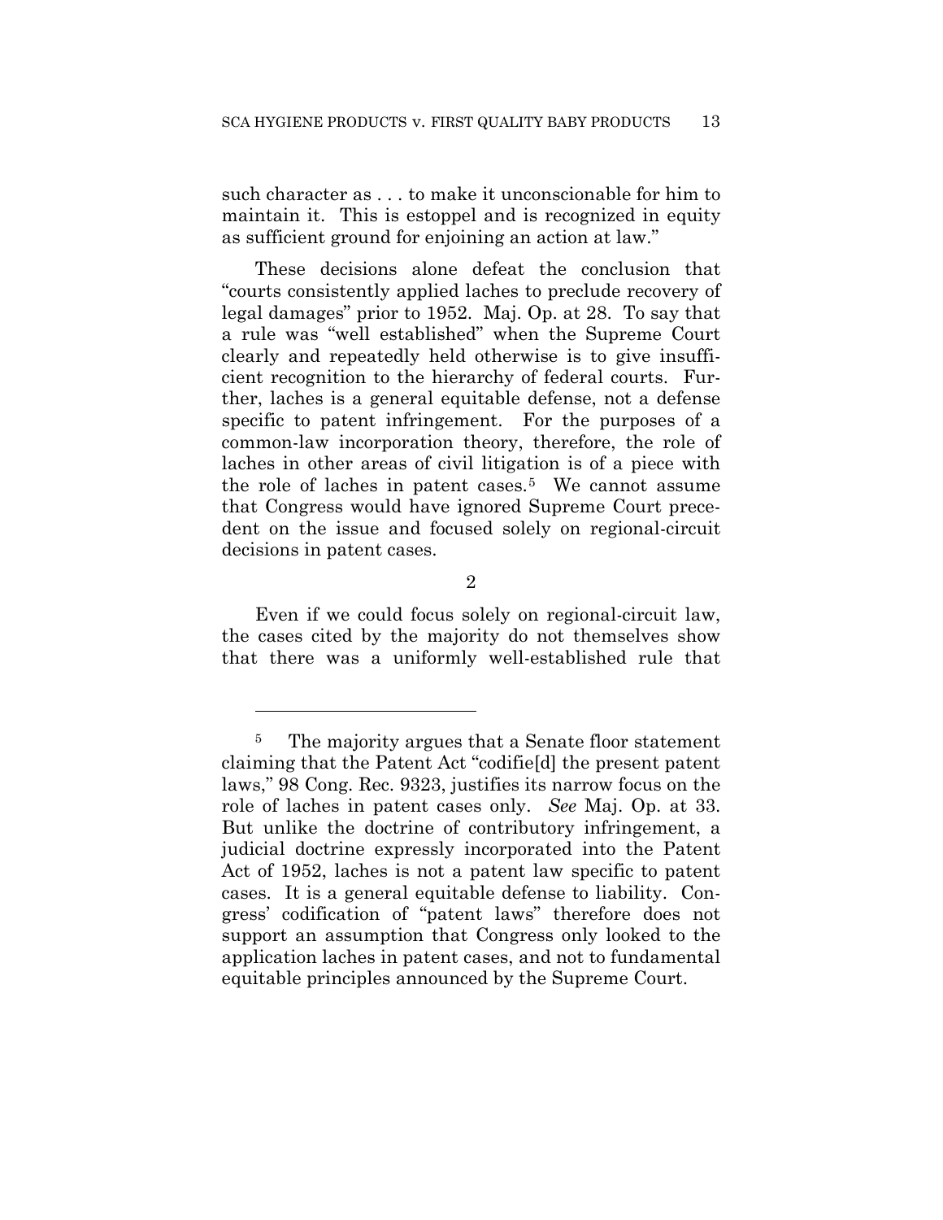such character as . . . to make it unconscionable for him to maintain it. This is estoppel and is recognized in equity as sufficient ground for enjoining an action at law."

These decisions alone defeat the conclusion that "courts consistently applied laches to preclude recovery of legal damages" prior to 1952. Maj. Op. at 28. To say that a rule was "well established" when the Supreme Court clearly and repeatedly held otherwise is to give insufficient recognition to the hierarchy of federal courts. Further, laches is a general equitable defense, not a defense specific to patent infringement. For the purposes of a common-law incorporation theory, therefore, the role of laches in other areas of civil litigation is of a piece with the role of laches in patent cases.[5] We cannot assume that Congress would have ignored Supreme Court precedent on the issue and focused solely on regional-circuit decisions in patent cases.

2

Even if we could focus solely on regional-circuit law, the cases cited by the majority do not themselves show that there was a uniformly well-established rule that

---

[5] The majority argues that a Senate floor statement claiming that the Patent Act "codifie[d] the present patent laws," 98 Cong. Rec. 9323, justifies its narrow focus on the role of laches in patent cases only. *See* Maj. Op. at 33. But unlike the doctrine of contributory infringement, a judicial doctrine expressly incorporated into the Patent Act of 1952, laches is not a patent law specific to patent cases. It is a general equitable defense to liability. Congress' codification of "patent laws" therefore does not support an assumption that Congress only looked to the application laches in patent cases, and not to fundamental equitable principles announced by the Supreme Court.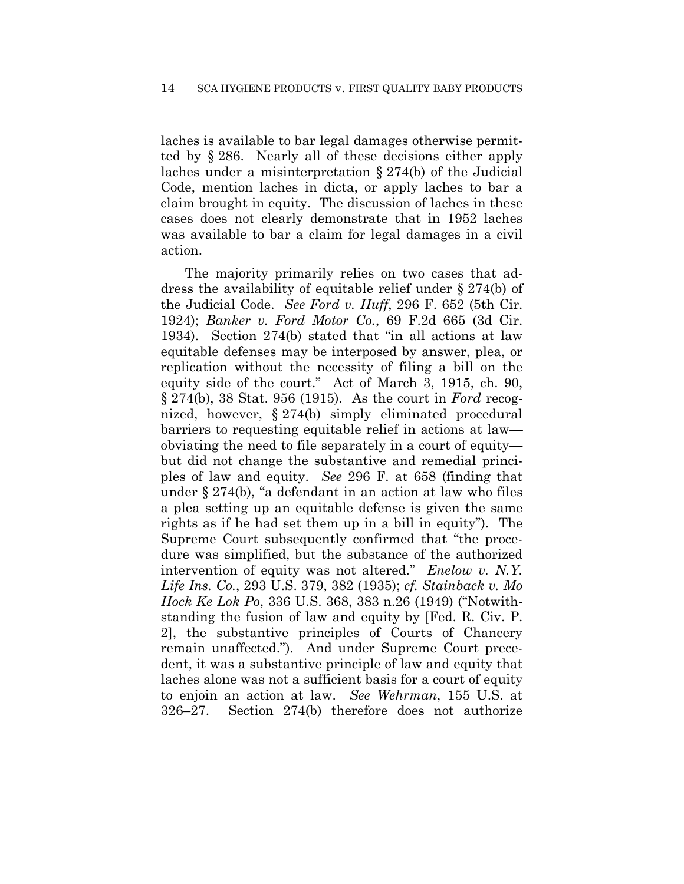laches is available to bar legal damages otherwise permitted by § 286. Nearly all of these decisions either apply laches under a misinterpretation § 274(b) of the Judicial Code, mention laches in dicta, or apply laches to bar a claim brought in equity. The discussion of laches in these cases does not clearly demonstrate that in 1952 laches was available to bar a claim for legal damages in a civil action.

The majority primarily relies on two cases that address the availability of equitable relief under § 274(b) of the Judicial Code. *See Ford v. Huff*, 296 F. 652 (5th Cir. 1924); *Banker v. Ford Motor Co.*, 69 F.2d 665 (3d Cir. 1934). Section 274(b) stated that "in all actions at law equitable defenses may be interposed by answer, plea, or replication without the necessity of filing a bill on the equity side of the court." Act of March 3, 1915, ch. 90, § 274(b), 38 Stat. 956 (1915). As the court in *Ford* recognized, however, § 274(b) simply eliminated procedural barriers to requesting equitable relief in actions at law—obviating the need to file separately in a court of equity—but did not change the substantive and remedial principles of law and equity. *See* 296 F. at 658 (finding that under § 274(b), "a defendant in an action at law who files a plea setting up an equitable defense is given the same rights as if he had set them up in a bill in equity"). The Supreme Court subsequently confirmed that "the procedure was simplified, but the substance of the authorized intervention of equity was not altered." *Enelow v. N.Y. Life Ins. Co.*, 293 U.S. 379, 382 (1935); *cf. Stainback v. Mo Hock Ke Lok Po*, 336 U.S. 368, 383 n.26 (1949) ("Notwithstanding the fusion of law and equity by [Fed. R. Civ. P. 2], the substantive principles of Courts of Chancery remain unaffected."). And under Supreme Court precedent, it was a substantive principle of law and equity that laches alone was not a sufficient basis for a court of equity to enjoin an action at law. *See Wehrman*, 155 U.S. at 326–27. Section 274(b) therefore does not authorize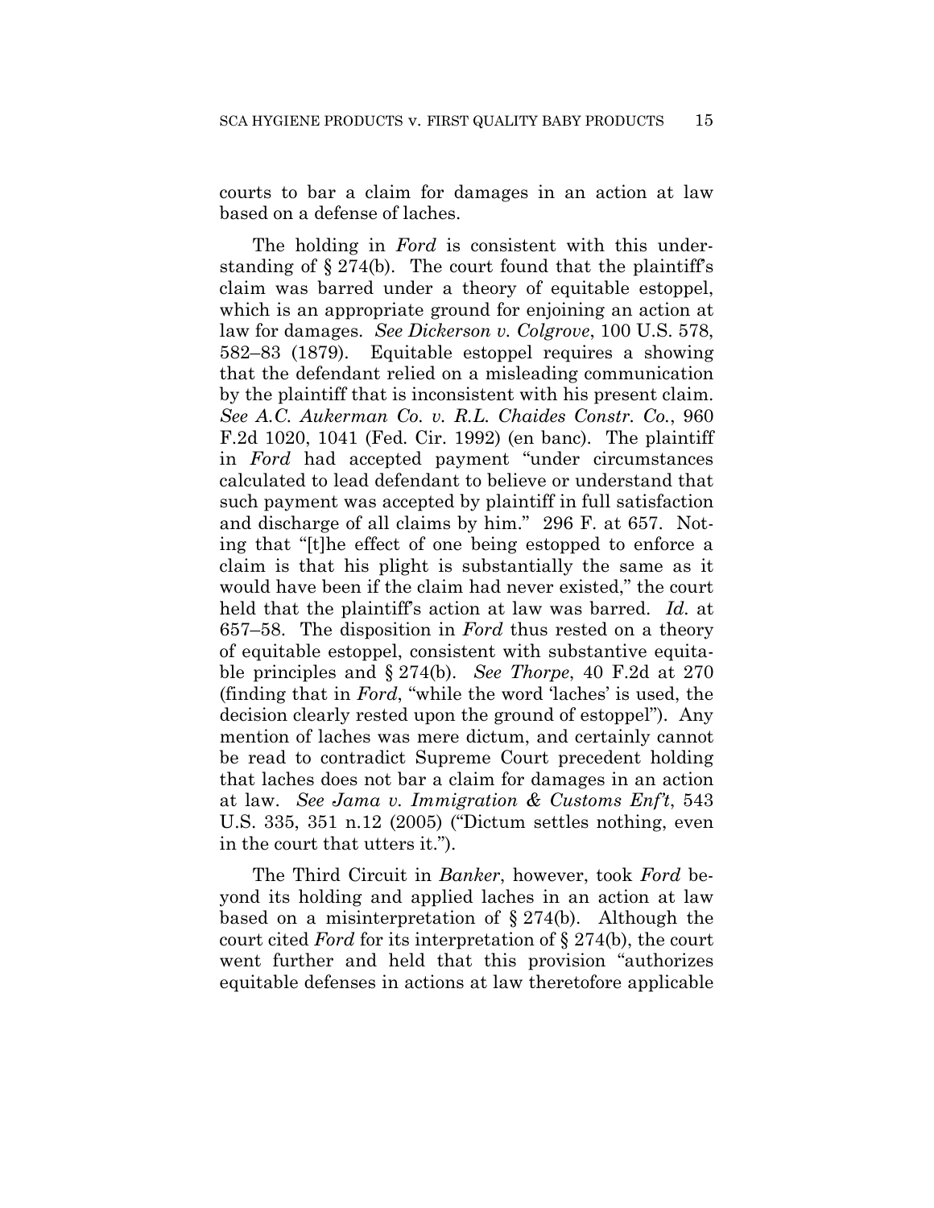courts to bar a claim for damages in an action at law based on a defense of laches.

The holding in *Ford* is consistent with this understanding of § 274(b). The court found that the plaintiff's claim was barred under a theory of equitable estoppel, which is an appropriate ground for enjoining an action at law for damages. *See Dickerson v. Colgrove*, 100 U.S. 578, 582–83 (1879). Equitable estoppel requires a showing that the defendant relied on a misleading communication by the plaintiff that is inconsistent with his present claim. *See A.C. Aukerman Co. v. R.L. Chaides Constr. Co.*, 960 F.2d 1020, 1041 (Fed. Cir. 1992) (en banc). The plaintiff in *Ford* had accepted payment "under circumstances calculated to lead defendant to believe or understand that such payment was accepted by plaintiff in full satisfaction and discharge of all claims by him." 296 F. at 657. Noting that "[t]he effect of one being estopped to enforce a claim is that his plight is substantially the same as it would have been if the claim had never existed," the court held that the plaintiff's action at law was barred. *Id.* at 657–58. The disposition in *Ford* thus rested on a theory of equitable estoppel, consistent with substantive equitable principles and § 274(b). *See Thorpe*, 40 F.2d at 270 (finding that in *Ford*, "while the word 'laches' is used, the decision clearly rested upon the ground of estoppel"). Any mention of laches was mere dictum, and certainly cannot be read to contradict Supreme Court precedent holding that laches does not bar a claim for damages in an action at law. *See Jama v. Immigration & Customs Enf't*, 543 U.S. 335, 351 n.12 (2005) ("Dictum settles nothing, even in the court that utters it.").

The Third Circuit in *Banker*, however, took *Ford* beyond its holding and applied laches in an action at law based on a misinterpretation of § 274(b). Although the court cited *Ford* for its interpretation of § 274(b), the court went further and held that this provision "authorizes equitable defenses in actions at law theretofore applicable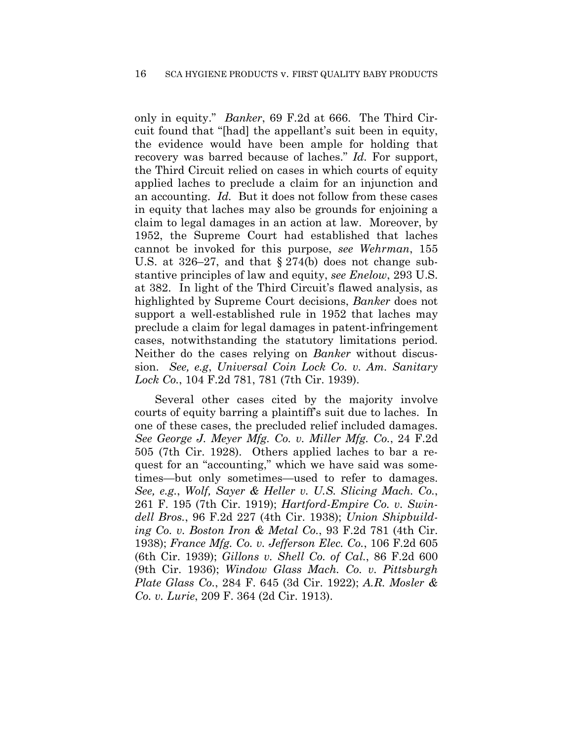only in equity." *Banker*, 69 F.2d at 666. The Third Circuit found that "[had] the appellant's suit been in equity, the evidence would have been ample for holding that recovery was barred because of laches." *Id.* For support, the Third Circuit relied on cases in which courts of equity applied laches to preclude a claim for an injunction and an accounting. *Id.* But it does not follow from these cases in equity that laches may also be grounds for enjoining a claim to legal damages in an action at law. Moreover, by 1952, the Supreme Court had established that laches cannot be invoked for this purpose, *see Wehrman*, 155 U.S. at 326–27, and that § 274(b) does not change substantive principles of law and equity, *see Enelow*, 293 U.S. at 382. In light of the Third Circuit's flawed analysis, as highlighted by Supreme Court decisions, *Banker* does not support a well-established rule in 1952 that laches may preclude a claim for legal damages in patent-infringement cases, notwithstanding the statutory limitations period. Neither do the cases relying on *Banker* without discussion. *See, e.g*, *Universal Coin Lock Co. v. Am. Sanitary Lock Co.*, 104 F.2d 781, 781 (7th Cir. 1939).

Several other cases cited by the majority involve courts of equity barring a plaintiff's suit due to laches. In one of these cases, the precluded relief included damages. *See George J. Meyer Mfg. Co. v. Miller Mfg. Co.*, 24 F.2d 505 (7th Cir. 1928). Others applied laches to bar a request for an "accounting," which we have said was sometimes—but only sometimes—used to refer to damages. *See, e.g.*, *Wolf, Sayer & Heller v. U.S. Slicing Mach. Co.*, 261 F. 195 (7th Cir. 1919); *Hartford-Empire Co. v. Swindell Bros.*, 96 F.2d 227 (4th Cir. 1938); *Union Shipbuilding Co. v. Boston Iron & Metal Co.*, 93 F.2d 781 (4th Cir. 1938); *France Mfg. Co. v. Jefferson Elec. Co.*, 106 F.2d 605 (6th Cir. 1939); *Gillons v. Shell Co. of Cal.*, 86 F.2d 600 (9th Cir. 1936); *Window Glass Mach. Co. v. Pittsburgh Plate Glass Co.*, 284 F. 645 (3d Cir. 1922); *A.R. Mosler & Co. v. Lurie*, 209 F. 364 (2d Cir. 1913).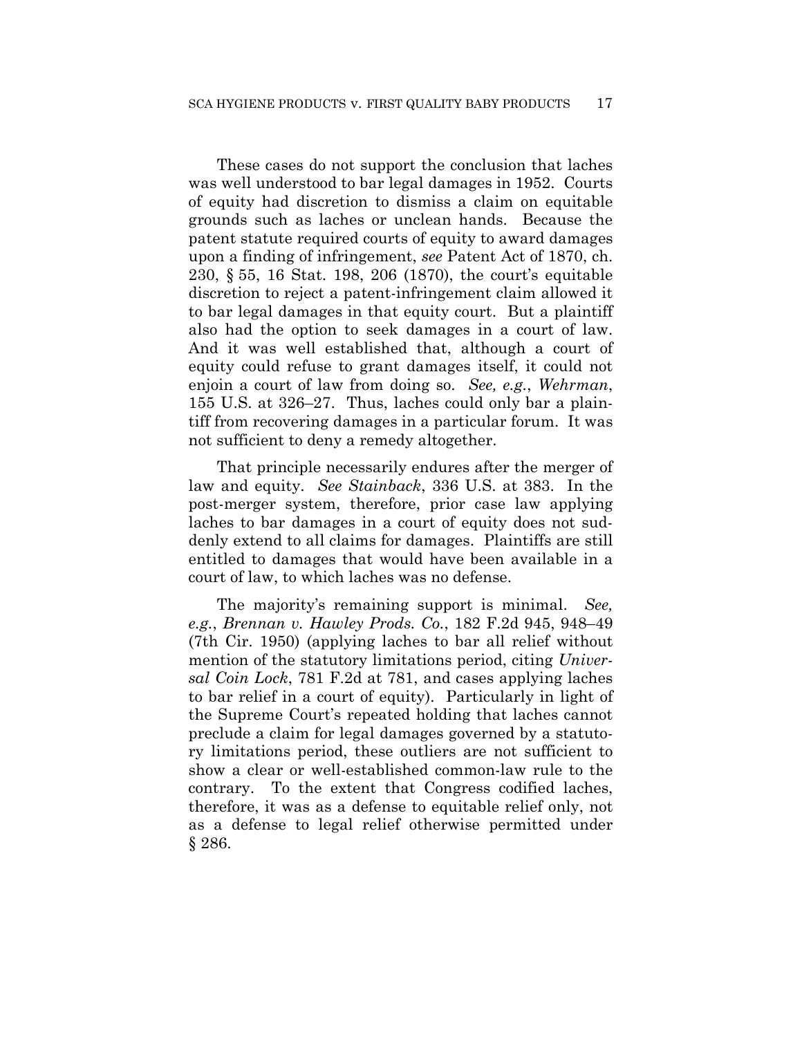These cases do not support the conclusion that laches was well understood to bar legal damages in 1952. Courts of equity had discretion to dismiss a claim on equitable grounds such as laches or unclean hands. Because the patent statute required courts of equity to award damages upon a finding of infringement, *see* Patent Act of 1870, ch. 230, § 55, 16 Stat. 198, 206 (1870), the court's equitable discretion to reject a patent-infringement claim allowed it to bar legal damages in that equity court. But a plaintiff also had the option to seek damages in a court of law. And it was well established that, although a court of equity could refuse to grant damages itself, it could not enjoin a court of law from doing so. *See, e.g.*, *Wehrman*, 155 U.S. at 326–27. Thus, laches could only bar a plaintiff from recovering damages in a particular forum. It was not sufficient to deny a remedy altogether.

That principle necessarily endures after the merger of law and equity. *See Stainback*, 336 U.S. at 383. In the post-merger system, therefore, prior case law applying laches to bar damages in a court of equity does not suddenly extend to all claims for damages. Plaintiffs are still entitled to damages that would have been available in a court of law, to which laches was no defense.

The majority's remaining support is minimal. *See, e.g.*, *Brennan v. Hawley Prods. Co.*, 182 F.2d 945, 948–49 (7th Cir. 1950) (applying laches to bar all relief without mention of the statutory limitations period, citing *Universal Coin Lock*, 781 F.2d at 781, and cases applying laches to bar relief in a court of equity). Particularly in light of the Supreme Court's repeated holding that laches cannot preclude a claim for legal damages governed by a statutory limitations period, these outliers are not sufficient to show a clear or well-established common-law rule to the contrary. To the extent that Congress codified laches, therefore, it was as a defense to equitable relief only, not as a defense to legal relief otherwise permitted under § 286.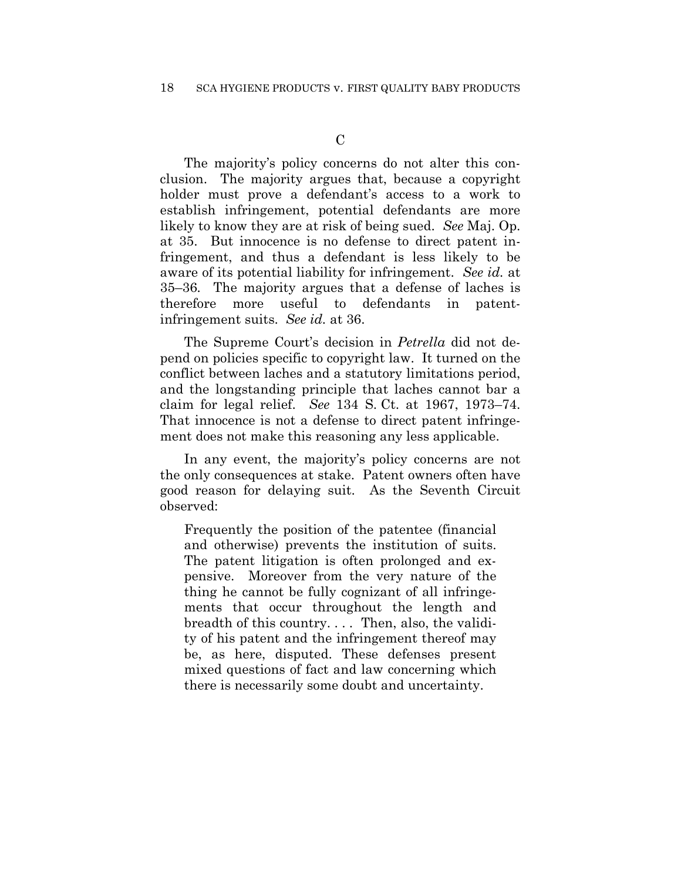## C

The majority's policy concerns do not alter this conclusion. The majority argues that, because a copyright holder must prove a defendant's access to a work to establish infringement, potential defendants are more likely to know they are at risk of being sued. *See* Maj. Op. at 35. But innocence is no defense to direct patent infringement, and thus a defendant is less likely to be aware of its potential liability for infringement. *See id.* at 35–36. The majority argues that a defense of laches is therefore more useful to defendants in patent-infringement suits. *See id.* at 36.

The Supreme Court's decision in *Petrella* did not depend on policies specific to copyright law. It turned on the conflict between laches and a statutory limitations period, and the longstanding principle that laches cannot bar a claim for legal relief. *See* 134 S. Ct. at 1967, 1973–74. That innocence is not a defense to direct patent infringement does not make this reasoning any less applicable.

In any event, the majority's policy concerns are not the only consequences at stake. Patent owners often have good reason for delaying suit. As the Seventh Circuit observed:

> Frequently the position of the patentee (financial and otherwise) prevents the institution of suits. The patent litigation is often prolonged and expensive. Moreover from the very nature of the thing he cannot be fully cognizant of all infringements that occur throughout the length and breadth of this country. . . . Then, also, the validity of his patent and the infringement thereof may be, as here, disputed. These defenses present mixed questions of fact and law concerning which there is necessarily some doubt and uncertainty.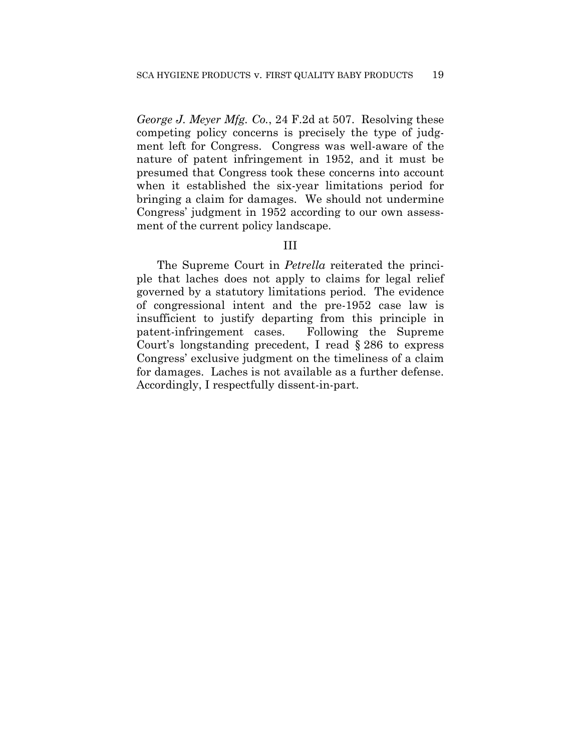*George J. Meyer Mfg. Co.*, 24 F.2d at 507. Resolving these competing policy concerns is precisely the type of judgment left for Congress. Congress was well-aware of the nature of patent infringement in 1952, and it must be presumed that Congress took these concerns into account when it established the six-year limitations period for bringing a claim for damages. We should not undermine Congress' judgment in 1952 according to our own assessment of the current policy landscape.

III

The Supreme Court in *Petrella* reiterated the principle that laches does not apply to claims for legal relief governed by a statutory limitations period. The evidence of congressional intent and the pre-1952 case law is insufficient to justify departing from this principle in patent-infringement cases. Following the Supreme Court's longstanding precedent, I read § 286 to express Congress' exclusive judgment on the timeliness of a claim for damages. Laches is not available as a further defense. Accordingly, I respectfully dissent-in-part.